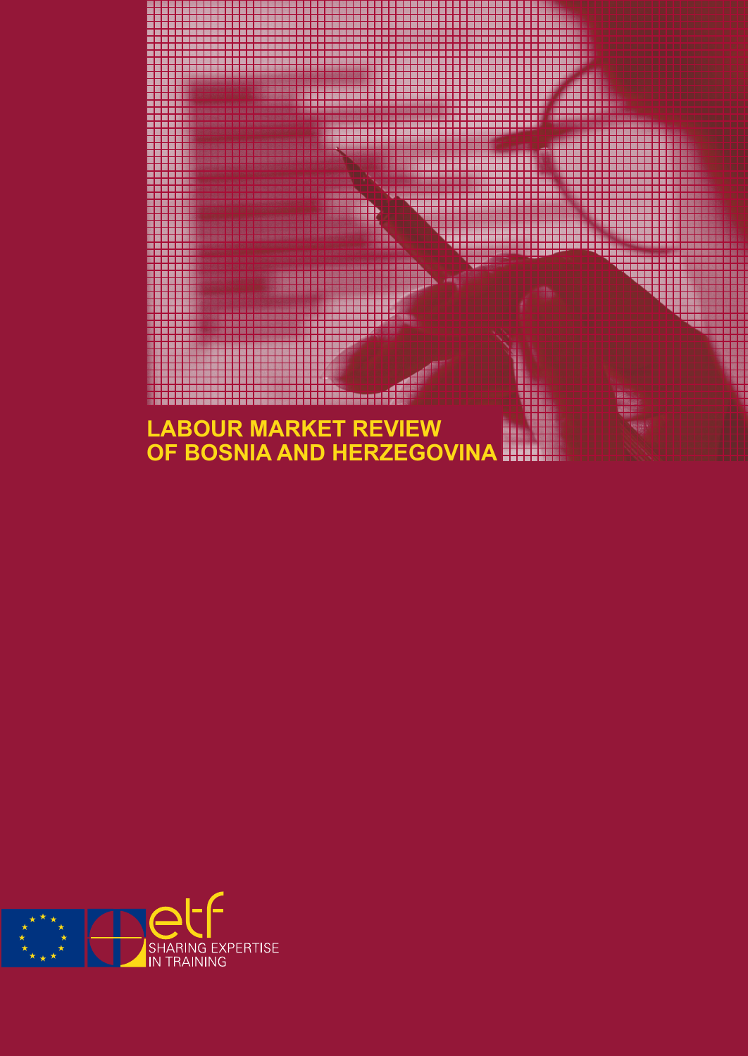# LABOUR MARKET REVIEW OF BOSNIA AND HERZEGOVINA

etf

SHARING EXPERTISE IN TRAINING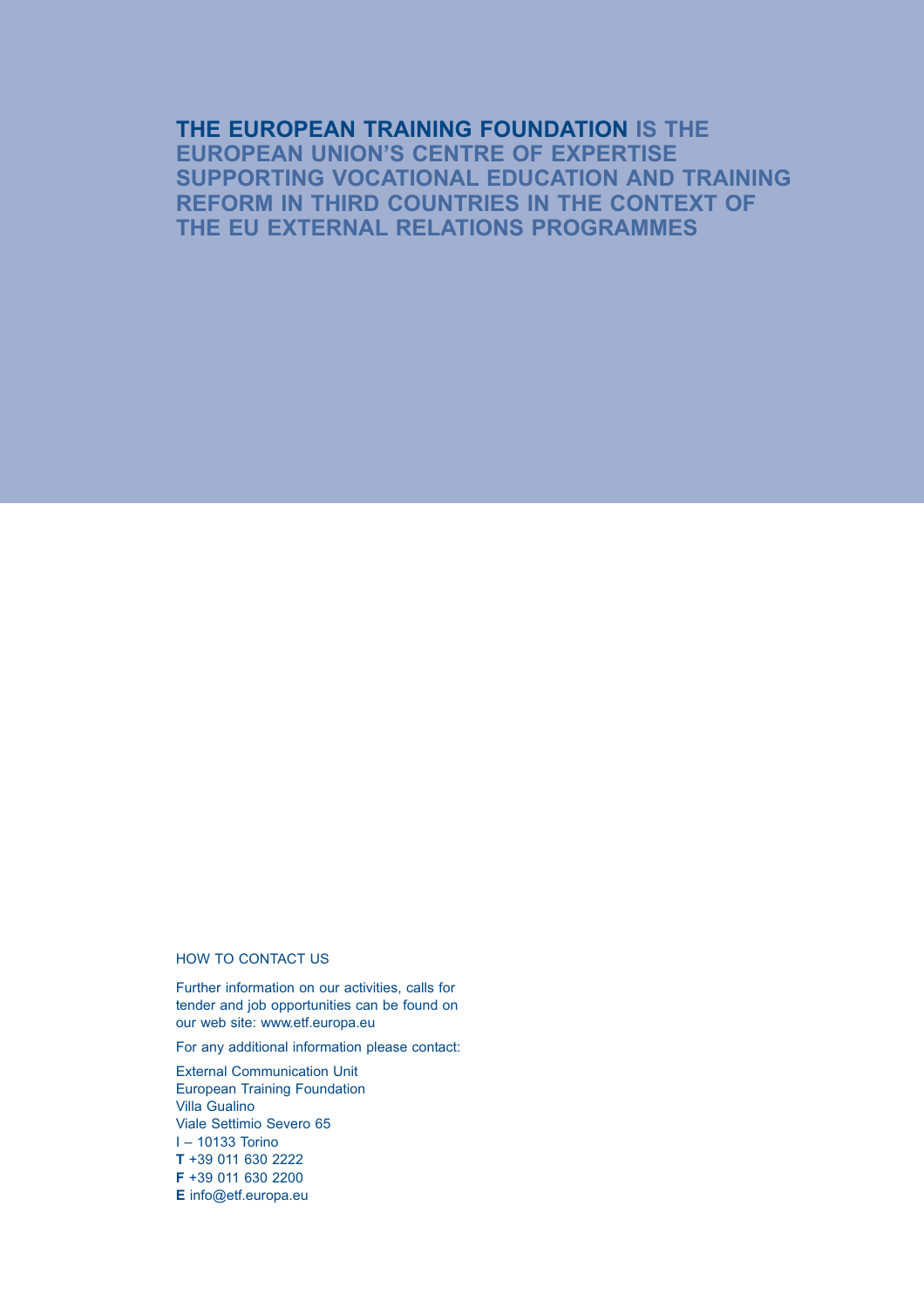**THE EUROPEAN TRAINING FOUNDATION** IS THE EUROPEAN UNION'S CENTRE OF EXPERTISE SUPPORTING VOCATIONAL EDUCATION AND TRAINING REFORM IN THIRD COUNTRIES IN THE CONTEXT OF THE EU EXTERNAL RELATIONS PROGRAMMES

HOW TO CONTACT US

Further information on our activities, calls for tender and job opportunities can be found on our web site: www.etf.europa.eu

For any additional information please contact:

External Communication Unit
European Training Foundation
Villa Gualino
Viale Settimio Severo 65
I – 10133 Torino
**T** +39 011 630 2222
**F** +39 011 630 2200
**E** info@etf.europa.eu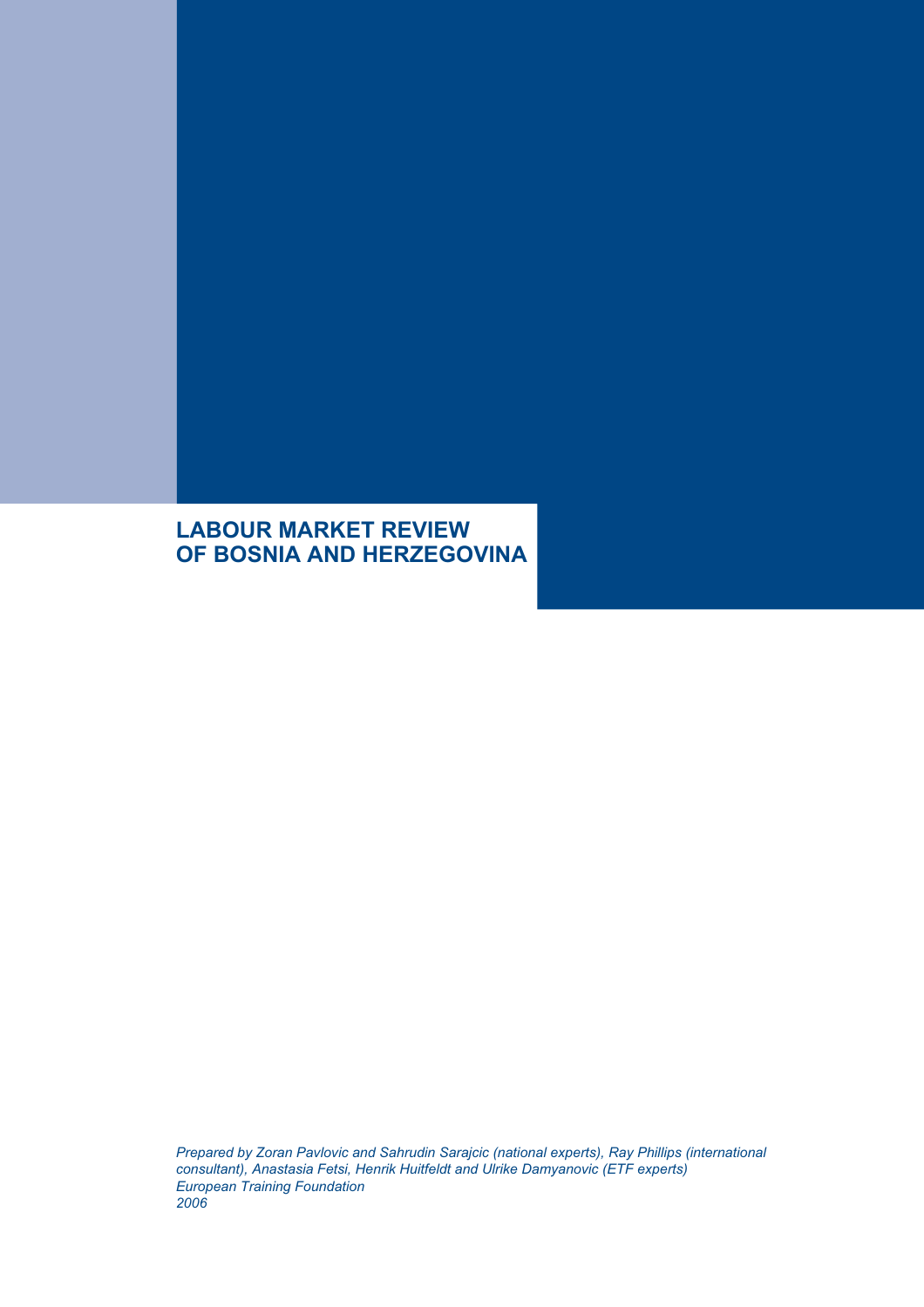# LABOUR MARKET REVIEW OF BOSNIA AND HERZEGOVINA

*Prepared by Zoran Pavlovic and Sahrudin Sarajcic (national experts), Ray Phillips (international consultant), Anastasia Fetsi, Henrik Huitfeldt and Ulrike Damyanovic (ETF experts)*
*European Training Foundation*
*2006*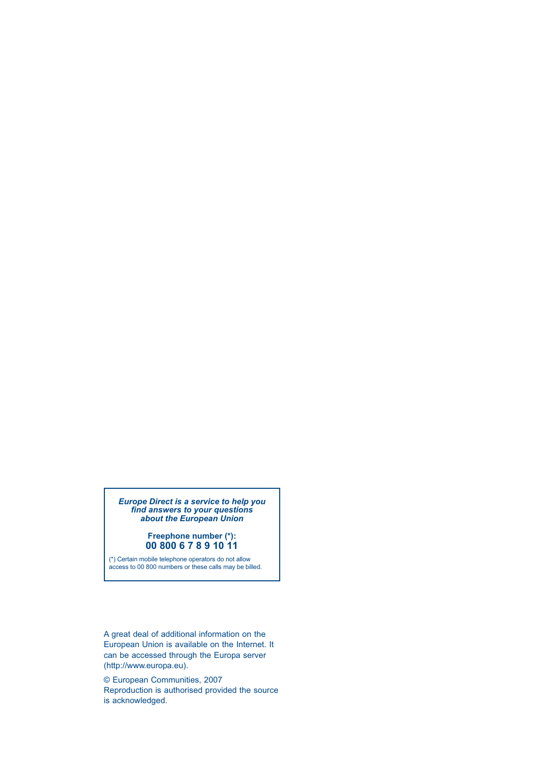***Europe Direct is a service to help you find answers to your questions about the European Union***

**Freephone number (*):**
**00 800 6 7 8 9 10 11**

(*) Certain mobile telephone operators do not allow access to 00 800 numbers or these calls may be billed.

A great deal of additional information on the European Union is available on the Internet. It can be accessed through the Europa server (http://www.europa.eu).

© European Communities, 2007
Reproduction is authorised provided the source is acknowledged.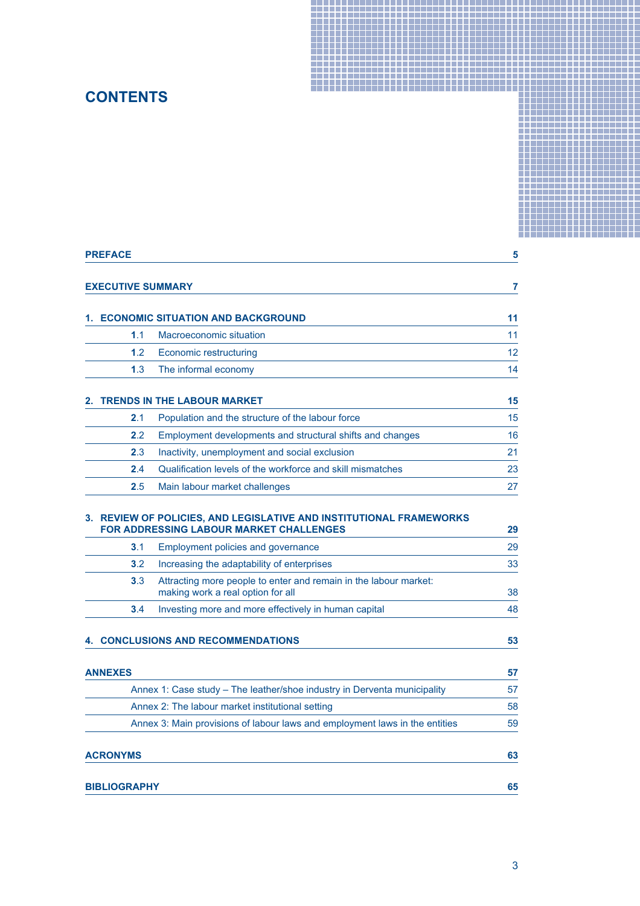# CONTENTS

| | |
|---|---|
| **PREFACE** | **5** |
| **EXECUTIVE SUMMARY** | **7** |
| **1. ECONOMIC SITUATION AND BACKGROUND** | **11** |
| **1**.1 Macroeconomic situation | 11 |
| **1**.2 Economic restructuring | 12 |
| **1**.3 The informal economy | 14 |
| **2. TRENDS IN THE LABOUR MARKET** | **15** |
| **2**.1 Population and the structure of the labour force | 15 |
| **2**.2 Employment developments and structural shifts and changes | 16 |
| **2**.3 Inactivity, unemployment and social exclusion | 21 |
| **2**.4 Qualification levels of the workforce and skill mismatches | 23 |
| **2**.5 Main labour market challenges | 27 |
| **3. REVIEW OF POLICIES, AND LEGISLATIVE AND INSTITUTIONAL FRAMEWORKS FOR ADDRESSING LABOUR MARKET CHALLENGES** | **29** |
| **3**.1 Employment policies and governance | 29 |
| **3**.2 Increasing the adaptability of enterprises | 33 |
| **3**.3 Attracting more people to enter and remain in the labour market: making work a real option for all | 38 |
| **3**.4 Investing more and more effectively in human capital | 48 |
| **4. CONCLUSIONS AND RECOMMENDATIONS** | **53** |
| **ANNEXES** | **57** |
| Annex 1: Case study – The leather/shoe industry in Derventa municipality | 57 |
| Annex 2: The labour market institutional setting | 58 |
| Annex 3: Main provisions of labour laws and employment laws in the entities | 59 |
| **ACRONYMS** | **63** |
| **BIBLIOGRAPHY** | **65** |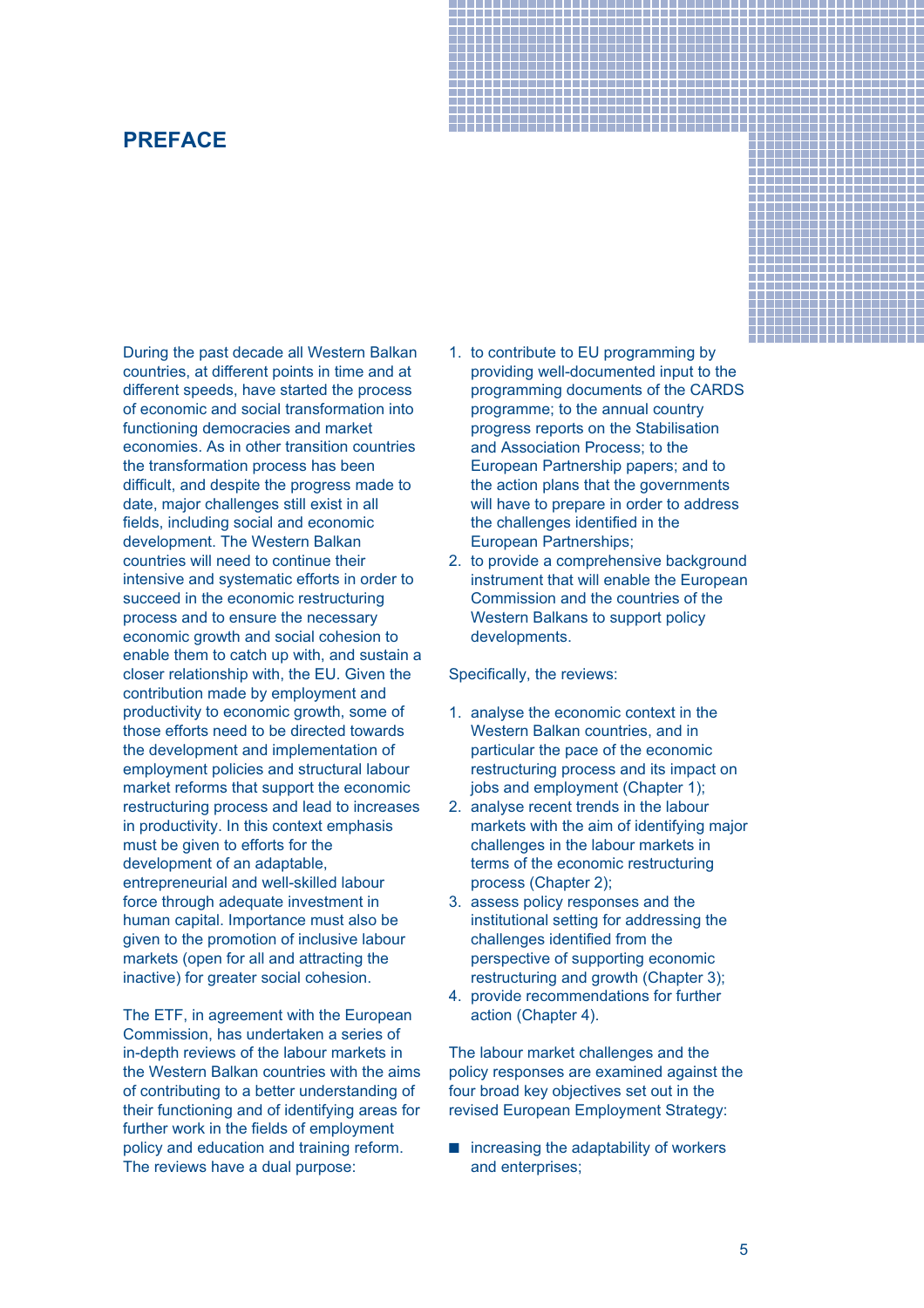# PREFACE

During the past decade all Western Balkan countries, at different points in time and at different speeds, have started the process of economic and social transformation into functioning democracies and market economies. As in other transition countries the transformation process has been difficult, and despite the progress made to date, major challenges still exist in all fields, including social and economic development. The Western Balkan countries will need to continue their intensive and systematic efforts in order to succeed in the economic restructuring process and to ensure the necessary economic growth and social cohesion to enable them to catch up with, and sustain a closer relationship with, the EU. Given the contribution made by employment and productivity to economic growth, some of those efforts need to be directed towards the development and implementation of employment policies and structural labour market reforms that support the economic restructuring process and lead to increases in productivity. In this context emphasis must be given to efforts for the development of an adaptable, entrepreneurial and well-skilled labour force through adequate investment in human capital. Importance must also be given to the promotion of inclusive labour markets (open for all and attracting the inactive) for greater social cohesion.

The ETF, in agreement with the European Commission, has undertaken a series of in-depth reviews of the labour markets in the Western Balkan countries with the aims of contributing to a better understanding of their functioning and of identifying areas for further work in the fields of employment policy and education and training reform. The reviews have a dual purpose:

1. to contribute to EU programming by providing well-documented input to the programming documents of the CARDS programme; to the annual country progress reports on the Stabilisation and Association Process; to the European Partnership papers; and to the action plans that the governments will have to prepare in order to address the challenges identified in the European Partnerships;
2. to provide a comprehensive background instrument that will enable the European Commission and the countries of the Western Balkans to support policy developments.

Specifically, the reviews:

1. analyse the economic context in the Western Balkan countries, and in particular the pace of the economic restructuring process and its impact on jobs and employment (Chapter 1);
2. analyse recent trends in the labour markets with the aim of identifying major challenges in the labour markets in terms of the economic restructuring process (Chapter 2);
3. assess policy responses and the institutional setting for addressing the challenges identified from the perspective of supporting economic restructuring and growth (Chapter 3);
4. provide recommendations for further action (Chapter 4).

The labour market challenges and the policy responses are examined against the four broad key objectives set out in the revised European Employment Strategy:

- increasing the adaptability of workers and enterprises;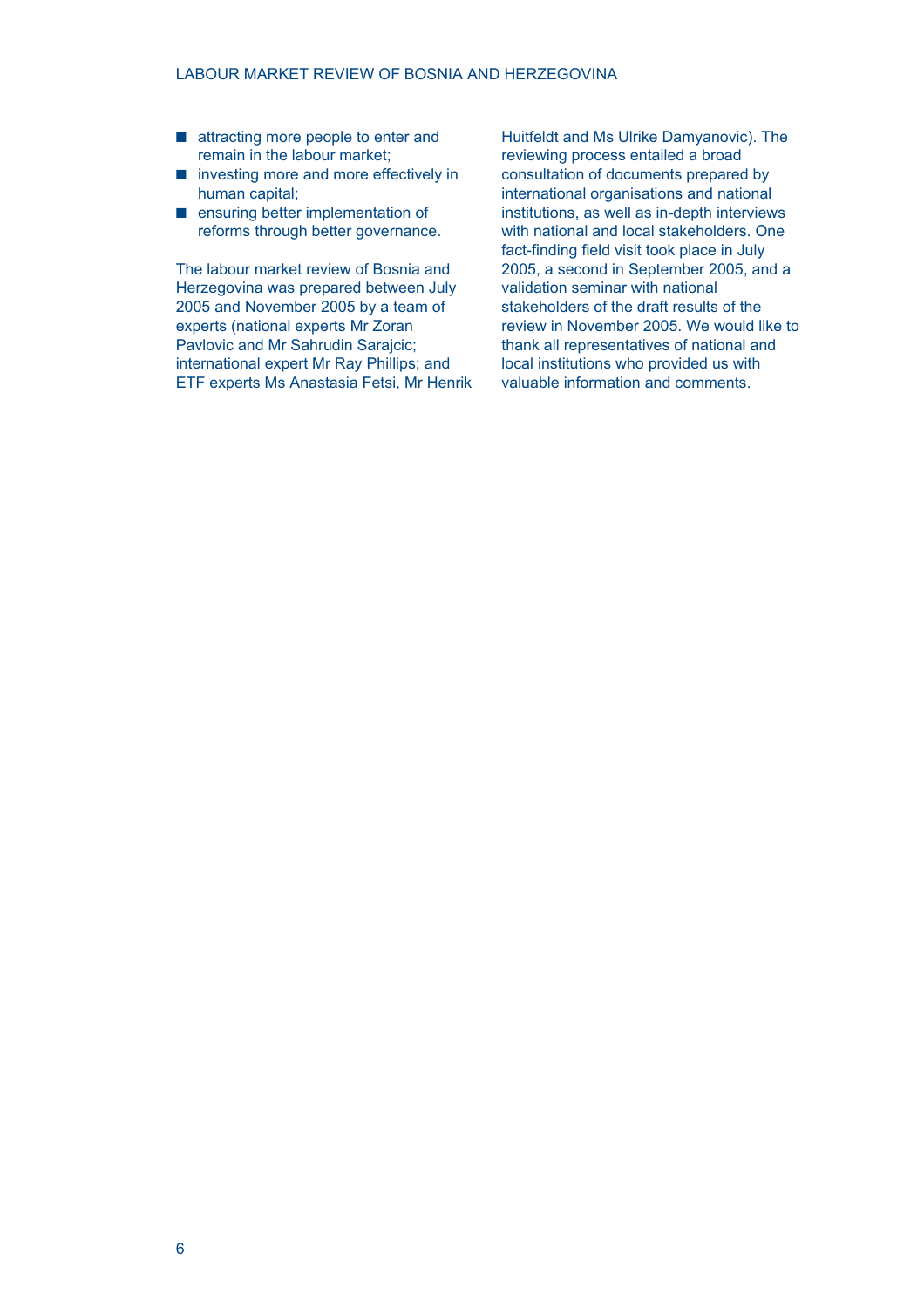- attracting more people to enter and remain in the labour market;
- investing more and more effectively in human capital;
- ensuring better implementation of reforms through better governance.

The labour market review of Bosnia and Herzegovina was prepared between July 2005 and November 2005 by a team of experts (national experts Mr Zoran Pavlovic and Mr Sahrudin Sarajcic; international expert Mr Ray Phillips; and ETF experts Ms Anastasia Fetsi, Mr Henrik Huitfeldt and Ms Ulrike Damyanovic). The reviewing process entailed a broad consultation of documents prepared by international organisations and national institutions, as well as in-depth interviews with national and local stakeholders. One fact-finding field visit took place in July 2005, a second in September 2005, and a validation seminar with national stakeholders of the draft results of the review in November 2005. We would like to thank all representatives of national and local institutions who provided us with valuable information and comments.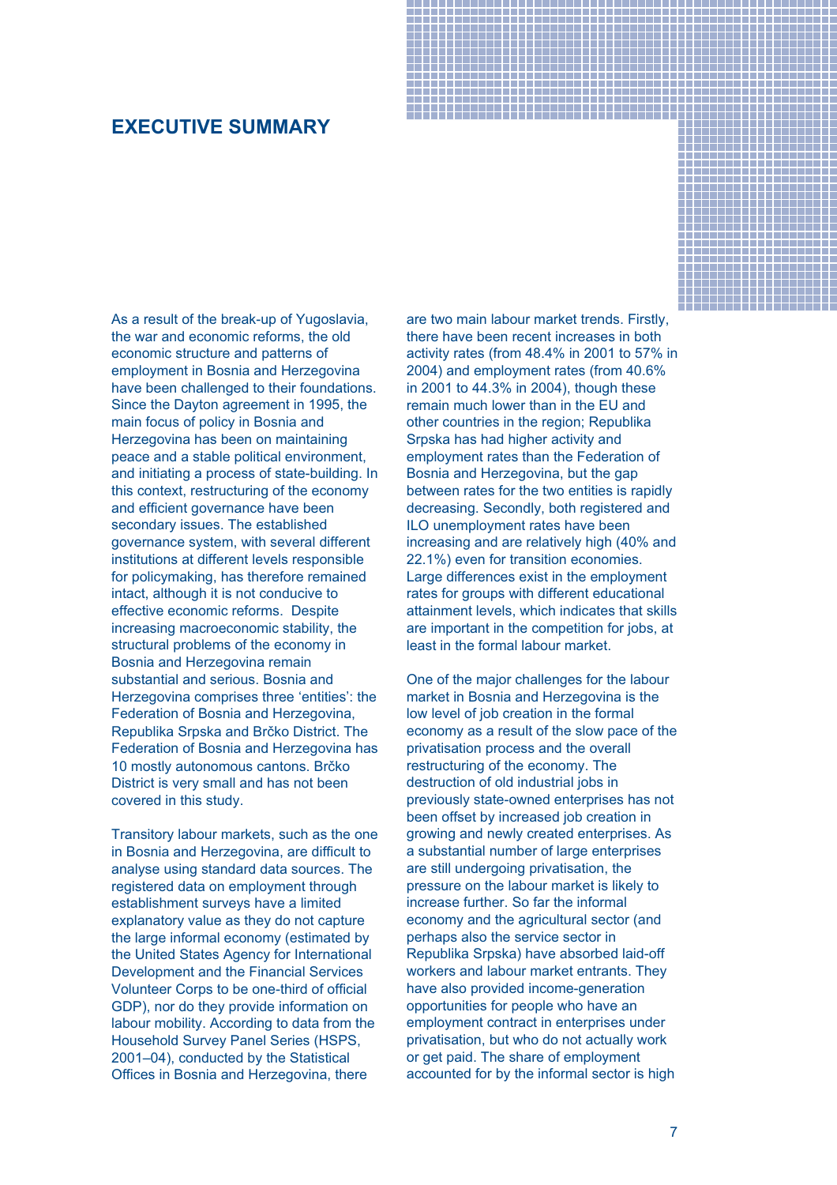# EXECUTIVE SUMMARY

As a result of the break-up of Yugoslavia, the war and economic reforms, the old economic structure and patterns of employment in Bosnia and Herzegovina have been challenged to their foundations. Since the Dayton agreement in 1995, the main focus of policy in Bosnia and Herzegovina has been on maintaining peace and a stable political environment, and initiating a process of state-building. In this context, restructuring of the economy and efficient governance have been secondary issues. The established governance system, with several different institutions at different levels responsible for policymaking, has therefore remained intact, although it is not conducive to effective economic reforms. Despite increasing macroeconomic stability, the structural problems of the economy in Bosnia and Herzegovina remain substantial and serious. Bosnia and Herzegovina comprises three 'entities': the Federation of Bosnia and Herzegovina, Republika Srpska and Brčko District. The Federation of Bosnia and Herzegovina has 10 mostly autonomous cantons. Brčko District is very small and has not been covered in this study.

Transitory labour markets, such as the one in Bosnia and Herzegovina, are difficult to analyse using standard data sources. The registered data on employment through establishment surveys have a limited explanatory value as they do not capture the large informal economy (estimated by the United States Agency for International Development and the Financial Services Volunteer Corps to be one-third of official GDP), nor do they provide information on labour mobility. According to data from the Household Survey Panel Series (HSPS, 2001–04), conducted by the Statistical Offices in Bosnia and Herzegovina, there are two main labour market trends. Firstly, there have been recent increases in both activity rates (from 48.4% in 2001 to 57% in 2004) and employment rates (from 40.6% in 2001 to 44.3% in 2004), though these remain much lower than in the EU and other countries in the region; Republika Srpska has had higher activity and employment rates than the Federation of Bosnia and Herzegovina, but the gap between rates for the two entities is rapidly decreasing. Secondly, both registered and ILO unemployment rates have been increasing and are relatively high (40% and 22.1%) even for transition economies. Large differences exist in the employment rates for groups with different educational attainment levels, which indicates that skills are important in the competition for jobs, at least in the formal labour market.

One of the major challenges for the labour market in Bosnia and Herzegovina is the low level of job creation in the formal economy as a result of the slow pace of the privatisation process and the overall restructuring of the economy. The destruction of old industrial jobs in previously state-owned enterprises has not been offset by increased job creation in growing and newly created enterprises. As a substantial number of large enterprises are still undergoing privatisation, the pressure on the labour market is likely to increase further. So far the informal economy and the agricultural sector (and perhaps also the service sector in Republika Srpska) have absorbed laid-off workers and labour market entrants. They have also provided income-generation opportunities for people who have an employment contract in enterprises under privatisation, but who do not actually work or get paid. The share of employment accounted for by the informal sector is high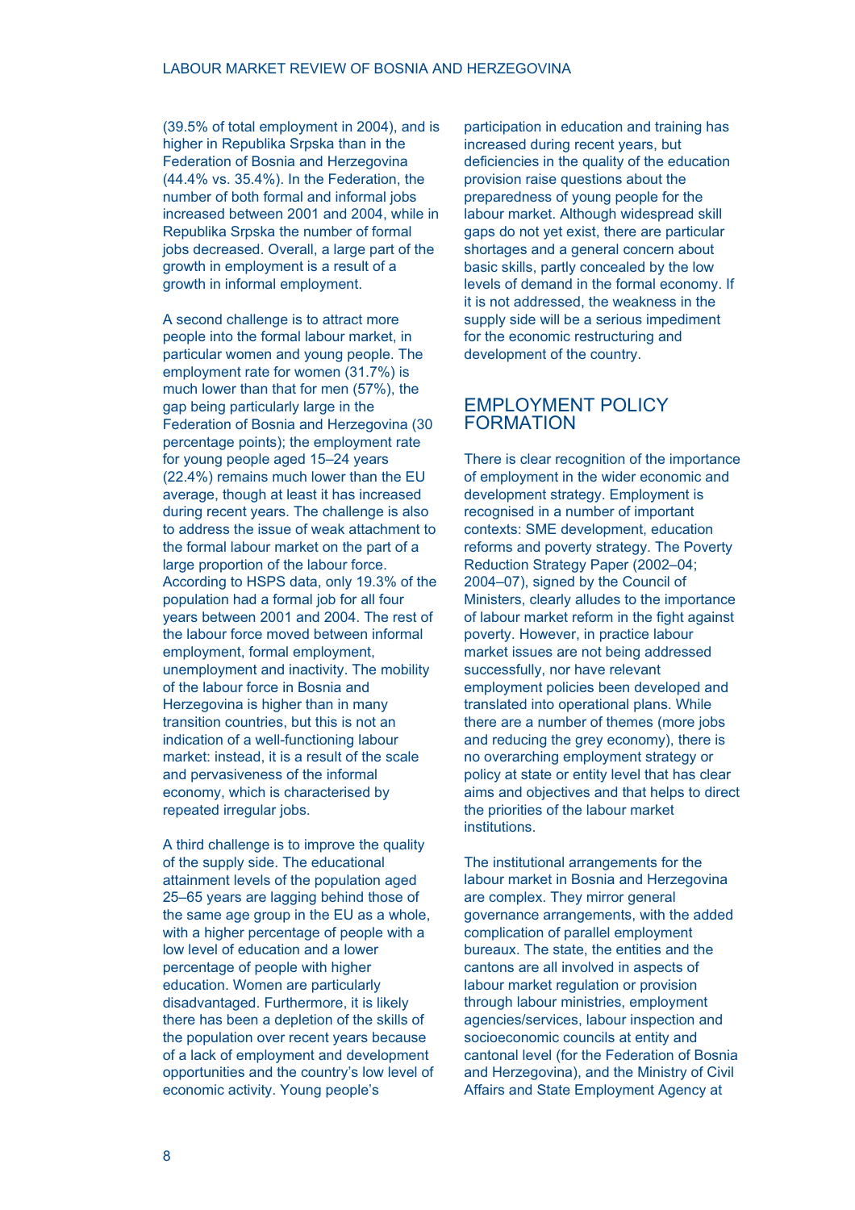(39.5% of total employment in 2004), and is higher in Republika Srpska than in the Federation of Bosnia and Herzegovina (44.4% vs. 35.4%). In the Federation, the number of both formal and informal jobs increased between 2001 and 2004, while in Republika Srpska the number of formal jobs decreased. Overall, a large part of the growth in employment is a result of a growth in informal employment.

A second challenge is to attract more people into the formal labour market, in particular women and young people. The employment rate for women (31.7%) is much lower than that for men (57%), the gap being particularly large in the Federation of Bosnia and Herzegovina (30 percentage points); the employment rate for young people aged 15–24 years (22.4%) remains much lower than the EU average, though at least it has increased during recent years. The challenge is also to address the issue of weak attachment to the formal labour market on the part of a large proportion of the labour force. According to HSPS data, only 19.3% of the population had a formal job for all four years between 2001 and 2004. The rest of the labour force moved between informal employment, formal employment, unemployment and inactivity. The mobility of the labour force in Bosnia and Herzegovina is higher than in many transition countries, but this is not an indication of a well-functioning labour market: instead, it is a result of the scale and pervasiveness of the informal economy, which is characterised by repeated irregular jobs.

A third challenge is to improve the quality of the supply side. The educational attainment levels of the population aged 25–65 years are lagging behind those of the same age group in the EU as a whole, with a higher percentage of people with a low level of education and a lower percentage of people with higher education. Women are particularly disadvantaged. Furthermore, it is likely there has been a depletion of the skills of the population over recent years because of a lack of employment and development opportunities and the country's low level of economic activity. Young people's participation in education and training has increased during recent years, but deficiencies in the quality of the education provision raise questions about the preparedness of young people for the labour market. Although widespread skill gaps do not yet exist, there are particular shortages and a general concern about basic skills, partly concealed by the low levels of demand in the formal economy. If it is not addressed, the weakness in the supply side will be a serious impediment for the economic restructuring and development of the country.

## EMPLOYMENT POLICY FORMATION

There is clear recognition of the importance of employment in the wider economic and development strategy. Employment is recognised in a number of important contexts: SME development, education reforms and poverty strategy. The Poverty Reduction Strategy Paper (2002–04; 2004–07), signed by the Council of Ministers, clearly alludes to the importance of labour market reform in the fight against poverty. However, in practice labour market issues are not being addressed successfully, nor have relevant employment policies been developed and translated into operational plans. While there are a number of themes (more jobs and reducing the grey economy), there is no overarching employment strategy or policy at state or entity level that has clear aims and objectives and that helps to direct the priorities of the labour market institutions.

The institutional arrangements for the labour market in Bosnia and Herzegovina are complex. They mirror general governance arrangements, with the added complication of parallel employment bureaux. The state, the entities and the cantons are all involved in aspects of labour market regulation or provision through labour ministries, employment agencies/services, labour inspection and socioeconomic councils at entity and cantonal level (for the Federation of Bosnia and Herzegovina), and the Ministry of Civil Affairs and State Employment Agency at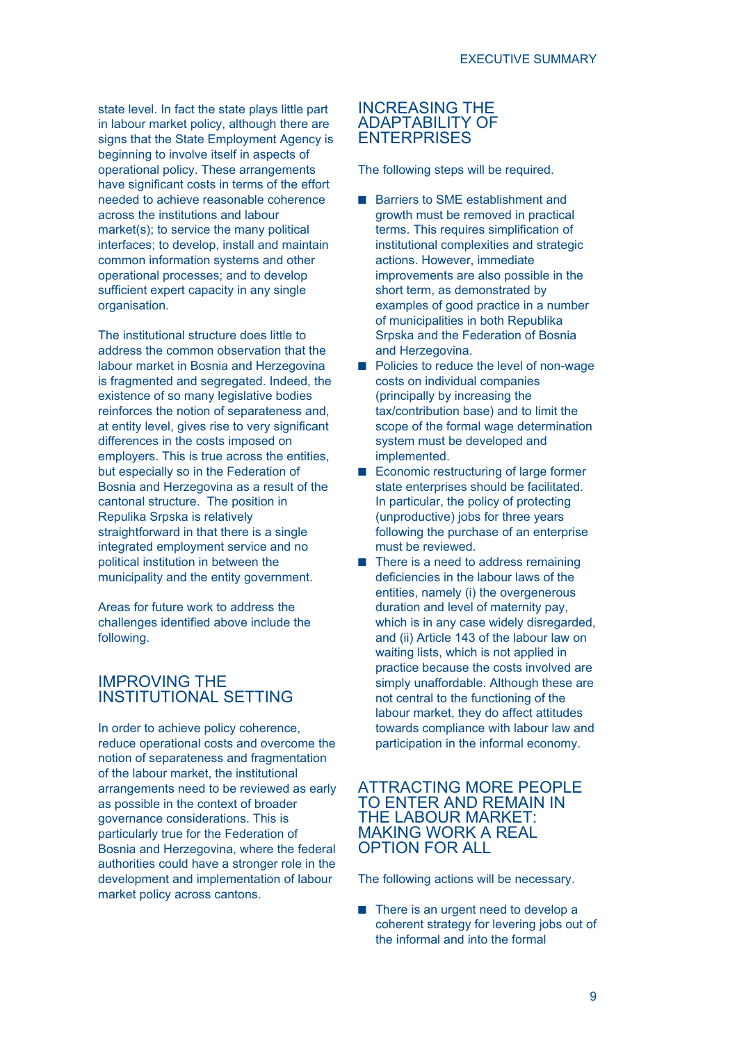state level. In fact the state plays little part in labour market policy, although there are signs that the State Employment Agency is beginning to involve itself in aspects of operational policy. These arrangements have significant costs in terms of the effort needed to achieve reasonable coherence across the institutions and labour market(s); to service the many political interfaces; to develop, install and maintain common information systems and other operational processes; and to develop sufficient expert capacity in any single organisation.

The institutional structure does little to address the common observation that the labour market in Bosnia and Herzegovina is fragmented and segregated. Indeed, the existence of so many legislative bodies reinforces the notion of separateness and, at entity level, gives rise to very significant differences in the costs imposed on employers. This is true across the entities, but especially so in the Federation of Bosnia and Herzegovina as a result of the cantonal structure. The position in Repulika Srpska is relatively straightforward in that there is a single integrated employment service and no political institution in between the municipality and the entity government.

Areas for future work to address the challenges identified above include the following.

## IMPROVING THE INSTITUTIONAL SETTING

In order to achieve policy coherence, reduce operational costs and overcome the notion of separateness and fragmentation of the labour market, the institutional arrangements need to be reviewed as early as possible in the context of broader governance considerations. This is particularly true for the Federation of Bosnia and Herzegovina, where the federal authorities could have a stronger role in the development and implementation of labour market policy across cantons.

## INCREASING THE ADAPTABILITY OF ENTERPRISES

The following steps will be required.

- Barriers to SME establishment and growth must be removed in practical terms. This requires simplification of institutional complexities and strategic actions. However, immediate improvements are also possible in the short term, as demonstrated by examples of good practice in a number of municipalities in both Republika Srpska and the Federation of Bosnia and Herzegovina.
- Policies to reduce the level of non-wage costs on individual companies (principally by increasing the tax/contribution base) and to limit the scope of the formal wage determination system must be developed and implemented.
- Economic restructuring of large former state enterprises should be facilitated. In particular, the policy of protecting (unproductive) jobs for three years following the purchase of an enterprise must be reviewed.
- There is a need to address remaining deficiencies in the labour laws of the entities, namely (i) the overgenerous duration and level of maternity pay, which is in any case widely disregarded, and (ii) Article 143 of the labour law on waiting lists, which is not applied in practice because the costs involved are simply unaffordable. Although these are not central to the functioning of the labour market, they do affect attitudes towards compliance with labour law and participation in the informal economy.

## ATTRACTING MORE PEOPLE TO ENTER AND REMAIN IN THE LABOUR MARKET: MAKING WORK A REAL OPTION FOR ALL

The following actions will be necessary.

- There is an urgent need to develop a coherent strategy for levering jobs out of the informal and into the formal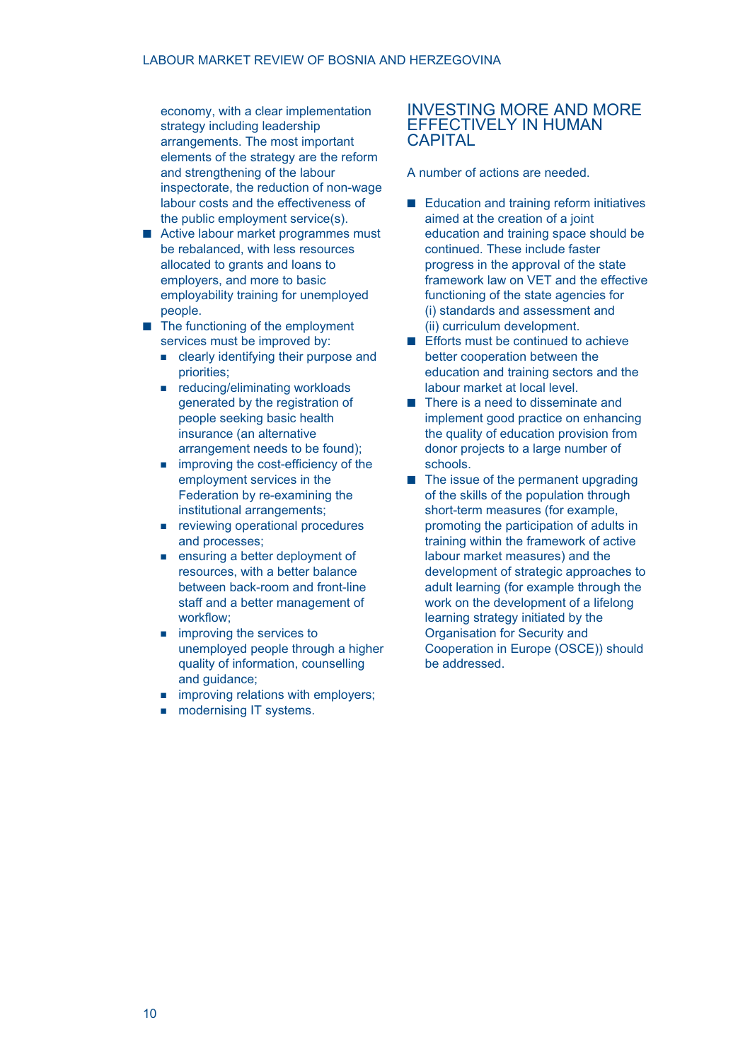economy, with a clear implementation strategy including leadership arrangements. The most important elements of the strategy are the reform and strengthening of the labour inspectorate, the reduction of non-wage labour costs and the effectiveness of the public employment service(s).

- Active labour market programmes must be rebalanced, with less resources allocated to grants and loans to employers, and more to basic employability training for unemployed people.
- The functioning of the employment services must be improved by:
  - clearly identifying their purpose and priorities;
  - reducing/eliminating workloads generated by the registration of people seeking basic health insurance (an alternative arrangement needs to be found);
  - improving the cost-efficiency of the employment services in the Federation by re-examining the institutional arrangements;
  - reviewing operational procedures and processes;
  - ensuring a better deployment of resources, with a better balance between back-room and front-line staff and a better management of workflow;
  - improving the services to unemployed people through a higher quality of information, counselling and guidance;
  - improving relations with employers;
  - modernising IT systems.

## INVESTING MORE AND MORE EFFECTIVELY IN HUMAN CAPITAL

A number of actions are needed.

- Education and training reform initiatives aimed at the creation of a joint education and training space should be continued. These include faster progress in the approval of the state framework law on VET and the effective functioning of the state agencies for (i) standards and assessment and (ii) curriculum development.
- Efforts must be continued to achieve better cooperation between the education and training sectors and the labour market at local level.
- There is a need to disseminate and implement good practice on enhancing the quality of education provision from donor projects to a large number of schools.
- The issue of the permanent upgrading of the skills of the population through short-term measures (for example, promoting the participation of adults in training within the framework of active labour market measures) and the development of strategic approaches to adult learning (for example through the work on the development of a lifelong learning strategy initiated by the Organisation for Security and Cooperation in Europe (OSCE)) should be addressed.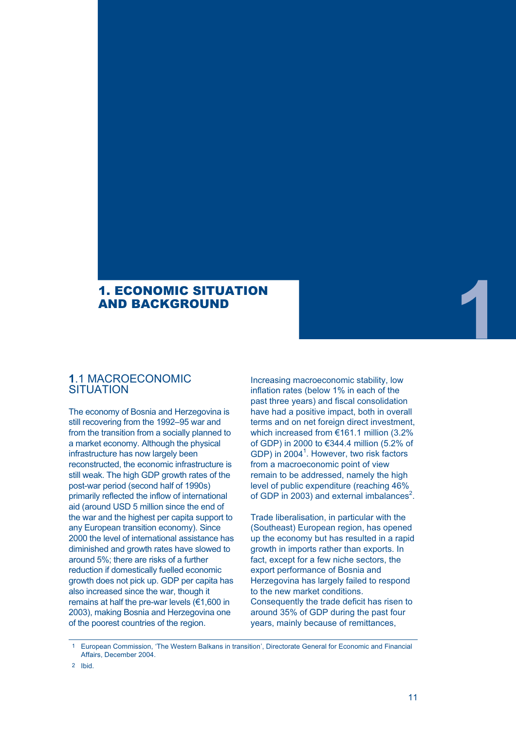# 1. ECONOMIC SITUATION AND BACKGROUND

## 1.1 MACROECONOMIC SITUATION

The economy of Bosnia and Herzegovina is still recovering from the 1992–95 war and from the transition from a socially planned to a market economy. Although the physical infrastructure has now largely been reconstructed, the economic infrastructure is still weak. The high GDP growth rates of the post-war period (second half of 1990s) primarily reflected the inflow of international aid (around USD 5 million since the end of the war and the highest per capita support to any European transition economy). Since 2000 the level of international assistance has diminished and growth rates have slowed to around 5%; there are risks of a further reduction if domestically fuelled economic growth does not pick up. GDP per capita has also increased since the war, though it remains at half the pre-war levels (€1,600 in 2003), making Bosnia and Herzegovina one of the poorest countries of the region.

Increasing macroeconomic stability, low inflation rates (below 1% in each of the past three years) and fiscal consolidation have had a positive impact, both in overall terms and on net foreign direct investment, which increased from €161.1 million (3.2% of GDP) in 2000 to €344.4 million (5.2% of GDP) in 2004[1]. However, two risk factors from a macroeconomic point of view remain to be addressed, namely the high level of public expenditure (reaching 46% of GDP in 2003) and external imbalances[2].

Trade liberalisation, in particular with the (Southeast) European region, has opened up the economy but has resulted in a rapid growth in imports rather than exports. In fact, except for a few niche sectors, the export performance of Bosnia and Herzegovina has largely failed to respond to the new market conditions. Consequently the trade deficit has risen to around 35% of GDP during the past four years, mainly because of remittances,

---

1 European Commission, 'The Western Balkans in transition', Directorate General for Economic and Financial Affairs, December 2004.

2 Ibid.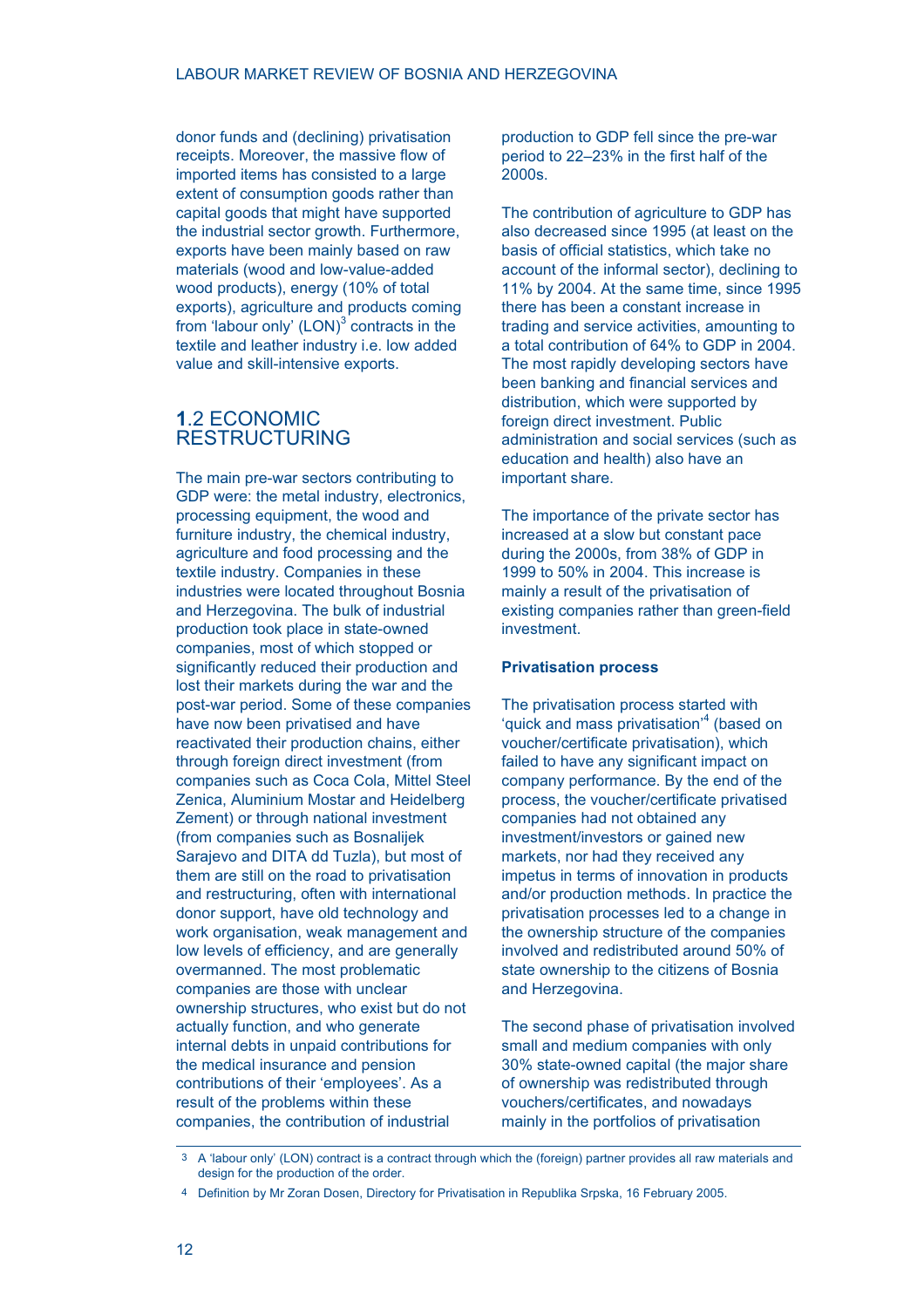donor funds and (declining) privatisation receipts. Moreover, the massive flow of imported items has consisted to a large extent of consumption goods rather than capital goods that might have supported the industrial sector growth. Furthermore, exports have been mainly based on raw materials (wood and low-value-added wood products), energy (10% of total exports), agriculture and products coming from 'labour only' (LON)[3] contracts in the textile and leather industry i.e. low added value and skill-intensive exports.

## 1.2 ECONOMIC RESTRUCTURING

The main pre-war sectors contributing to GDP were: the metal industry, electronics, processing equipment, the wood and furniture industry, the chemical industry, agriculture and food processing and the textile industry. Companies in these industries were located throughout Bosnia and Herzegovina. The bulk of industrial production took place in state-owned companies, most of which stopped or significantly reduced their production and lost their markets during the war and the post-war period. Some of these companies have now been privatised and have reactivated their production chains, either through foreign direct investment (from companies such as Coca Cola, Mittel Steel Zenica, Aluminium Mostar and Heidelberg Zement) or through national investment (from companies such as Bosnalijek Sarajevo and DITA dd Tuzla), but most of them are still on the road to privatisation and restructuring, often with international donor support, have old technology and work organisation, weak management and low levels of efficiency, and are generally overmanned. The most problematic companies are those with unclear ownership structures, who exist but do not actually function, and who generate internal debts in unpaid contributions for the medical insurance and pension contributions of their 'employees'. As a result of the problems within these companies, the contribution of industrial production to GDP fell since the pre-war period to 22–23% in the first half of the 2000s.

The contribution of agriculture to GDP has also decreased since 1995 (at least on the basis of official statistics, which take no account of the informal sector), declining to 11% by 2004. At the same time, since 1995 there has been a constant increase in trading and service activities, amounting to a total contribution of 64% to GDP in 2004. The most rapidly developing sectors have been banking and financial services and distribution, which were supported by foreign direct investment. Public administration and social services (such as education and health) also have an important share.

The importance of the private sector has increased at a slow but constant pace during the 2000s, from 38% of GDP in 1999 to 50% in 2004. This increase is mainly a result of the privatisation of existing companies rather than green-field investment.

**Privatisation process**

The privatisation process started with 'quick and mass privatisation'[4] (based on voucher/certificate privatisation), which failed to have any significant impact on company performance. By the end of the process, the voucher/certificate privatised companies had not obtained any investment/investors or gained new markets, nor had they received any impetus in terms of innovation in products and/or production methods. In practice the privatisation processes led to a change in the ownership structure of the companies involved and redistributed around 50% of state ownership to the citizens of Bosnia and Herzegovina.

The second phase of privatisation involved small and medium companies with only 30% state-owned capital (the major share of ownership was redistributed through vouchers/certificates, and nowadays mainly in the portfolios of privatisation

---

3 A 'labour only' (LON) contract is a contract through which the (foreign) partner provides all raw materials and design for the production of the order.

4 Definition by Mr Zoran Dosen, Directory for Privatisation in Republika Srpska, 16 February 2005.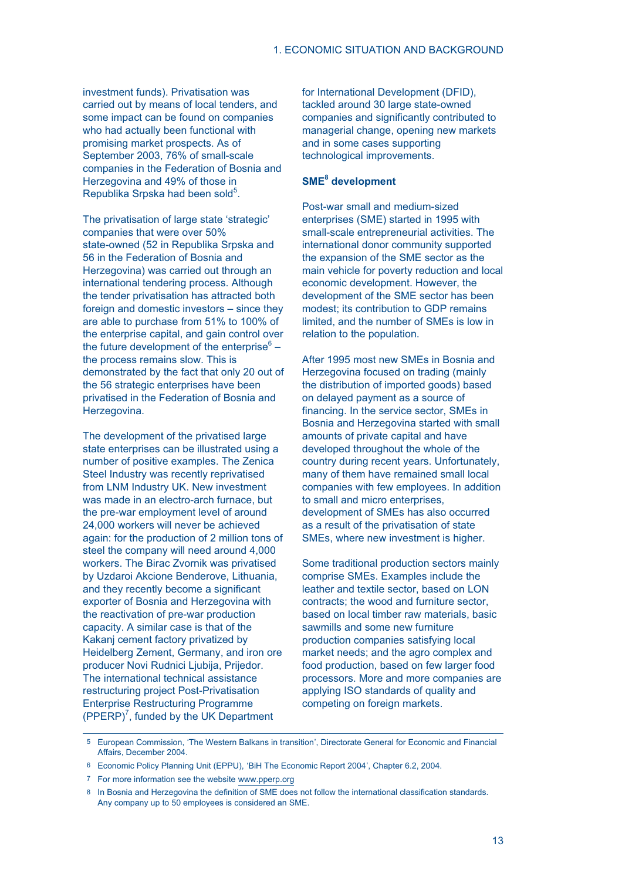investment funds). Privatisation was carried out by means of local tenders, and some impact can be found on companies who had actually been functional with promising market prospects. As of September 2003, 76% of small-scale companies in the Federation of Bosnia and Herzegovina and 49% of those in Republika Srpska had been sold[5].

The privatisation of large state 'strategic' companies that were over 50% state-owned (52 in Republika Srpska and 56 in the Federation of Bosnia and Herzegovina) was carried out through an international tendering process. Although the tender privatisation has attracted both foreign and domestic investors – since they are able to purchase from 51% to 100% of the enterprise capital, and gain control over the future development of the enterprise[6] – the process remains slow. This is demonstrated by the fact that only 20 out of the 56 strategic enterprises have been privatised in the Federation of Bosnia and Herzegovina.

The development of the privatised large state enterprises can be illustrated using a number of positive examples. The Zenica Steel Industry was recently reprivatised from LNM Industry UK. New investment was made in an electro-arch furnace, but the pre-war employment level of around 24,000 workers will never be achieved again: for the production of 2 million tons of steel the company will need around 4,000 workers. The Birac Zvornik was privatised by Uzdaroi Akcione Benderove, Lithuania, and they recently become a significant exporter of Bosnia and Herzegovina with the reactivation of pre-war production capacity. A similar case is that of the Kakanj cement factory privatized by Heidelberg Zement, Germany, and iron ore producer Novi Rudnici Ljubija, Prijedor. The international technical assistance restructuring project Post-Privatisation Enterprise Restructuring Programme (PPERP)[7], funded by the UK Department for International Development (DFID), tackled around 30 large state-owned companies and significantly contributed to managerial change, opening new markets and in some cases supporting technological improvements.

**SME[8] development**

Post-war small and medium-sized enterprises (SME) started in 1995 with small-scale entrepreneurial activities. The international donor community supported the expansion of the SME sector as the main vehicle for poverty reduction and local economic development. However, the development of the SME sector has been modest; its contribution to GDP remains limited, and the number of SMEs is low in relation to the population.

After 1995 most new SMEs in Bosnia and Herzegovina focused on trading (mainly the distribution of imported goods) based on delayed payment as a source of financing. In the service sector, SMEs in Bosnia and Herzegovina started with small amounts of private capital and have developed throughout the whole of the country during recent years. Unfortunately, many of them have remained small local companies with few employees. In addition to small and micro enterprises, development of SMEs has also occurred as a result of the privatisation of state SMEs, where new investment is higher.

Some traditional production sectors mainly comprise SMEs. Examples include the leather and textile sector, based on LON contracts; the wood and furniture sector, based on local timber raw materials, basic sawmills and some new furniture production companies satisfying local market needs; and the agro complex and food production, based on few larger food processors. More and more companies are applying ISO standards of quality and competing on foreign markets.

---

5 European Commission, 'The Western Balkans in transition', Directorate General for Economic and Financial Affairs, December 2004.

6 Economic Policy Planning Unit (EPPU), 'BiH The Economic Report 2004', Chapter 6.2, 2004.

7 For more information see the website www.pperp.org

8 In Bosnia and Herzegovina the definition of SME does not follow the international classification standards. Any company up to 50 employees is considered an SME.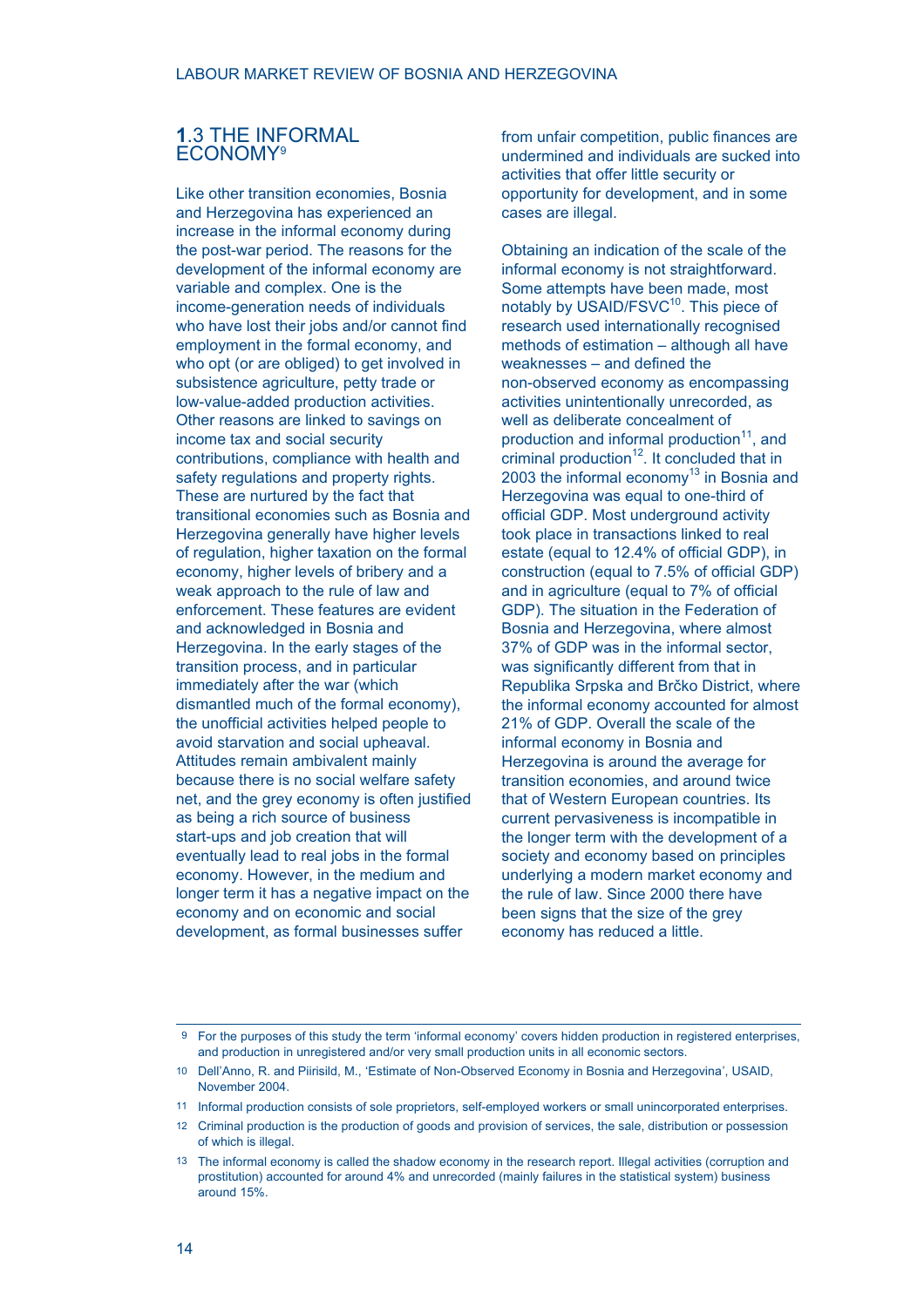## 1.3 THE INFORMAL ECONOMY[9]

Like other transition economies, Bosnia and Herzegovina has experienced an increase in the informal economy during the post-war period. The reasons for the development of the informal economy are variable and complex. One is the income-generation needs of individuals who have lost their jobs and/or cannot find employment in the formal economy, and who opt (or are obliged) to get involved in subsistence agriculture, petty trade or low-value-added production activities. Other reasons are linked to savings on income tax and social security contributions, compliance with health and safety regulations and property rights. These are nurtured by the fact that transitional economies such as Bosnia and Herzegovina generally have higher levels of regulation, higher taxation on the formal economy, higher levels of bribery and a weak approach to the rule of law and enforcement. These features are evident and acknowledged in Bosnia and Herzegovina. In the early stages of the transition process, and in particular immediately after the war (which dismantled much of the formal economy), the unofficial activities helped people to avoid starvation and social upheaval. Attitudes remain ambivalent mainly because there is no social welfare safety net, and the grey economy is often justified as being a rich source of business start-ups and job creation that will eventually lead to real jobs in the formal economy. However, in the medium and longer term it has a negative impact on the economy and on economic and social development, as formal businesses suffer from unfair competition, public finances are undermined and individuals are sucked into activities that offer little security or opportunity for development, and in some cases are illegal.

Obtaining an indication of the scale of the informal economy is not straightforward. Some attempts have been made, most notably by USAID/FSVC[10]. This piece of research used internationally recognised methods of estimation – although all have weaknesses – and defined the non-observed economy as encompassing activities unintentionally unrecorded, as well as deliberate concealment of production and informal production[11], and criminal production[12]. It concluded that in 2003 the informal economy[13] in Bosnia and Herzegovina was equal to one-third of official GDP. Most underground activity took place in transactions linked to real estate (equal to 12.4% of official GDP), in construction (equal to 7.5% of official GDP) and in agriculture (equal to 7% of official GDP). The situation in the Federation of Bosnia and Herzegovina, where almost 37% of GDP was in the informal sector, was significantly different from that in Republika Srpska and Brčko District, where the informal economy accounted for almost 21% of GDP. Overall the scale of the informal economy in Bosnia and Herzegovina is around the average for transition economies, and around twice that of Western European countries. Its current pervasiveness is incompatible in the longer term with the development of a society and economy based on principles underlying a modern market economy and the rule of law. Since 2000 there have been signs that the size of the grey economy has reduced a little.

---

9 For the purposes of this study the term 'informal economy' covers hidden production in registered enterprises, and production in unregistered and/or very small production units in all economic sectors.

10 Dell'Anno, R. and Piirisild, M., 'Estimate of Non-Observed Economy in Bosnia and Herzegovina', USAID, November 2004.

11 Informal production consists of sole proprietors, self-employed workers or small unincorporated enterprises.

12 Criminal production is the production of goods and provision of services, the sale, distribution or possession of which is illegal.

13 The informal economy is called the shadow economy in the research report. Illegal activities (corruption and prostitution) accounted for around 4% and unrecorded (mainly failures in the statistical system) business around 15%.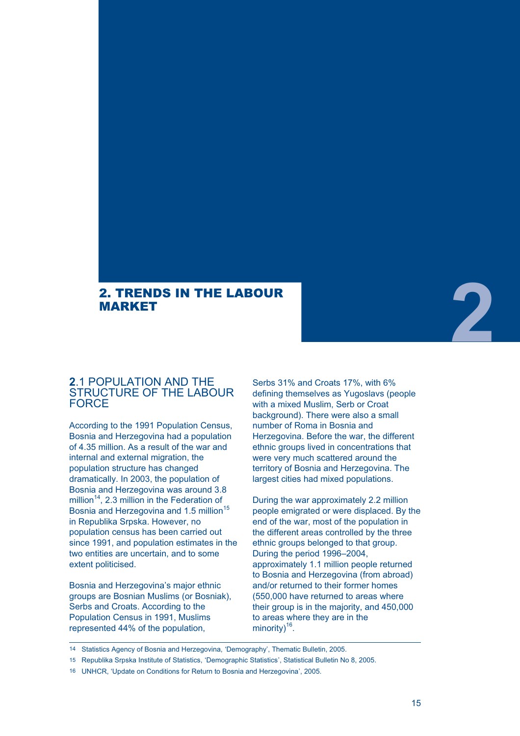# 2. TRENDS IN THE LABOUR MARKET

## 2.1 POPULATION AND THE STRUCTURE OF THE LABOUR FORCE

According to the 1991 Population Census, Bosnia and Herzegovina had a population of 4.35 million. As a result of the war and internal and external migration, the population structure has changed dramatically. In 2003, the population of Bosnia and Herzegovina was around 3.8 million[14], 2.3 million in the Federation of Bosnia and Herzegovina and 1.5 million[15] in Republika Srpska. However, no population census has been carried out since 1991, and population estimates in the two entities are uncertain, and to some extent politicised.

Bosnia and Herzegovina's major ethnic groups are Bosnian Muslims (or Bosniak), Serbs and Croats. According to the Population Census in 1991, Muslims represented 44% of the population, Serbs 31% and Croats 17%, with 6% defining themselves as Yugoslavs (people with a mixed Muslim, Serb or Croat background). There were also a small number of Roma in Bosnia and Herzegovina. Before the war, the different ethnic groups lived in concentrations that were very much scattered around the territory of Bosnia and Herzegovina. The largest cities had mixed populations.

During the war approximately 2.2 million people emigrated or were displaced. By the end of the war, most of the population in the different areas controlled by the three ethnic groups belonged to that group. During the period 1996–2004, approximately 1.1 million people returned to Bosnia and Herzegovina (from abroad) and/or returned to their former homes (550,000 have returned to areas where their group is in the majority, and 450,000 to areas where they are in the minority)[16].

---

14 Statistics Agency of Bosnia and Herzegovina, 'Demography', Thematic Bulletin, 2005.

15 Republika Srpska Institute of Statistics, 'Demographic Statistics', Statistical Bulletin No 8, 2005.

16 UNHCR, 'Update on Conditions for Return to Bosnia and Herzegovina', 2005.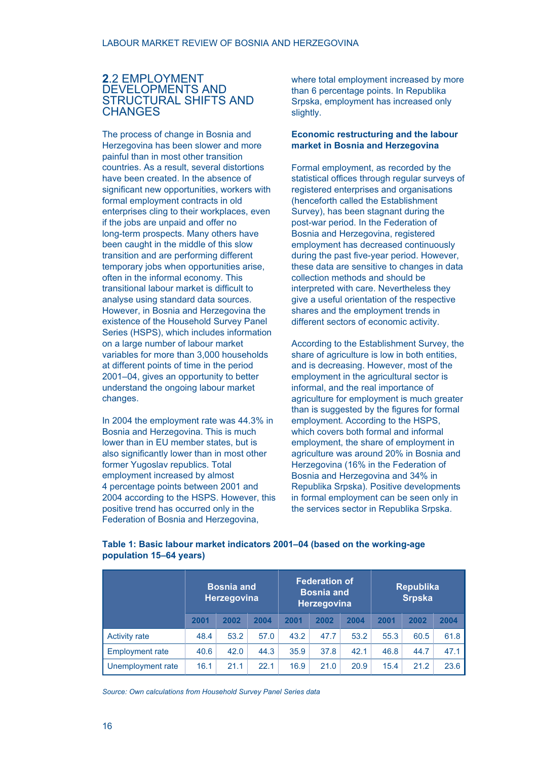## 2.2 EMPLOYMENT DEVELOPMENTS AND STRUCTURAL SHIFTS AND CHANGES

The process of change in Bosnia and Herzegovina has been slower and more painful than in most other transition countries. As a result, several distortions have been created. In the absence of significant new opportunities, workers with formal employment contracts in old enterprises cling to their workplaces, even if the jobs are unpaid and offer no long-term prospects. Many others have been caught in the middle of this slow transition and are performing different temporary jobs when opportunities arise, often in the informal economy. This transitional labour market is difficult to analyse using standard data sources. However, in Bosnia and Herzegovina the existence of the Household Survey Panel Series (HSPS), which includes information on a large number of labour market variables for more than 3,000 households at different points of time in the period 2001–04, gives an opportunity to better understand the ongoing labour market changes.

In 2004 the employment rate was 44.3% in Bosnia and Herzegovina. This is much lower than in EU member states, but is also significantly lower than in most other former Yugoslav republics. Total employment increased by almost 4 percentage points between 2001 and 2004 according to the HSPS. However, this positive trend has occurred only in the Federation of Bosnia and Herzegovina, where total employment increased by more than 6 percentage points. In Republika Srpska, employment has increased only slightly.

**Economic restructuring and the labour market in Bosnia and Herzegovina**

Formal employment, as recorded by the statistical offices through regular surveys of registered enterprises and organisations (henceforth called the Establishment Survey), has been stagnant during the post-war period. In the Federation of Bosnia and Herzegovina, registered employment has decreased continuously during the past five-year period. However, these data are sensitive to changes in data collection methods and should be interpreted with care. Nevertheless they give a useful orientation of the respective shares and the employment trends in different sectors of economic activity.

According to the Establishment Survey, the share of agriculture is low in both entities, and is decreasing. However, most of the employment in the agricultural sector is informal, and the real importance of agriculture for employment is much greater than is suggested by the figures for formal employment. According to the HSPS, which covers both formal and informal employment, the share of employment in agriculture was around 20% in Bosnia and Herzegovina (16% in the Federation of Bosnia and Herzegovina and 34% in Republika Srpska). Positive developments in formal employment can be seen only in the services sector in Republika Srpska.

**Table 1: Basic labour market indicators 2001–04 (based on the working-age population 15–64 years)**

| | Bosnia and Herzegovina | | | Federation of Bosnia and Herzegovina | | | Republika Srpska | | |
|---|---|---|---|---|---|---|---|---|---|
| | 2001 | 2002 | 2004 | 2001 | 2002 | 2004 | 2001 | 2002 | 2004 |
| Activity rate | 48.4 | 53.2 | 57.0 | 43.2 | 47.7 | 53.2 | 55.3 | 60.5 | 61.8 |
| Employment rate | 40.6 | 42.0 | 44.3 | 35.9 | 37.8 | 42.1 | 46.8 | 44.7 | 47.1 |
| Unemployment rate | 16.1 | 21.1 | 22.1 | 16.9 | 21.0 | 20.9 | 15.4 | 21.2 | 23.6 |

*Source: Own calculations from Household Survey Panel Series data*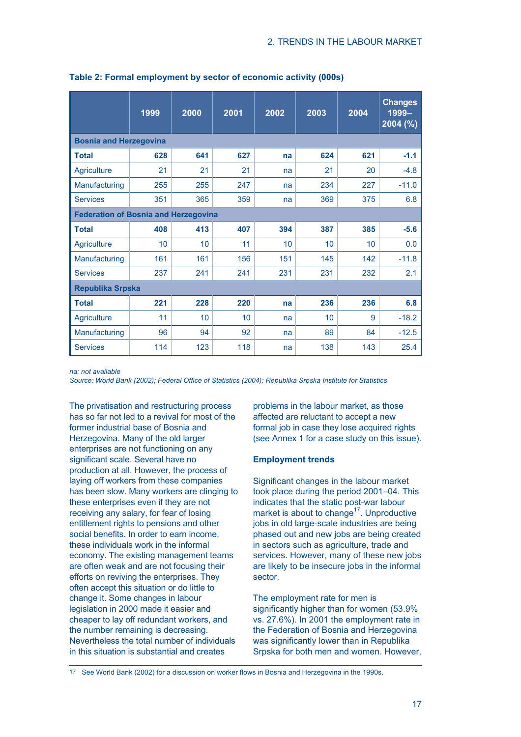**Table 2: Formal employment by sector of economic activity (000s)**

| | 1999 | 2000 | 2001 | 2002 | 2003 | 2004 | Changes 1999–2004 (%) |
|---|---|---|---|---|---|---|---|
| **Bosnia and Herzegovina** | | | | | | | |
| **Total** | **628** | **641** | **627** | **na** | **624** | **621** | **-1.1** |
| Agriculture | 21 | 21 | 21 | na | 21 | 20 | -4.8 |
| Manufacturing | 255 | 255 | 247 | na | 234 | 227 | -11.0 |
| Services | 351 | 365 | 359 | na | 369 | 375 | 6.8 |
| **Federation of Bosnia and Herzegovina** | | | | | | | |
| **Total** | **408** | **413** | **407** | **394** | **387** | **385** | **-5.6** |
| Agriculture | 10 | 10 | 11 | 10 | 10 | 10 | 0.0 |
| Manufacturing | 161 | 161 | 156 | 151 | 145 | 142 | -11.8 |
| Services | 237 | 241 | 241 | 231 | 231 | 232 | 2.1 |
| **Republika Srpska** | | | | | | | |
| **Total** | **221** | **228** | **220** | **na** | **236** | **236** | **6.8** |
| Agriculture | 11 | 10 | 10 | na | 10 | 9 | -18.2 |
| Manufacturing | 96 | 94 | 92 | na | 89 | 84 | -12.5 |
| Services | 114 | 123 | 118 | na | 138 | 143 | 25.4 |

*na: not available*
*Source: World Bank (2002); Federal Office of Statistics (2004); Republika Srpska Institute for Statistics*

The privatisation and restructuring process has so far not led to a revival for most of the former industrial base of Bosnia and Herzegovina. Many of the old larger enterprises are not functioning on any significant scale. Several have no production at all. However, the process of laying off workers from these companies has been slow. Many workers are clinging to these enterprises even if they are not receiving any salary, for fear of losing entitlement rights to pensions and other social benefits. In order to earn income, these individuals work in the informal economy. The existing management teams are often weak and are not focusing their efforts on reviving the enterprises. They often accept this situation or do little to change it. Some changes in labour legislation in 2000 made it easier and cheaper to lay off redundant workers, and the number remaining is decreasing. Nevertheless the total number of individuals in this situation is substantial and creates problems in the labour market, as those affected are reluctant to accept a new formal job in case they lose acquired rights (see Annex 1 for a case study on this issue).

### Employment trends

Significant changes in the labour market took place during the period 2001–04. This indicates that the static post-war labour market is about to change[17]. Unproductive jobs in old large-scale industries are being phased out and new jobs are being created in sectors such as agriculture, trade and services. However, many of these new jobs are likely to be insecure jobs in the informal sector.

The employment rate for men is significantly higher than for women (53.9% vs. 27.6%). In 2001 the employment rate in the Federation of Bosnia and Herzegovina was significantly lower than in Republika Srpska for both men and women. However,

[17] See World Bank (2002) for a discussion on worker flows in Bosnia and Herzegovina in the 1990s.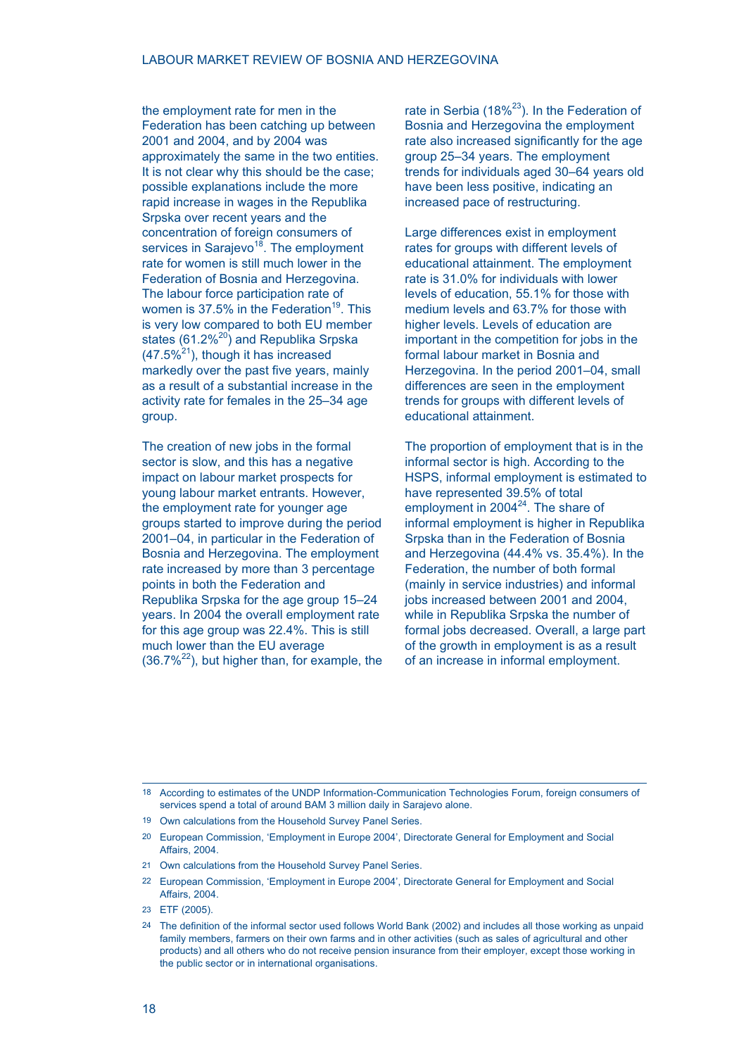the employment rate for men in the Federation has been catching up between 2001 and 2004, and by 2004 was approximately the same in the two entities. It is not clear why this should be the case; possible explanations include the more rapid increase in wages in the Republika Srpska over recent years and the concentration of foreign consumers of services in Sarajevo[18]. The employment rate for women is still much lower in the Federation of Bosnia and Herzegovina. The labour force participation rate of women is 37.5% in the Federation[19]. This is very low compared to both EU member states (61.2%[20]) and Republika Srpska (47.5%[21]), though it has increased markedly over the past five years, mainly as a result of a substantial increase in the activity rate for females in the 25–34 age group.

The creation of new jobs in the formal sector is slow, and this has a negative impact on labour market prospects for young labour market entrants. However, the employment rate for younger age groups started to improve during the period 2001–04, in particular in the Federation of Bosnia and Herzegovina. The employment rate increased by more than 3 percentage points in both the Federation and Republika Srpska for the age group 15–24 years. In 2004 the overall employment rate for this age group was 22.4%. This is still much lower than the EU average (36.7%[22]), but higher than, for example, the rate in Serbia (18%[23]). In the Federation of Bosnia and Herzegovina the employment rate also increased significantly for the age group 25–34 years. The employment trends for individuals aged 30–64 years old have been less positive, indicating an increased pace of restructuring.

Large differences exist in employment rates for groups with different levels of educational attainment. The employment rate is 31.0% for individuals with lower levels of education, 55.1% for those with medium levels and 63.7% for those with higher levels. Levels of education are important in the competition for jobs in the formal labour market in Bosnia and Herzegovina. In the period 2001–04, small differences are seen in the employment trends for groups with different levels of educational attainment.

The proportion of employment that is in the informal sector is high. According to the HSPS, informal employment is estimated to have represented 39.5% of total employment in 2004[24]. The share of informal employment is higher in Republika Srpska than in the Federation of Bosnia and Herzegovina (44.4% vs. 35.4%). In the Federation, the number of both formal (mainly in service industries) and informal jobs increased between 2001 and 2004, while in Republika Srpska the number of formal jobs decreased. Overall, a large part of the growth in employment is as a result of an increase in informal employment.

---

18 According to estimates of the UNDP Information-Communication Technologies Forum, foreign consumers of services spend a total of around BAM 3 million daily in Sarajevo alone.

19 Own calculations from the Household Survey Panel Series.

20 European Commission, 'Employment in Europe 2004', Directorate General for Employment and Social Affairs, 2004.

21 Own calculations from the Household Survey Panel Series.

22 European Commission, 'Employment in Europe 2004', Directorate General for Employment and Social Affairs, 2004.

23 ETF (2005).

24 The definition of the informal sector used follows World Bank (2002) and includes all those working as unpaid family members, farmers on their own farms and in other activities (such as sales of agricultural and other products) and all others who do not receive pension insurance from their employer, except those working in the public sector or in international organisations.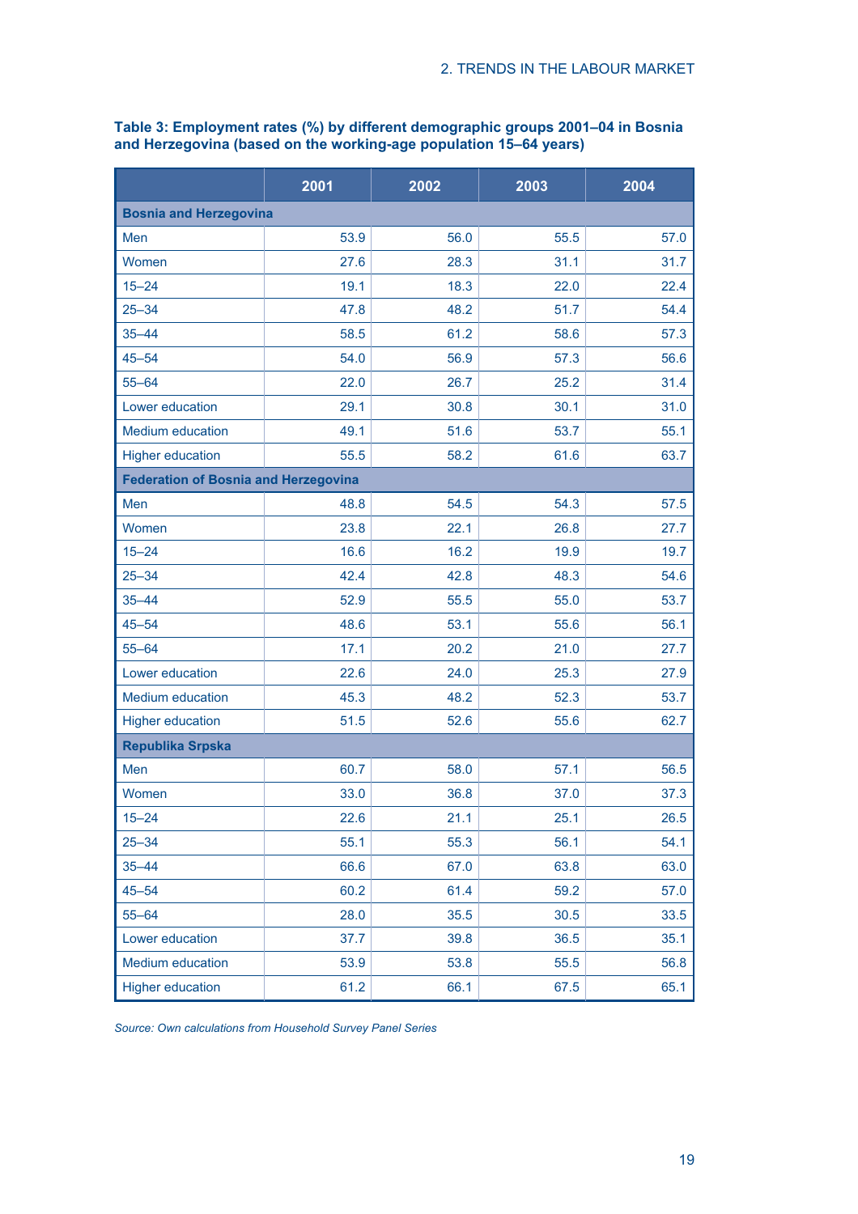**Table 3: Employment rates (%) by different demographic groups 2001–04 in Bosnia and Herzegovina (based on the working-age population 15–64 years)**

| | 2001 | 2002 | 2003 | 2004 |
|---|---|---|---|---|
| **Bosnia and Herzegovina** | | | | |
| Men | 53.9 | 56.0 | 55.5 | 57.0 |
| Women | 27.6 | 28.3 | 31.1 | 31.7 |
| 15–24 | 19.1 | 18.3 | 22.0 | 22.4 |
| 25–34 | 47.8 | 48.2 | 51.7 | 54.4 |
| 35–44 | 58.5 | 61.2 | 58.6 | 57.3 |
| 45–54 | 54.0 | 56.9 | 57.3 | 56.6 |
| 55–64 | 22.0 | 26.7 | 25.2 | 31.4 |
| Lower education | 29.1 | 30.8 | 30.1 | 31.0 |
| Medium education | 49.1 | 51.6 | 53.7 | 55.1 |
| Higher education | 55.5 | 58.2 | 61.6 | 63.7 |
| **Federation of Bosnia and Herzegovina** | | | | |
| Men | 48.8 | 54.5 | 54.3 | 57.5 |
| Women | 23.8 | 22.1 | 26.8 | 27.7 |
| 15–24 | 16.6 | 16.2 | 19.9 | 19.7 |
| 25–34 | 42.4 | 42.8 | 48.3 | 54.6 |
| 35–44 | 52.9 | 55.5 | 55.0 | 53.7 |
| 45–54 | 48.6 | 53.1 | 55.6 | 56.1 |
| 55–64 | 17.1 | 20.2 | 21.0 | 27.7 |
| Lower education | 22.6 | 24.0 | 25.3 | 27.9 |
| Medium education | 45.3 | 48.2 | 52.3 | 53.7 |
| Higher education | 51.5 | 52.6 | 55.6 | 62.7 |
| **Republika Srpska** | | | | |
| Men | 60.7 | 58.0 | 57.1 | 56.5 |
| Women | 33.0 | 36.8 | 37.0 | 37.3 |
| 15–24 | 22.6 | 21.1 | 25.1 | 26.5 |
| 25–34 | 55.1 | 55.3 | 56.1 | 54.1 |
| 35–44 | 66.6 | 67.0 | 63.8 | 63.0 |
| 45–54 | 60.2 | 61.4 | 59.2 | 57.0 |
| 55–64 | 28.0 | 35.5 | 30.5 | 33.5 |
| Lower education | 37.7 | 39.8 | 36.5 | 35.1 |
| Medium education | 53.9 | 53.8 | 55.5 | 56.8 |
| Higher education | 61.2 | 66.1 | 67.5 | 65.1 |

*Source: Own calculations from Household Survey Panel Series*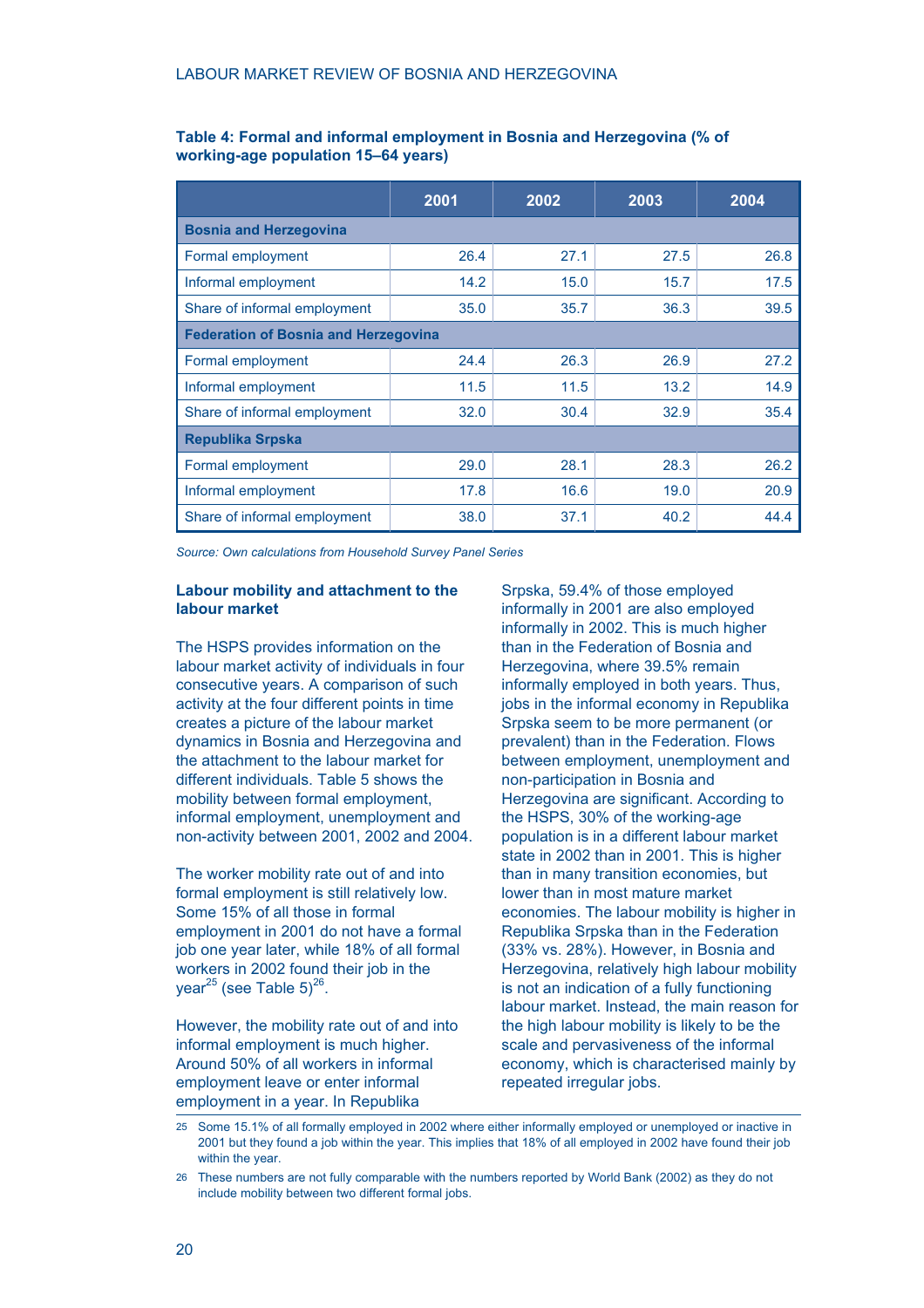**Table 4: Formal and informal employment in Bosnia and Herzegovina (% of working-age population 15–64 years)**

| | 2001 | 2002 | 2003 | 2004 |
|---|---|---|---|---|
| **Bosnia and Herzegovina** | | | | |
| Formal employment | 26.4 | 27.1 | 27.5 | 26.8 |
| Informal employment | 14.2 | 15.0 | 15.7 | 17.5 |
| Share of informal employment | 35.0 | 35.7 | 36.3 | 39.5 |
| **Federation of Bosnia and Herzegovina** | | | | |
| Formal employment | 24.4 | 26.3 | 26.9 | 27.2 |
| Informal employment | 11.5 | 11.5 | 13.2 | 14.9 |
| Share of informal employment | 32.0 | 30.4 | 32.9 | 35.4 |
| **Republika Srpska** | | | | |
| Formal employment | 29.0 | 28.1 | 28.3 | 26.2 |
| Informal employment | 17.8 | 16.6 | 19.0 | 20.9 |
| Share of informal employment | 38.0 | 37.1 | 40.2 | 44.4 |

*Source: Own calculations from Household Survey Panel Series*

### Labour mobility and attachment to the labour market

The HSPS provides information on the labour market activity of individuals in four consecutive years. A comparison of such activity at the four different points in time creates a picture of the labour market dynamics in Bosnia and Herzegovina and the attachment to the labour market for different individuals. Table 5 shows the mobility between formal employment, informal employment, unemployment and non-activity between 2001, 2002 and 2004.

The worker mobility rate out of and into formal employment is still relatively low. Some 15% of all those in formal employment in 2001 do not have a formal job one year later, while 18% of all formal workers in 2002 found their job in the year[25] (see Table 5)[26].

However, the mobility rate out of and into informal employment is much higher. Around 50% of all workers in informal employment leave or enter informal employment in a year. In Republika Srpska, 59.4% of those employed informally in 2001 are also employed informally in 2002. This is much higher than in the Federation of Bosnia and Herzegovina, where 39.5% remain informally employed in both years. Thus, jobs in the informal economy in Republika Srpska seem to be more permanent (or prevalent) than in the Federation. Flows between employment, unemployment and non-participation in Bosnia and Herzegovina are significant. According to the HSPS, 30% of the working-age population is in a different labour market state in 2002 than in 2001. This is higher than in many transition economies, but lower than in most mature market economies. The labour mobility is higher in Republika Srpska than in the Federation (33% vs. 28%). However, in Bosnia and Herzegovina, relatively high labour mobility is not an indication of a fully functioning labour market. Instead, the main reason for the high labour mobility is likely to be the scale and pervasiveness of the informal economy, which is characterised mainly by repeated irregular jobs.

[25] Some 15.1% of all formally employed in 2002 where either informally employed or unemployed or inactive in 2001 but they found a job within the year. This implies that 18% of all employed in 2002 have found their job within the year.

[26] These numbers are not fully comparable with the numbers reported by World Bank (2002) as they do not include mobility between two different formal jobs.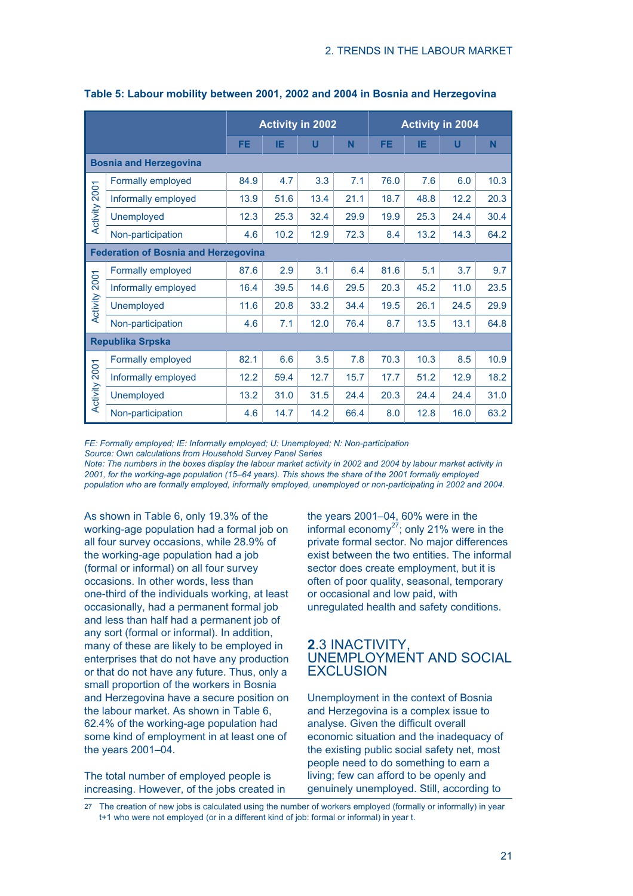**Table 5: Labour mobility between 2001, 2002 and 2004 in Bosnia and Herzegovina**

| | | Activity in 2002 | | | | Activity in 2004 | | | |
|---|---|---|---|---|---|---|---|---|---|
| | | FE | IE | U | N | FE | IE | U | N |
| **Bosnia and Herzegovina** | | | | | | | | | |
| Activity 2001 | Formally employed | 84.9 | 4.7 | 3.3 | 7.1 | 76.0 | 7.6 | 6.0 | 10.3 |
| | Informally employed | 13.9 | 51.6 | 13.4 | 21.1 | 18.7 | 48.8 | 12.2 | 20.3 |
| | Unemployed | 12.3 | 25.3 | 32.4 | 29.9 | 19.9 | 25.3 | 24.4 | 30.4 |
| | Non-participation | 4.6 | 10.2 | 12.9 | 72.3 | 8.4 | 13.2 | 14.3 | 64.2 |
| **Federation of Bosnia and Herzegovina** | | | | | | | | | |
| Activity 2001 | Formally employed | 87.6 | 2.9 | 3.1 | 6.4 | 81.6 | 5.1 | 3.7 | 9.7 |
| | Informally employed | 16.4 | 39.5 | 14.6 | 29.5 | 20.3 | 45.2 | 11.0 | 23.5 |
| | Unemployed | 11.6 | 20.8 | 33.2 | 34.4 | 19.5 | 26.1 | 24.5 | 29.9 |
| | Non-participation | 4.6 | 7.1 | 12.0 | 76.4 | 8.7 | 13.5 | 13.1 | 64.8 |
| **Republika Srpska** | | | | | | | | | |
| Activity 2001 | Formally employed | 82.1 | 6.6 | 3.5 | 7.8 | 70.3 | 10.3 | 8.5 | 10.9 |
| | Informally employed | 12.2 | 59.4 | 12.7 | 15.7 | 17.7 | 51.2 | 12.9 | 18.2 |
| | Unemployed | 13.2 | 31.0 | 31.5 | 24.4 | 20.3 | 24.4 | 24.4 | 31.0 |
| | Non-participation | 4.6 | 14.7 | 14.2 | 66.4 | 8.0 | 12.8 | 16.0 | 63.2 |

*FE: Formally employed; IE: Informally employed; U: Unemployed; N: Non-participation*
*Source: Own calculations from Household Survey Panel Series*
*Note: The numbers in the boxes display the labour market activity in 2002 and 2004 by labour market activity in 2001, for the working-age population (15–64 years). This shows the share of the 2001 formally employed population who are formally employed, informally employed, unemployed or non-participating in 2002 and 2004.*

As shown in Table 6, only 19.3% of the working-age population had a formal job on all four survey occasions, while 28.9% of the working-age population had a job (formal or informal) on all four survey occasions. In other words, less than one-third of the individuals working, at least occasionally, had a permanent formal job and less than half had a permanent job of any sort (formal or informal). In addition, many of these are likely to be employed in enterprises that do not have any production or that do not have any future. Thus, only a small proportion of the workers in Bosnia and Herzegovina have a secure position on the labour market. As shown in Table 6, 62.4% of the working-age population had some kind of employment in at least one of the years 2001–04.

The total number of employed people is increasing. However, of the jobs created in the years 2001–04, 60% were in the informal economy[27]; only 21% were in the private formal sector. No major differences exist between the two entities. The informal sector does create employment, but it is often of poor quality, seasonal, temporary or occasional and low paid, with unregulated health and safety conditions.

## 2.3 INACTIVITY, UNEMPLOYMENT AND SOCIAL EXCLUSION

Unemployment in the context of Bosnia and Herzegovina is a complex issue to analyse. Given the difficult overall economic situation and the inadequacy of the existing public social safety net, most people need to do something to earn a living; few can afford to be openly and genuinely unemployed. Still, according to

27 The creation of new jobs is calculated using the number of workers employed (formally or informally) in year t+1 who were not employed (or in a different kind of job: formal or informal) in year t.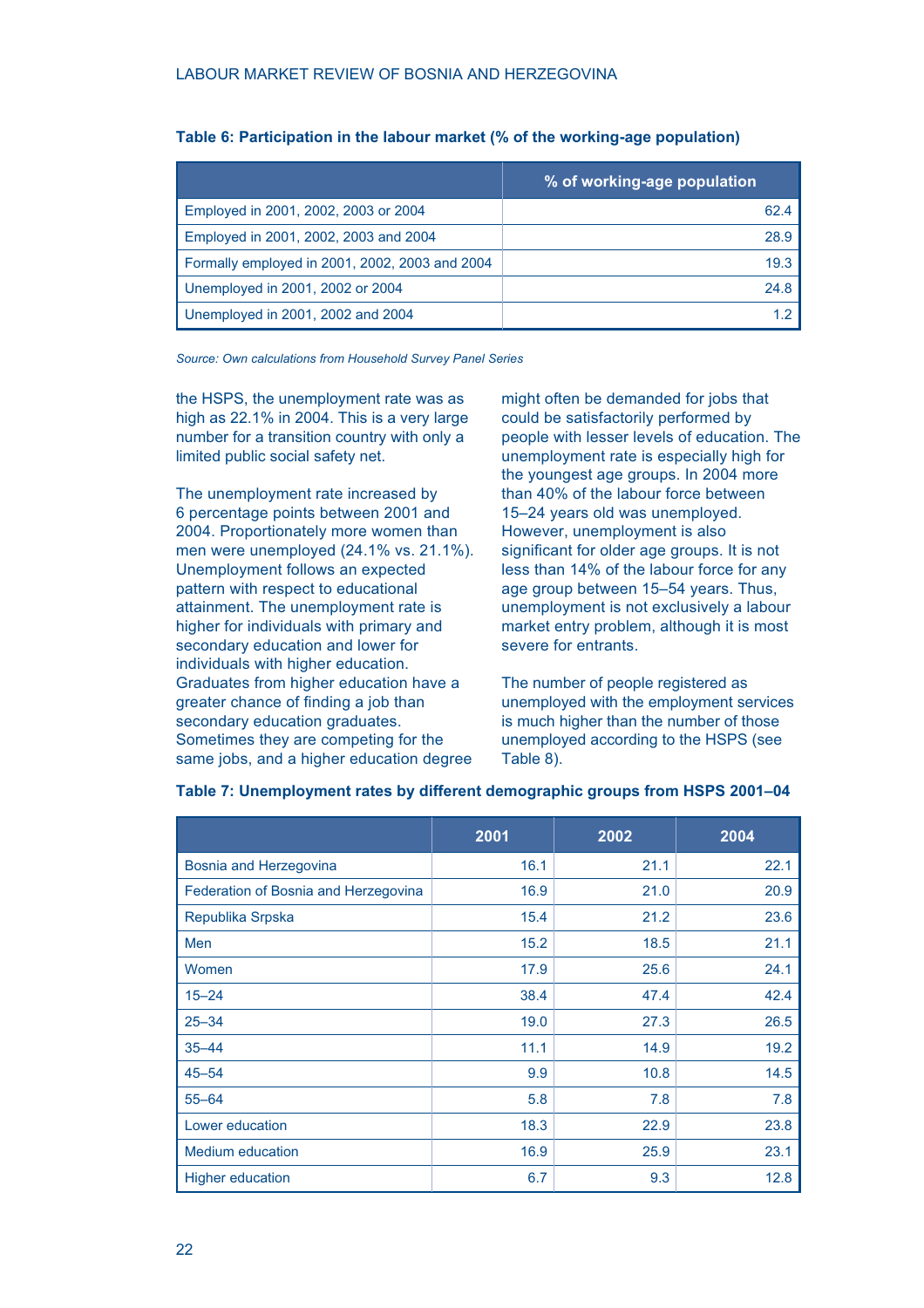**Table 6: Participation in the labour market (% of the working-age population)**

| | % of working-age population |
|---|---|
| Employed in 2001, 2002, 2003 or 2004 | 62.4 |
| Employed in 2001, 2002, 2003 and 2004 | 28.9 |
| Formally employed in 2001, 2002, 2003 and 2004 | 19.3 |
| Unemployed in 2001, 2002 or 2004 | 24.8 |
| Unemployed in 2001, 2002 and 2004 | 1.2 |

*Source: Own calculations from Household Survey Panel Series*

the HSPS, the unemployment rate was as high as 22.1% in 2004. This is a very large number for a transition country with only a limited public social safety net.

The unemployment rate increased by 6 percentage points between 2001 and 2004. Proportionately more women than men were unemployed (24.1% vs. 21.1%). Unemployment follows an expected pattern with respect to educational attainment. The unemployment rate is higher for individuals with primary and secondary education and lower for individuals with higher education. Graduates from higher education have a greater chance of finding a job than secondary education graduates. Sometimes they are competing for the same jobs, and a higher education degree might often be demanded for jobs that could be satisfactorily performed by people with lesser levels of education. The unemployment rate is especially high for the youngest age groups. In 2004 more than 40% of the labour force between 15–24 years old was unemployed. However, unemployment is also significant for older age groups. It is not less than 14% of the labour force for any age group between 15–54 years. Thus, unemployment is not exclusively a labour market entry problem, although it is most severe for entrants.

The number of people registered as unemployed with the employment services is much higher than the number of those unemployed according to the HSPS (see Table 8).

**Table 7: Unemployment rates by different demographic groups from HSPS 2001–04**

| | 2001 | 2002 | 2004 |
|---|---|---|---|
| Bosnia and Herzegovina | 16.1 | 21.1 | 22.1 |
| Federation of Bosnia and Herzegovina | 16.9 | 21.0 | 20.9 |
| Republika Srpska | 15.4 | 21.2 | 23.6 |
| Men | 15.2 | 18.5 | 21.1 |
| Women | 17.9 | 25.6 | 24.1 |
| 15–24 | 38.4 | 47.4 | 42.4 |
| 25–34 | 19.0 | 27.3 | 26.5 |
| 35–44 | 11.1 | 14.9 | 19.2 |
| 45–54 | 9.9 | 10.8 | 14.5 |
| 55–64 | 5.8 | 7.8 | 7.8 |
| Lower education | 18.3 | 22.9 | 23.8 |
| Medium education | 16.9 | 25.9 | 23.1 |
| Higher education | 6.7 | 9.3 | 12.8 |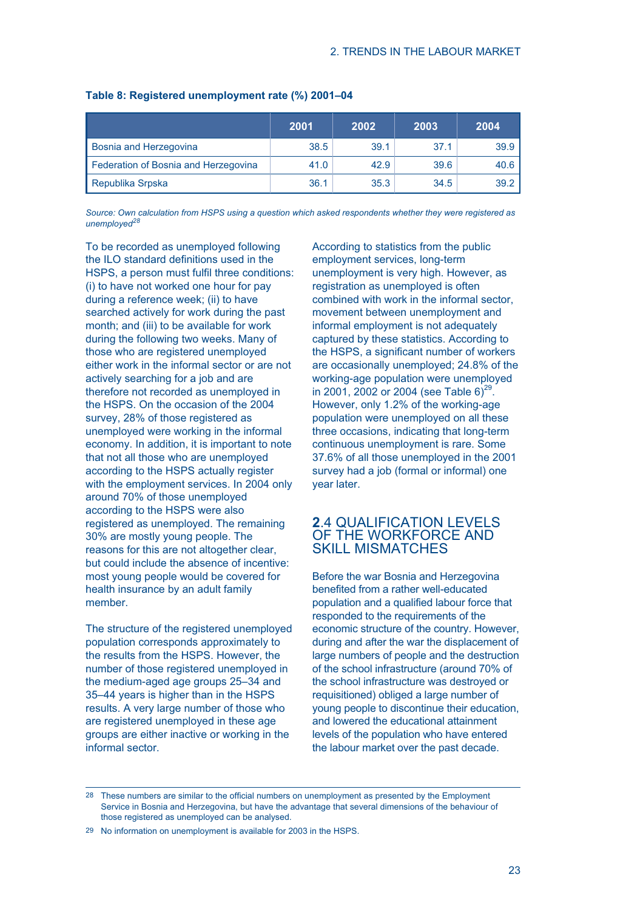**Table 8: Registered unemployment rate (%) 2001–04**

| | 2001 | 2002 | 2003 | 2004 |
|---|---|---|---|---|
| Bosnia and Herzegovina | 38.5 | 39.1 | 37.1 | 39.9 |
| Federation of Bosnia and Herzegovina | 41.0 | 42.9 | 39.6 | 40.6 |
| Republika Srpska | 36.1 | 35.3 | 34.5 | 39.2 |

*Source: Own calculation from HSPS using a question which asked respondents whether they were registered as unemployed[28]*

To be recorded as unemployed following the ILO standard definitions used in the HSPS, a person must fulfil three conditions: (i) to have not worked one hour for pay during a reference week; (ii) to have searched actively for work during the past month; and (iii) to be available for work during the following two weeks. Many of those who are registered unemployed either work in the informal sector or are not actively searching for a job and are therefore not recorded as unemployed in the HSPS. On the occasion of the 2004 survey, 28% of those registered as unemployed were working in the informal economy. In addition, it is important to note that not all those who are unemployed according to the HSPS actually register with the employment services. In 2004 only around 70% of those unemployed according to the HSPS were also registered as unemployed. The remaining 30% are mostly young people. The reasons for this are not altogether clear, but could include the absence of incentive: most young people would be covered for health insurance by an adult family member.

The structure of the registered unemployed population corresponds approximately to the results from the HSPS. However, the number of those registered unemployed in the medium-aged age groups 25–34 and 35–44 years is higher than in the HSPS results. A very large number of those who are registered unemployed in these age groups are either inactive or working in the informal sector.

According to statistics from the public employment services, long-term unemployment is very high. However, as registration as unemployed is often combined with work in the informal sector, movement between unemployment and informal employment is not adequately captured by these statistics. According to the HSPS, a significant number of workers are occasionally unemployed; 24.8% of the working-age population were unemployed in 2001, 2002 or 2004 (see Table 6)[29]. However, only 1.2% of the working-age population were unemployed on all these three occasions, indicating that long-term continuous unemployment is rare. Some 37.6% of all those unemployed in the 2001 survey had a job (formal or informal) one year later.

## 2.4 QUALIFICATION LEVELS OF THE WORKFORCE AND SKILL MISMATCHES

Before the war Bosnia and Herzegovina benefited from a rather well-educated population and a qualified labour force that responded to the requirements of the economic structure of the country. However, during and after the war the displacement of large numbers of people and the destruction of the school infrastructure (around 70% of the school infrastructure was destroyed or requisitioned) obliged a large number of young people to discontinue their education, and lowered the educational attainment levels of the population who have entered the labour market over the past decade.

---

28 These numbers are similar to the official numbers on unemployment as presented by the Employment Service in Bosnia and Herzegovina, but have the advantage that several dimensions of the behaviour of those registered as unemployed can be analysed.

29 No information on unemployment is available for 2003 in the HSPS.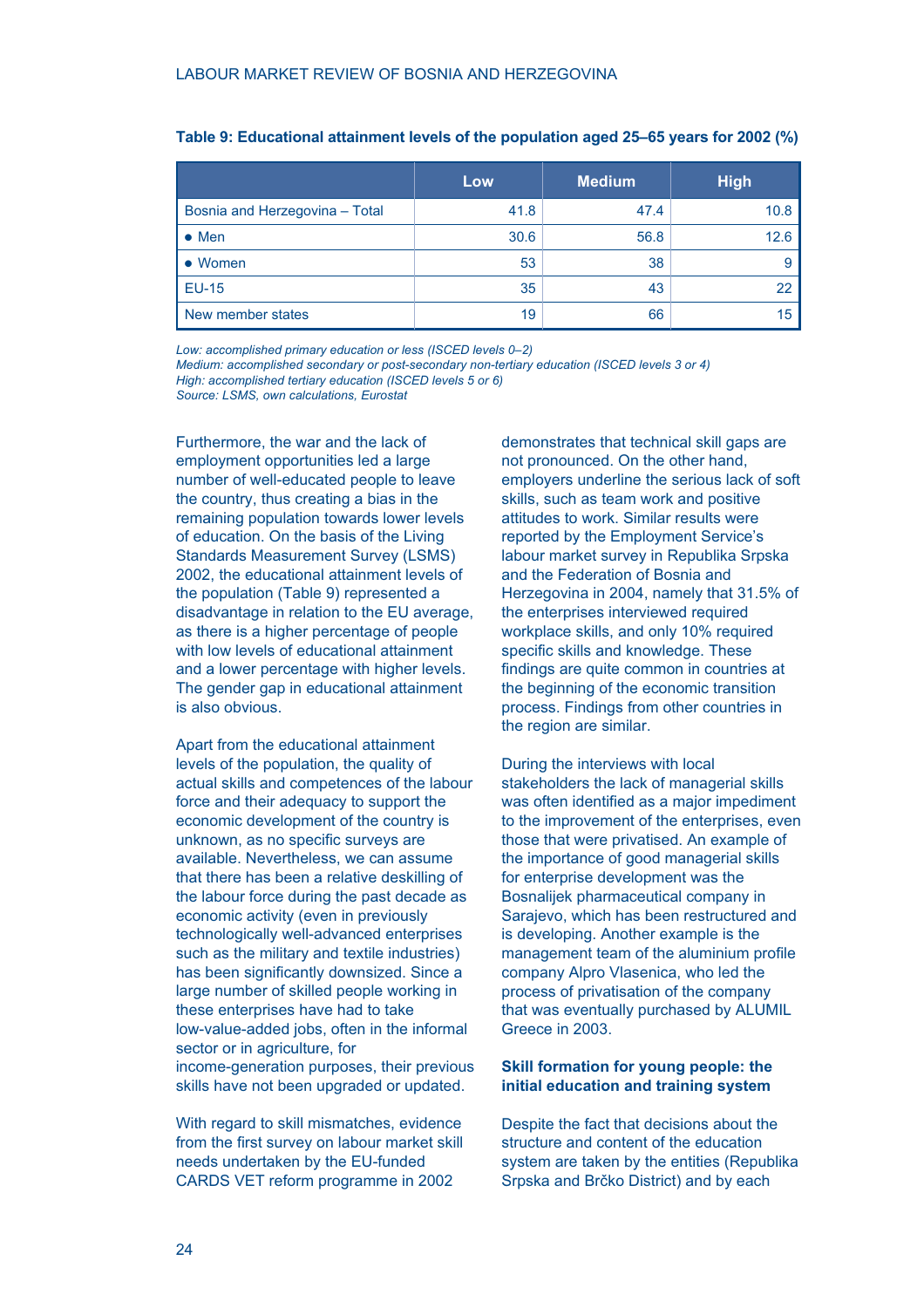**Table 9: Educational attainment levels of the population aged 25–65 years for 2002 (%)**

| | Low | Medium | High |
|---|---|---|---|
| Bosnia and Herzegovina – Total | 41.8 | 47.4 | 10.8 |
| • Men | 30.6 | 56.8 | 12.6 |
| • Women | 53 | 38 | 9 |
| EU-15 | 35 | 43 | 22 |
| New member states | 19 | 66 | 15 |

*Low: accomplished primary education or less (ISCED levels 0–2)*
*Medium: accomplished secondary or post-secondary non-tertiary education (ISCED levels 3 or 4)*
*High: accomplished tertiary education (ISCED levels 5 or 6)*
*Source: LSMS, own calculations, Eurostat*

Furthermore, the war and the lack of employment opportunities led a large number of well-educated people to leave the country, thus creating a bias in the remaining population towards lower levels of education. On the basis of the Living Standards Measurement Survey (LSMS) 2002, the educational attainment levels of the population (Table 9) represented a disadvantage in relation to the EU average, as there is a higher percentage of people with low levels of educational attainment and a lower percentage with higher levels. The gender gap in educational attainment is also obvious.

Apart from the educational attainment levels of the population, the quality of actual skills and competences of the labour force and their adequacy to support the economic development of the country is unknown, as no specific surveys are available. Nevertheless, we can assume that there has been a relative deskilling of the labour force during the past decade as economic activity (even in previously technologically well-advanced enterprises such as the military and textile industries) has been significantly downsized. Since a large number of skilled people working in these enterprises have had to take low-value-added jobs, often in the informal sector or in agriculture, for income-generation purposes, their previous skills have not been upgraded or updated.

With regard to skill mismatches, evidence from the first survey on labour market skill needs undertaken by the EU-funded CARDS VET reform programme in 2002 demonstrates that technical skill gaps are not pronounced. On the other hand, employers underline the serious lack of soft skills, such as team work and positive attitudes to work. Similar results were reported by the Employment Service's labour market survey in Republika Srpska and the Federation of Bosnia and Herzegovina in 2004, namely that 31.5% of the enterprises interviewed required workplace skills, and only 10% required specific skills and knowledge. These findings are quite common in countries at the beginning of the economic transition process. Findings from other countries in the region are similar.

During the interviews with local stakeholders the lack of managerial skills was often identified as a major impediment to the improvement of the enterprises, even those that were privatised. An example of the importance of good managerial skills for enterprise development was the Bosnalijek pharmaceutical company in Sarajevo, which has been restructured and is developing. Another example is the management team of the aluminium profile company Alpro Vlasenica, who led the process of privatisation of the company that was eventually purchased by ALUMIL Greece in 2003.

### Skill formation for young people: the initial education and training system

Despite the fact that decisions about the structure and content of the education system are taken by the entities (Republika Srpska and Brčko District) and by each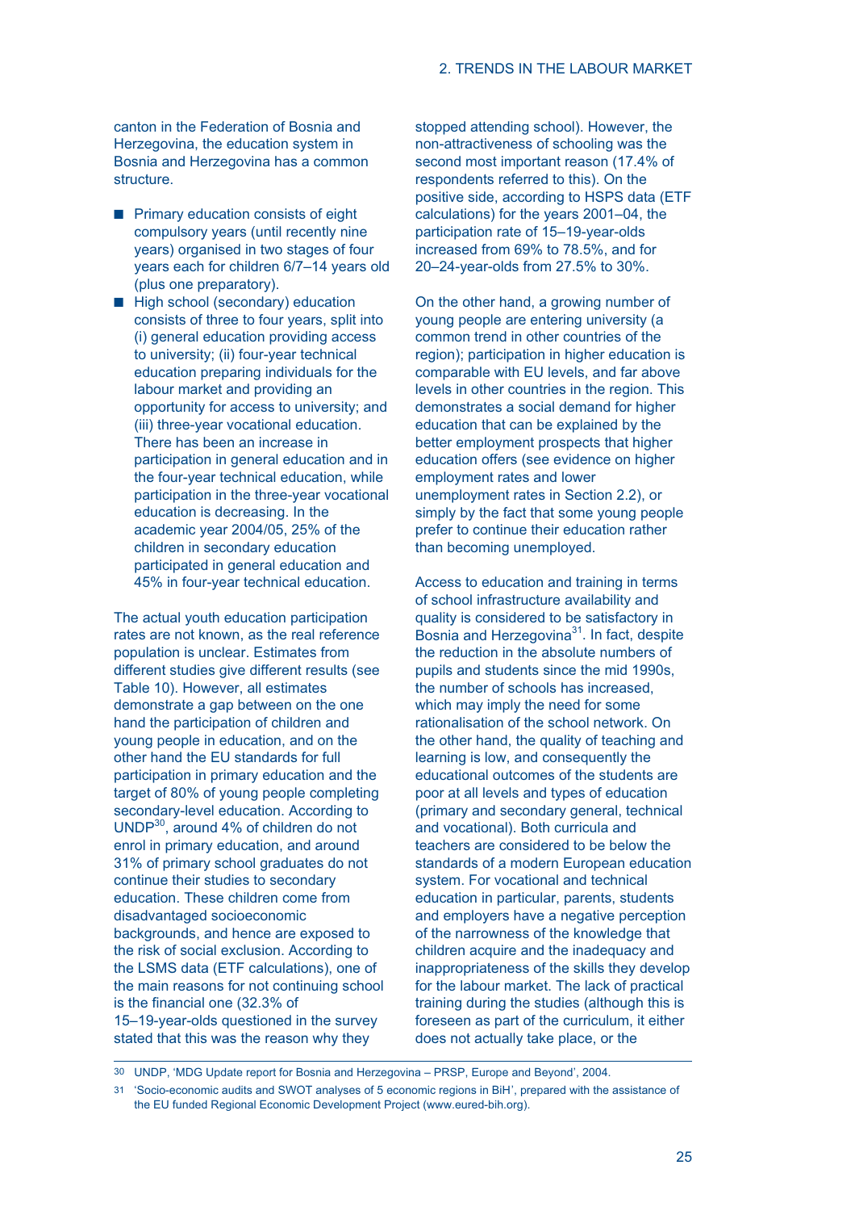canton in the Federation of Bosnia and Herzegovina, the education system in Bosnia and Herzegovina has a common structure.

- Primary education consists of eight compulsory years (until recently nine years) organised in two stages of four years each for children 6/7–14 years old (plus one preparatory).
- High school (secondary) education consists of three to four years, split into (i) general education providing access to university; (ii) four-year technical education preparing individuals for the labour market and providing an opportunity for access to university; and (iii) three-year vocational education. There has been an increase in participation in general education and in the four-year technical education, while participation in the three-year vocational education is decreasing. In the academic year 2004/05, 25% of the children in secondary education participated in general education and 45% in four-year technical education.

The actual youth education participation rates are not known, as the real reference population is unclear. Estimates from different studies give different results (see Table 10). However, all estimates demonstrate a gap between on the one hand the participation of children and young people in education, and on the other hand the EU standards for full participation in primary education and the target of 80% of young people completing secondary-level education. According to UNDP[30], around 4% of children do not enrol in primary education, and around 31% of primary school graduates do not continue their studies to secondary education. These children come from disadvantaged socioeconomic backgrounds, and hence are exposed to the risk of social exclusion. According to the LSMS data (ETF calculations), one of the main reasons for not continuing school is the financial one (32.3% of 15–19-year-olds questioned in the survey stated that this was the reason why they stopped attending school). However, the non-attractiveness of schooling was the second most important reason (17.4% of respondents referred to this). On the positive side, according to HSPS data (ETF calculations) for the years 2001–04, the participation rate of 15–19-year-olds increased from 69% to 78.5%, and for 20–24-year-olds from 27.5% to 30%.

On the other hand, a growing number of young people are entering university (a common trend in other countries of the region); participation in higher education is comparable with EU levels, and far above levels in other countries in the region. This demonstrates a social demand for higher education that can be explained by the better employment prospects that higher education offers (see evidence on higher employment rates and lower unemployment rates in Section 2.2), or simply by the fact that some young people prefer to continue their education rather than becoming unemployed.

Access to education and training in terms of school infrastructure availability and quality is considered to be satisfactory in Bosnia and Herzegovina[31]. In fact, despite the reduction in the absolute numbers of pupils and students since the mid 1990s, the number of schools has increased, which may imply the need for some rationalisation of the school network. On the other hand, the quality of teaching and learning is low, and consequently the educational outcomes of the students are poor at all levels and types of education (primary and secondary general, technical and vocational). Both curricula and teachers are considered to be below the standards of a modern European education system. For vocational and technical education in particular, parents, students and employers have a negative perception of the narrowness of the knowledge that children acquire and the inadequacy and inappropriateness of the skills they develop for the labour market. The lack of practical training during the studies (although this is foreseen as part of the curriculum, it either does not actually take place, or the

---

30 UNDP, 'MDG Update report for Bosnia and Herzegovina – PRSP, Europe and Beyond', 2004.

31 'Socio-economic audits and SWOT analyses of 5 economic regions in BiH', prepared with the assistance of the EU funded Regional Economic Development Project (www.eured-bih.org).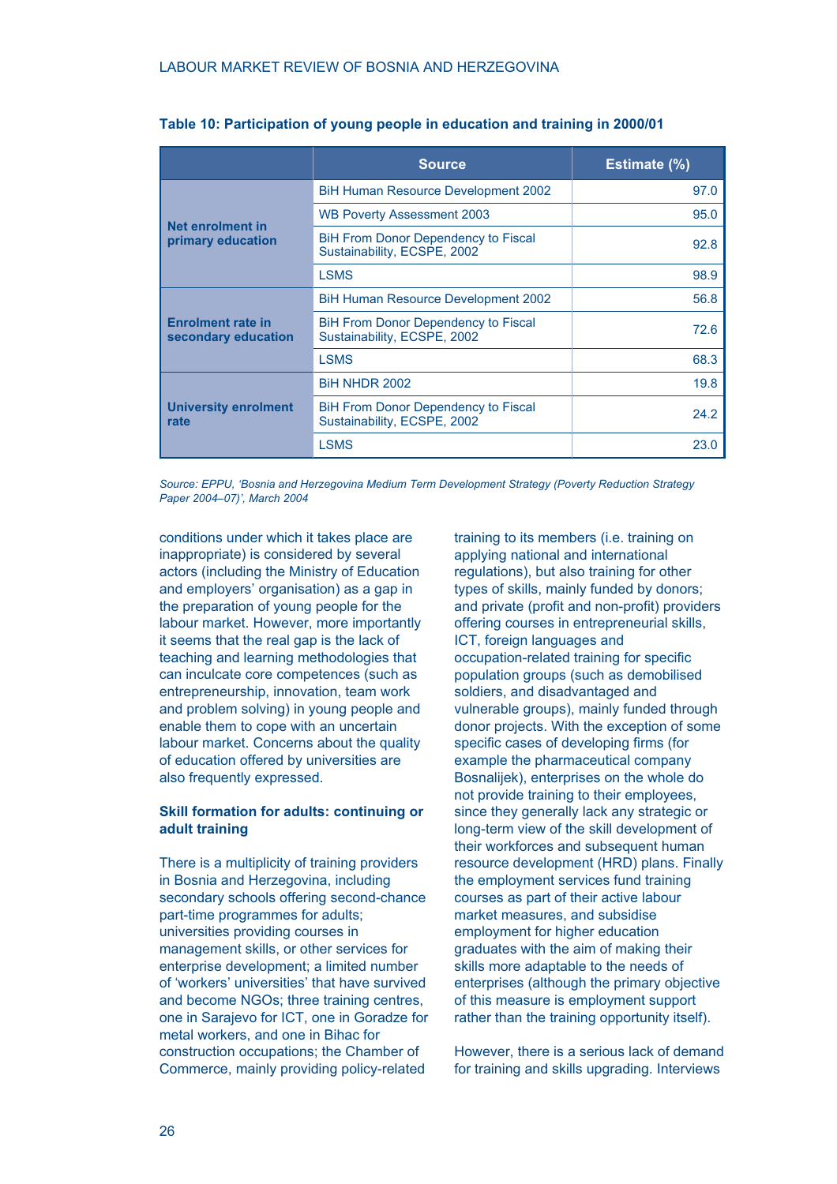**Table 10: Participation of young people in education and training in 2000/01**

| | Source | Estimate (%) |
|---|---|---|
| **Net enrolment in primary education** | BiH Human Resource Development 2002 | 97.0 |
| | WB Poverty Assessment 2003 | 95.0 |
| | BiH From Donor Dependency to Fiscal Sustainability, ECSPE, 2002 | 92.8 |
| | LSMS | 98.9 |
| **Enrolment rate in secondary education** | BiH Human Resource Development 2002 | 56.8 |
| | BiH From Donor Dependency to Fiscal Sustainability, ECSPE, 2002 | 72.6 |
| | LSMS | 68.3 |
| **University enrolment rate** | BiH NHDR 2002 | 19.8 |
| | BiH From Donor Dependency to Fiscal Sustainability, ECSPE, 2002 | 24.2 |
| | LSMS | 23.0 |

*Source: EPPU, 'Bosnia and Herzegovina Medium Term Development Strategy (Poverty Reduction Strategy Paper 2004–07)', March 2004*

conditions under which it takes place are inappropriate) is considered by several actors (including the Ministry of Education and employers' organisation) as a gap in the preparation of young people for the labour market. However, more importantly it seems that the real gap is the lack of teaching and learning methodologies that can inculcate core competences (such as entrepreneurship, innovation, team work and problem solving) in young people and enable them to cope with an uncertain labour market. Concerns about the quality of education offered by universities are also frequently expressed.

### Skill formation for adults: continuing or adult training

There is a multiplicity of training providers in Bosnia and Herzegovina, including secondary schools offering second-chance part-time programmes for adults; universities providing courses in management skills, or other services for enterprise development; a limited number of 'workers' universities' that have survived and become NGOs; three training centres, one in Sarajevo for ICT, one in Goradze for metal workers, and one in Bihac for construction occupations; the Chamber of Commerce, mainly providing policy-related training to its members (i.e. training on applying national and international regulations), but also training for other types of skills, mainly funded by donors; and private (profit and non-profit) providers offering courses in entrepreneurial skills, ICT, foreign languages and occupation-related training for specific population groups (such as demobilised soldiers, and disadvantaged and vulnerable groups), mainly funded through donor projects. With the exception of some specific cases of developing firms (for example the pharmaceutical company Bosnalijek), enterprises on the whole do not provide training to their employees, since they generally lack any strategic or long-term view of the skill development of their workforces and subsequent human resource development (HRD) plans. Finally the employment services fund training courses as part of their active labour market measures, and subsidise employment for higher education graduates with the aim of making their skills more adaptable to the needs of enterprises (although the primary objective of this measure is employment support rather than the training opportunity itself).

However, there is a serious lack of demand for training and skills upgrading. Interviews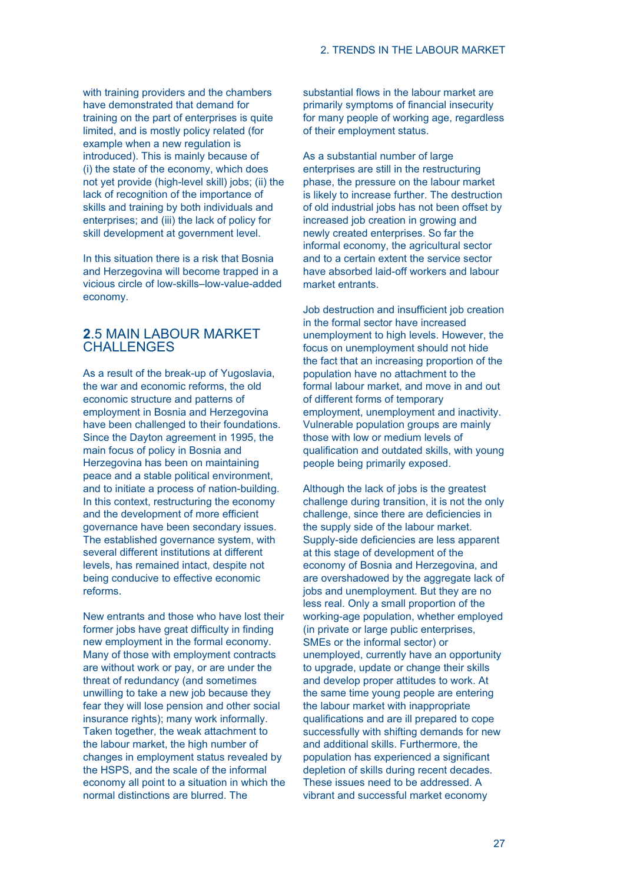with training providers and the chambers have demonstrated that demand for training on the part of enterprises is quite limited, and is mostly policy related (for example when a new regulation is introduced). This is mainly because of (i) the state of the economy, which does not yet provide (high-level skill) jobs; (ii) the lack of recognition of the importance of skills and training by both individuals and enterprises; and (iii) the lack of policy for skill development at government level.

In this situation there is a risk that Bosnia and Herzegovina will become trapped in a vicious circle of low-skills–low-value-added economy.

## 2.5 MAIN LABOUR MARKET CHALLENGES

As a result of the break-up of Yugoslavia, the war and economic reforms, the old economic structure and patterns of employment in Bosnia and Herzegovina have been challenged to their foundations. Since the Dayton agreement in 1995, the main focus of policy in Bosnia and Herzegovina has been on maintaining peace and a stable political environment, and to initiate a process of nation-building. In this context, restructuring the economy and the development of more efficient governance have been secondary issues. The established governance system, with several different institutions at different levels, has remained intact, despite not being conducive to effective economic reforms.

New entrants and those who have lost their former jobs have great difficulty in finding new employment in the formal economy. Many of those with employment contracts are without work or pay, or are under the threat of redundancy (and sometimes unwilling to take a new job because they fear they will lose pension and other social insurance rights); many work informally. Taken together, the weak attachment to the labour market, the high number of changes in employment status revealed by the HSPS, and the scale of the informal economy all point to a situation in which the normal distinctions are blurred. The substantial flows in the labour market are primarily symptoms of financial insecurity for many people of working age, regardless of their employment status.

As a substantial number of large enterprises are still in the restructuring phase, the pressure on the labour market is likely to increase further. The destruction of old industrial jobs has not been offset by increased job creation in growing and newly created enterprises. So far the informal economy, the agricultural sector and to a certain extent the service sector have absorbed laid-off workers and labour market entrants.

Job destruction and insufficient job creation in the formal sector have increased unemployment to high levels. However, the focus on unemployment should not hide the fact that an increasing proportion of the population have no attachment to the formal labour market, and move in and out of different forms of temporary employment, unemployment and inactivity. Vulnerable population groups are mainly those with low or medium levels of qualification and outdated skills, with young people being primarily exposed.

Although the lack of jobs is the greatest challenge during transition, it is not the only challenge, since there are deficiencies in the supply side of the labour market. Supply-side deficiencies are less apparent at this stage of development of the economy of Bosnia and Herzegovina, and are overshadowed by the aggregate lack of jobs and unemployment. But they are no less real. Only a small proportion of the working-age population, whether employed (in private or large public enterprises, SMEs or the informal sector) or unemployed, currently have an opportunity to upgrade, update or change their skills and develop proper attitudes to work. At the same time young people are entering the labour market with inappropriate qualifications and are ill prepared to cope successfully with shifting demands for new and additional skills. Furthermore, the population has experienced a significant depletion of skills during recent decades. These issues need to be addressed. A vibrant and successful market economy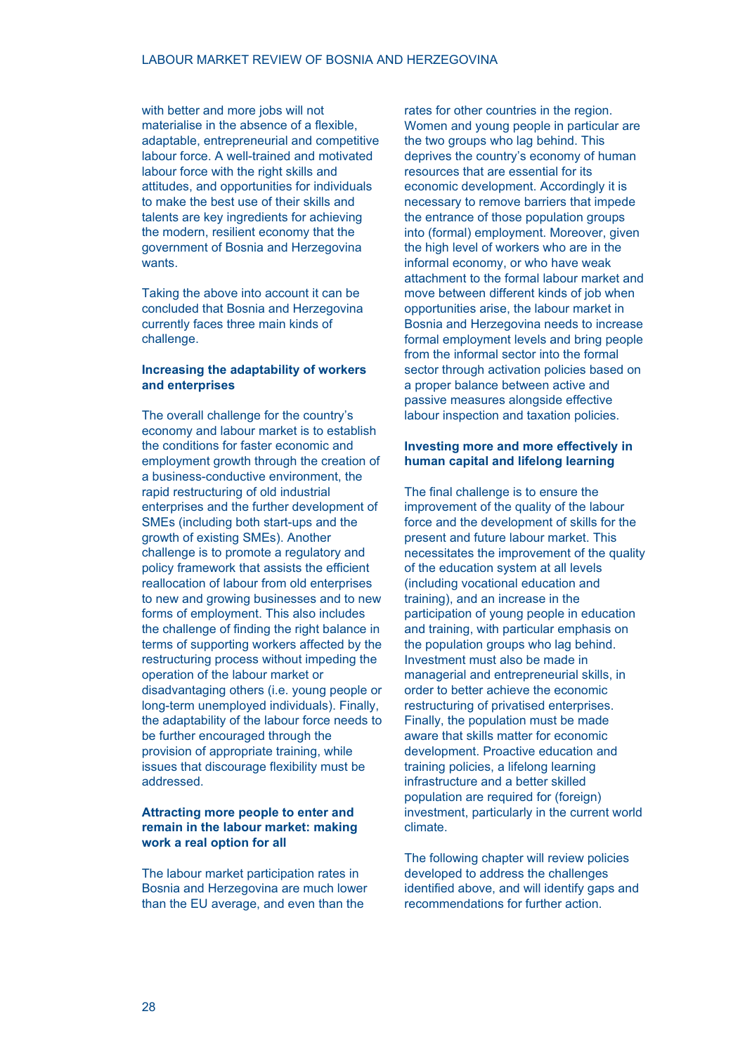with better and more jobs will not materialise in the absence of a flexible, adaptable, entrepreneurial and competitive labour force. A well-trained and motivated labour force with the right skills and attitudes, and opportunities for individuals to make the best use of their skills and talents are key ingredients for achieving the modern, resilient economy that the government of Bosnia and Herzegovina wants.

Taking the above into account it can be concluded that Bosnia and Herzegovina currently faces three main kinds of challenge.

**Increasing the adaptability of workers and enterprises**

The overall challenge for the country's economy and labour market is to establish the conditions for faster economic and employment growth through the creation of a business-conductive environment, the rapid restructuring of old industrial enterprises and the further development of SMEs (including both start-ups and the growth of existing SMEs). Another challenge is to promote a regulatory and policy framework that assists the efficient reallocation of labour from old enterprises to new and growing businesses and to new forms of employment. This also includes the challenge of finding the right balance in terms of supporting workers affected by the restructuring process without impeding the operation of the labour market or disadvantaging others (i.e. young people or long-term unemployed individuals). Finally, the adaptability of the labour force needs to be further encouraged through the provision of appropriate training, while issues that discourage flexibility must be addressed.

**Attracting more people to enter and remain in the labour market: making work a real option for all**

The labour market participation rates in Bosnia and Herzegovina are much lower than the EU average, and even than the rates for other countries in the region. Women and young people in particular are the two groups who lag behind. This deprives the country's economy of human resources that are essential for its economic development. Accordingly it is necessary to remove barriers that impede the entrance of those population groups into (formal) employment. Moreover, given the high level of workers who are in the informal economy, or who have weak attachment to the formal labour market and move between different kinds of job when opportunities arise, the labour market in Bosnia and Herzegovina needs to increase formal employment levels and bring people from the informal sector into the formal sector through activation policies based on a proper balance between active and passive measures alongside effective labour inspection and taxation policies.

**Investing more and more effectively in human capital and lifelong learning**

The final challenge is to ensure the improvement of the quality of the labour force and the development of skills for the present and future labour market. This necessitates the improvement of the quality of the education system at all levels (including vocational education and training), and an increase in the participation of young people in education and training, with particular emphasis on the population groups who lag behind. Investment must also be made in managerial and entrepreneurial skills, in order to better achieve the economic restructuring of privatised enterprises. Finally, the population must be made aware that skills matter for economic development. Proactive education and training policies, a lifelong learning infrastructure and a better skilled population are required for (foreign) investment, particularly in the current world climate.

The following chapter will review policies developed to address the challenges identified above, and will identify gaps and recommendations for further action.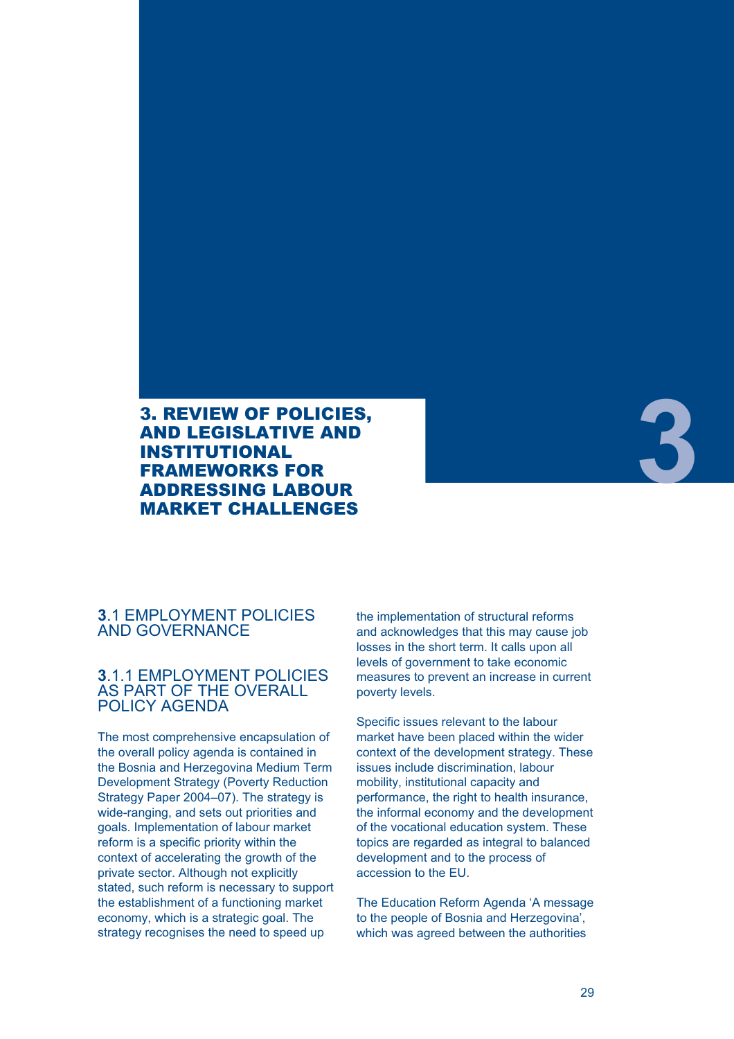# 3. REVIEW OF POLICIES, AND LEGISLATIVE AND INSTITUTIONAL FRAMEWORKS FOR ADDRESSING LABOUR MARKET CHALLENGES

## 3.1 EMPLOYMENT POLICIES AND GOVERNANCE

### 3.1.1 EMPLOYMENT POLICIES AS PART OF THE OVERALL POLICY AGENDA

The most comprehensive encapsulation of the overall policy agenda is contained in the Bosnia and Herzegovina Medium Term Development Strategy (Poverty Reduction Strategy Paper 2004–07). The strategy is wide-ranging, and sets out priorities and goals. Implementation of labour market reform is a specific priority within the context of accelerating the growth of the private sector. Although not explicitly stated, such reform is necessary to support the establishment of a functioning market economy, which is a strategic goal. The strategy recognises the need to speed up the implementation of structural reforms and acknowledges that this may cause job losses in the short term. It calls upon all levels of government to take economic measures to prevent an increase in current poverty levels.

Specific issues relevant to the labour market have been placed within the wider context of the development strategy. These issues include discrimination, labour mobility, institutional capacity and performance, the right to health insurance, the informal economy and the development of the vocational education system. These topics are regarded as integral to balanced development and to the process of accession to the EU.

The Education Reform Agenda 'A message to the people of Bosnia and Herzegovina', which was agreed between the authorities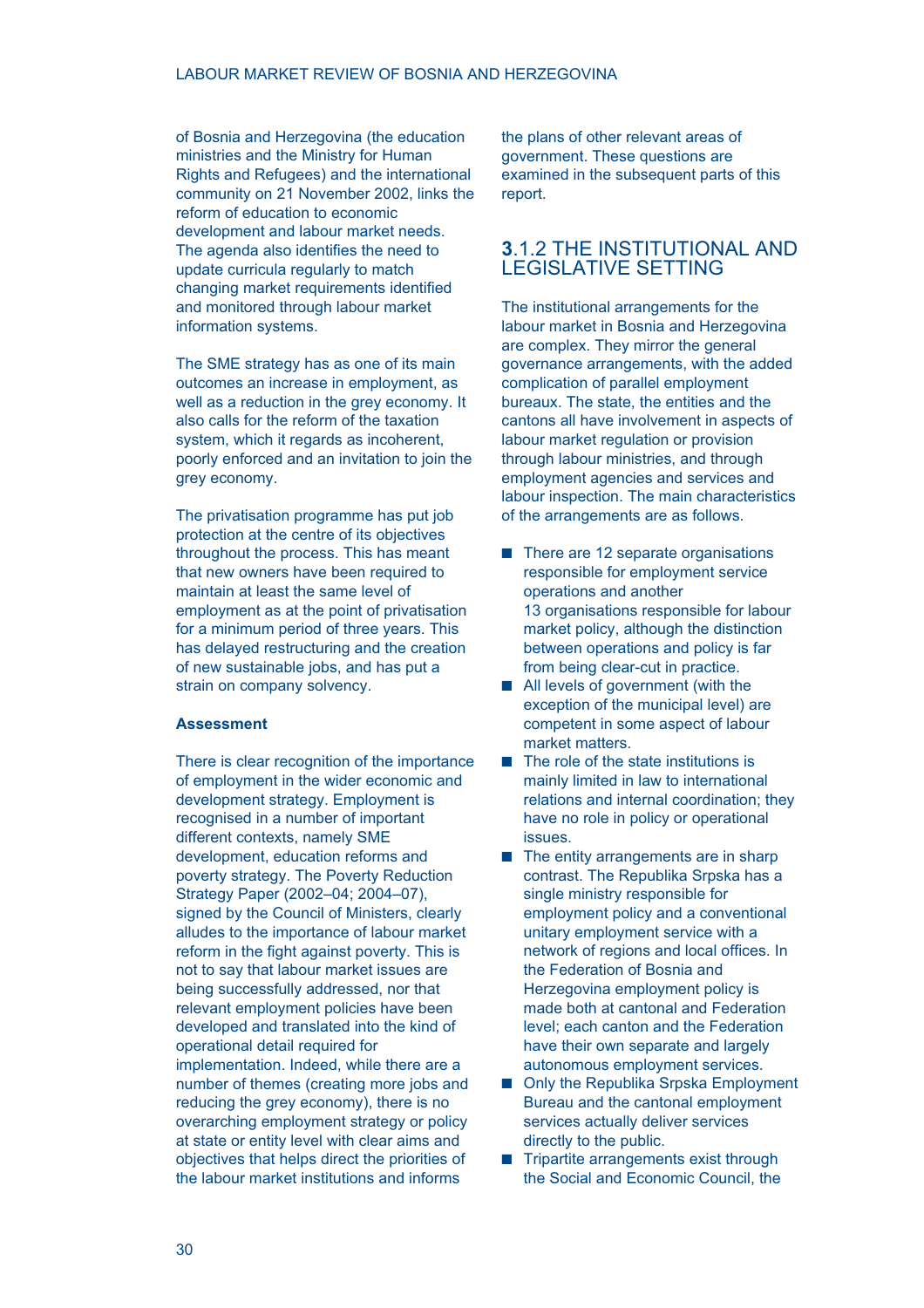of Bosnia and Herzegovina (the education ministries and the Ministry for Human Rights and Refugees) and the international community on 21 November 2002, links the reform of education to economic development and labour market needs. The agenda also identifies the need to update curricula regularly to match changing market requirements identified and monitored through labour market information systems.

The SME strategy has as one of its main outcomes an increase in employment, as well as a reduction in the grey economy. It also calls for the reform of the taxation system, which it regards as incoherent, poorly enforced and an invitation to join the grey economy.

The privatisation programme has put job protection at the centre of its objectives throughout the process. This has meant that new owners have been required to maintain at least the same level of employment as at the point of privatisation for a minimum period of three years. This has delayed restructuring and the creation of new sustainable jobs, and has put a strain on company solvency.

**Assessment**

There is clear recognition of the importance of employment in the wider economic and development strategy. Employment is recognised in a number of important different contexts, namely SME development, education reforms and poverty strategy. The Poverty Reduction Strategy Paper (2002–04; 2004–07), signed by the Council of Ministers, clearly alludes to the importance of labour market reform in the fight against poverty. This is not to say that labour market issues are being successfully addressed, nor that relevant employment policies have been developed and translated into the kind of operational detail required for implementation. Indeed, while there are a number of themes (creating more jobs and reducing the grey economy), there is no overarching employment strategy or policy at state or entity level with clear aims and objectives that helps direct the priorities of the labour market institutions and informs the plans of other relevant areas of government. These questions are examined in the subsequent parts of this report.

## 3.1.2 THE INSTITUTIONAL AND LEGISLATIVE SETTING

The institutional arrangements for the labour market in Bosnia and Herzegovina are complex. They mirror the general governance arrangements, with the added complication of parallel employment bureaux. The state, the entities and the cantons all have involvement in aspects of labour market regulation or provision through labour ministries, and through employment agencies and services and labour inspection. The main characteristics of the arrangements are as follows.

- There are 12 separate organisations responsible for employment service operations and another 13 organisations responsible for labour market policy, although the distinction between operations and policy is far from being clear-cut in practice.
- All levels of government (with the exception of the municipal level) are competent in some aspect of labour market matters.
- The role of the state institutions is mainly limited in law to international relations and internal coordination; they have no role in policy or operational issues.
- The entity arrangements are in sharp contrast. The Republika Srpska has a single ministry responsible for employment policy and a conventional unitary employment service with a network of regions and local offices. In the Federation of Bosnia and Herzegovina employment policy is made both at cantonal and Federation level; each canton and the Federation have their own separate and largely autonomous employment services.
- Only the Republika Srpska Employment Bureau and the cantonal employment services actually deliver services directly to the public.
- Tripartite arrangements exist through the Social and Economic Council, the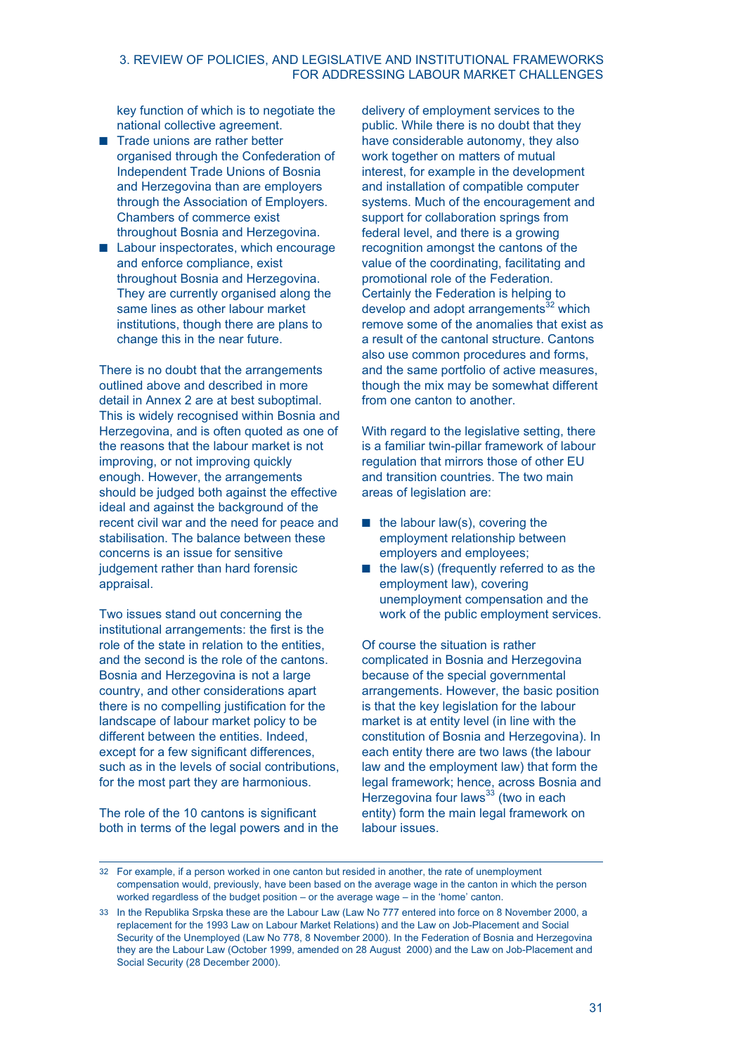key function of which is to negotiate the national collective agreement.

- Trade unions are rather better organised through the Confederation of Independent Trade Unions of Bosnia and Herzegovina than are employers through the Association of Employers. Chambers of commerce exist throughout Bosnia and Herzegovina.
- Labour inspectorates, which encourage and enforce compliance, exist throughout Bosnia and Herzegovina. They are currently organised along the same lines as other labour market institutions, though there are plans to change this in the near future.

There is no doubt that the arrangements outlined above and described in more detail in Annex 2 are at best suboptimal. This is widely recognised within Bosnia and Herzegovina, and is often quoted as one of the reasons that the labour market is not improving, or not improving quickly enough. However, the arrangements should be judged both against the effective ideal and against the background of the recent civil war and the need for peace and stabilisation. The balance between these concerns is an issue for sensitive judgement rather than hard forensic appraisal.

Two issues stand out concerning the institutional arrangements: the first is the role of the state in relation to the entities, and the second is the role of the cantons. Bosnia and Herzegovina is not a large country, and other considerations apart there is no compelling justification for the landscape of labour market policy to be different between the entities. Indeed, except for a few significant differences, such as in the levels of social contributions, for the most part they are harmonious.

The role of the 10 cantons is significant both in terms of the legal powers and in the delivery of employment services to the public. While there is no doubt that they have considerable autonomy, they also work together on matters of mutual interest, for example in the development and installation of compatible computer systems. Much of the encouragement and support for collaboration springs from federal level, and there is a growing recognition amongst the cantons of the value of the coordinating, facilitating and promotional role of the Federation. Certainly the Federation is helping to develop and adopt arrangements[32] which remove some of the anomalies that exist as a result of the cantonal structure. Cantons also use common procedures and forms, and the same portfolio of active measures, though the mix may be somewhat different from one canton to another.

With regard to the legislative setting, there is a familiar twin-pillar framework of labour regulation that mirrors those of other EU and transition countries. The two main areas of legislation are:

- the labour law(s), covering the employment relationship between employers and employees;
- the law(s) (frequently referred to as the employment law), covering unemployment compensation and the work of the public employment services.

Of course the situation is rather complicated in Bosnia and Herzegovina because of the special governmental arrangements. However, the basic position is that the key legislation for the labour market is at entity level (in line with the constitution of Bosnia and Herzegovina). In each entity there are two laws (the labour law and the employment law) that form the legal framework; hence, across Bosnia and Herzegovina four laws[33] (two in each entity) form the main legal framework on labour issues.

---

32 For example, if a person worked in one canton but resided in another, the rate of unemployment compensation would, previously, have been based on the average wage in the canton in which the person worked regardless of the budget position – or the average wage – in the 'home' canton.

33 In the Republika Srpska these are the Labour Law (Law No 777 entered into force on 8 November 2000, a replacement for the 1993 Law on Labour Market Relations) and the Law on Job-Placement and Social Security of the Unemployed (Law No 778, 8 November 2000). In the Federation of Bosnia and Herzegovina they are the Labour Law (October 1999, amended on 28 August 2000) and the Law on Job-Placement and Social Security (28 December 2000).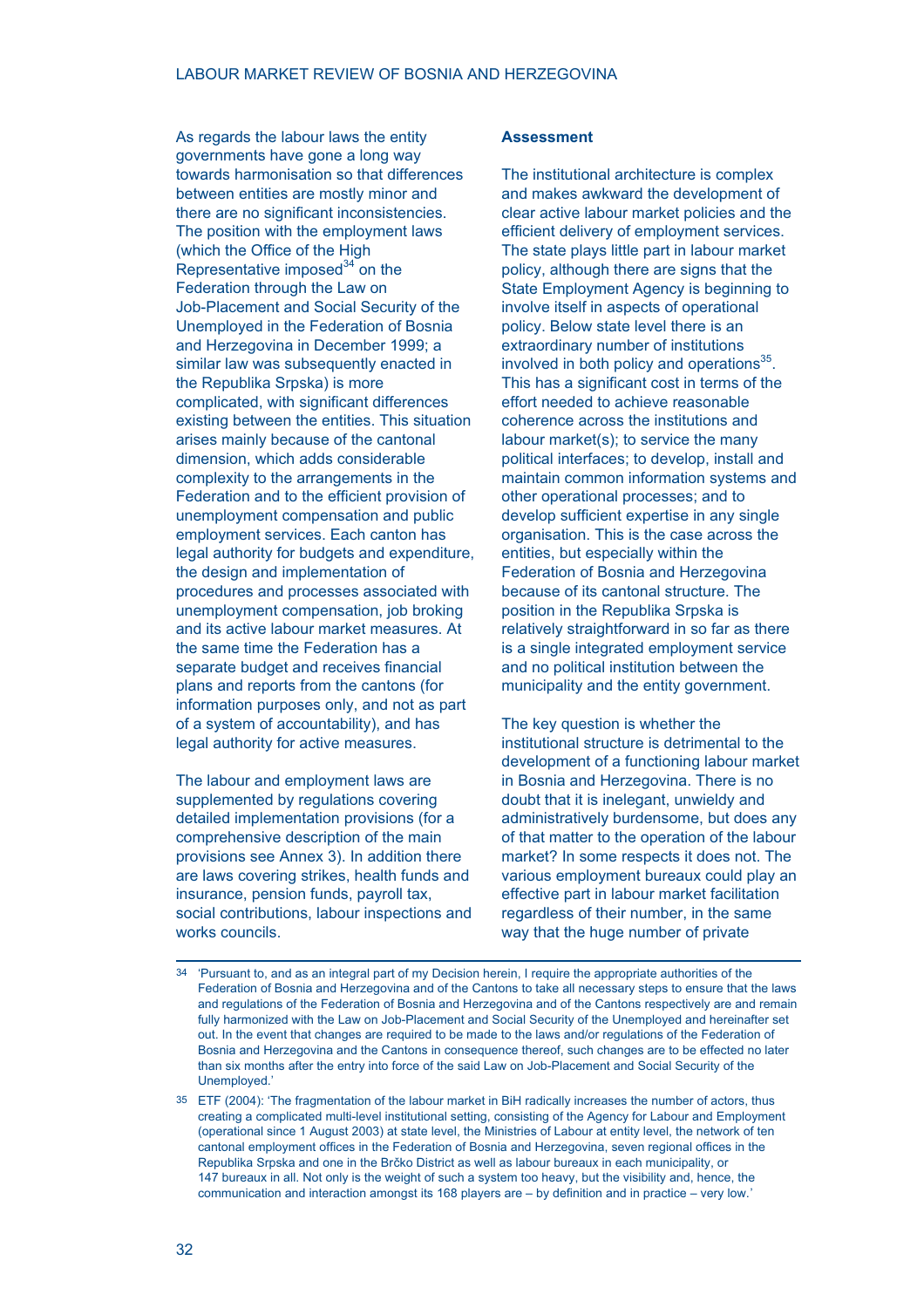As regards the labour laws the entity governments have gone a long way towards harmonisation so that differences between entities are mostly minor and there are no significant inconsistencies. The position with the employment laws (which the Office of the High Representative imposed[34] on the Federation through the Law on Job-Placement and Social Security of the Unemployed in the Federation of Bosnia and Herzegovina in December 1999; a similar law was subsequently enacted in the Republika Srpska) is more complicated, with significant differences existing between the entities. This situation arises mainly because of the cantonal dimension, which adds considerable complexity to the arrangements in the Federation and to the efficient provision of unemployment compensation and public employment services. Each canton has legal authority for budgets and expenditure, the design and implementation of procedures and processes associated with unemployment compensation, job broking and its active labour market measures. At the same time the Federation has a separate budget and receives financial plans and reports from the cantons (for information purposes only, and not as part of a system of accountability), and has legal authority for active measures.

The labour and employment laws are supplemented by regulations covering detailed implementation provisions (for a comprehensive description of the main provisions see Annex 3). In addition there are laws covering strikes, health funds and insurance, pension funds, payroll tax, social contributions, labour inspections and works councils.

**Assessment**

The institutional architecture is complex and makes awkward the development of clear active labour market policies and the efficient delivery of employment services. The state plays little part in labour market policy, although there are signs that the State Employment Agency is beginning to involve itself in aspects of operational policy. Below state level there is an extraordinary number of institutions involved in both policy and operations[35]. This has a significant cost in terms of the effort needed to achieve reasonable coherence across the institutions and labour market(s); to service the many political interfaces; to develop, install and maintain common information systems and other operational processes; and to develop sufficient expertise in any single organisation. This is the case across the entities, but especially within the Federation of Bosnia and Herzegovina because of its cantonal structure. The position in the Republika Srpska is relatively straightforward in so far as there is a single integrated employment service and no political institution between the municipality and the entity government.

The key question is whether the institutional structure is detrimental to the development of a functioning labour market in Bosnia and Herzegovina. There is no doubt that it is inelegant, unwieldy and administratively burdensome, but does any of that matter to the operation of the labour market? In some respects it does not. The various employment bureaux could play an effective part in labour market facilitation regardless of their number, in the same way that the huge number of private

---

34 'Pursuant to, and as an integral part of my Decision herein, I require the appropriate authorities of the Federation of Bosnia and Herzegovina and of the Cantons to take all necessary steps to ensure that the laws and regulations of the Federation of Bosnia and Herzegovina and of the Cantons respectively are and remain fully harmonized with the Law on Job-Placement and Social Security of the Unemployed and hereinafter set out. In the event that changes are required to be made to the laws and/or regulations of the Federation of Bosnia and Herzegovina and the Cantons in consequence thereof, such changes are to be effected no later than six months after the entry into force of the said Law on Job-Placement and Social Security of the Unemployed.'

35 ETF (2004): 'The fragmentation of the labour market in BiH radically increases the number of actors, thus creating a complicated multi-level institutional setting, consisting of the Agency for Labour and Employment (operational since 1 August 2003) at state level, the Ministries of Labour at entity level, the network of ten cantonal employment offices in the Federation of Bosnia and Herzegovina, seven regional offices in the Republika Srpska and one in the Brčko District as well as labour bureaux in each municipality, or 147 bureaux in all. Not only is the weight of such a system too heavy, but the visibility and, hence, the communication and interaction amongst its 168 players are – by definition and in practice – very low.'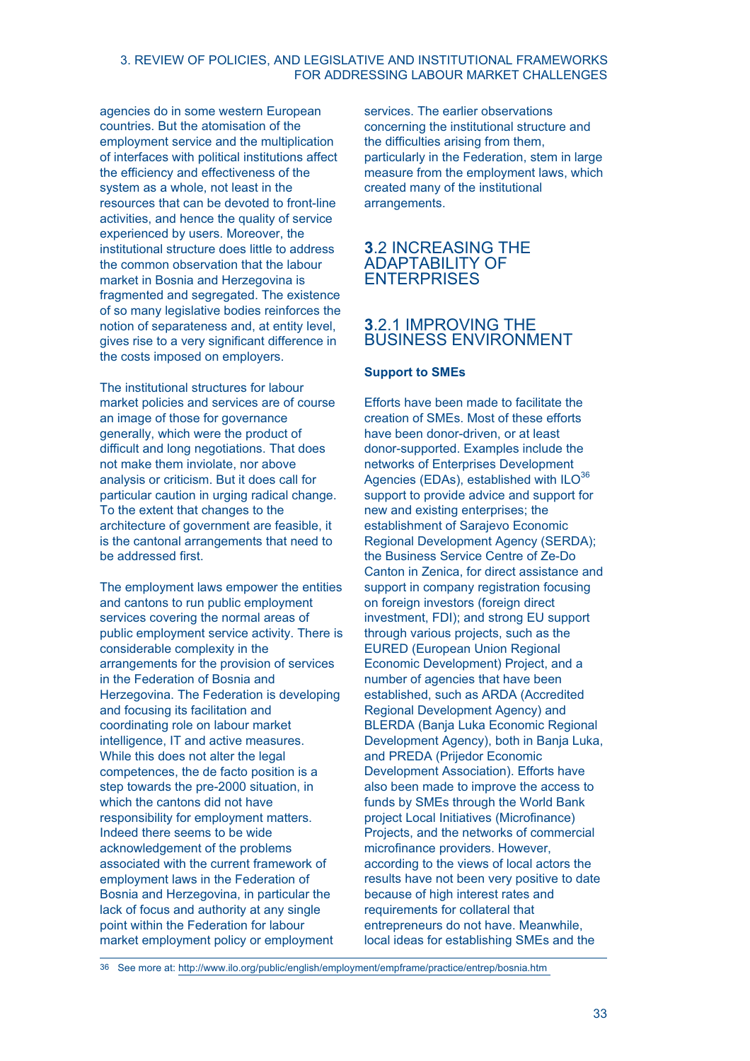agencies do in some western European countries. But the atomisation of the employment service and the multiplication of interfaces with political institutions affect the efficiency and effectiveness of the system as a whole, not least in the resources that can be devoted to front-line activities, and hence the quality of service experienced by users. Moreover, the institutional structure does little to address the common observation that the labour market in Bosnia and Herzegovina is fragmented and segregated. The existence of so many legislative bodies reinforces the notion of separateness and, at entity level, gives rise to a very significant difference in the costs imposed on employers.

The institutional structures for labour market policies and services are of course an image of those for governance generally, which were the product of difficult and long negotiations. That does not make them inviolate, nor above analysis or criticism. But it does call for particular caution in urging radical change. To the extent that changes to the architecture of government are feasible, it is the cantonal arrangements that need to be addressed first.

The employment laws empower the entities and cantons to run public employment services covering the normal areas of public employment service activity. There is considerable complexity in the arrangements for the provision of services in the Federation of Bosnia and Herzegovina. The Federation is developing and focusing its facilitation and coordinating role on labour market intelligence, IT and active measures. While this does not alter the legal competences, the de facto position is a step towards the pre-2000 situation, in which the cantons did not have responsibility for employment matters. Indeed there seems to be wide acknowledgement of the problems associated with the current framework of employment laws in the Federation of Bosnia and Herzegovina, in particular the lack of focus and authority at any single point within the Federation for labour market employment policy or employment services. The earlier observations concerning the institutional structure and the difficulties arising from them, particularly in the Federation, stem in large measure from the employment laws, which created many of the institutional arrangements.

## 3.2 INCREASING THE ADAPTABILITY OF ENTERPRISES

### 3.2.1 IMPROVING THE BUSINESS ENVIRONMENT

**Support to SMEs**

Efforts have been made to facilitate the creation of SMEs. Most of these efforts have been donor-driven, or at least donor-supported. Examples include the networks of Enterprises Development Agencies (EDAs), established with ILO[36] support to provide advice and support for new and existing enterprises; the establishment of Sarajevo Economic Regional Development Agency (SERDA); the Business Service Centre of Ze-Do Canton in Zenica, for direct assistance and support in company registration focusing on foreign investors (foreign direct investment, FDI); and strong EU support through various projects, such as the EURED (European Union Regional Economic Development) Project, and a number of agencies that have been established, such as ARDA (Accredited Regional Development Agency) and BLERDA (Banja Luka Economic Regional Development Agency), both in Banja Luka, and PREDA (Prijedor Economic Development Association). Efforts have also been made to improve the access to funds by SMEs through the World Bank project Local Initiatives (Microfinance) Projects, and the networks of commercial microfinance providers. However, according to the views of local actors the results have not been very positive to date because of high interest rates and requirements for collateral that entrepreneurs do not have. Meanwhile, local ideas for establishing SMEs and the

[36] See more at: http://www.ilo.org/public/english/employment/empframe/practice/entrep/bosnia.htm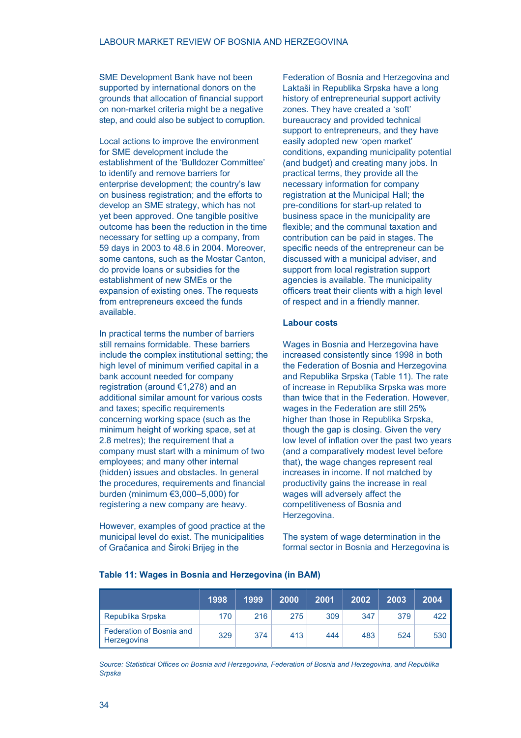SME Development Bank have not been supported by international donors on the grounds that allocation of financial support on non-market criteria might be a negative step, and could also be subject to corruption.

Local actions to improve the environment for SME development include the establishment of the 'Bulldozer Committee' to identify and remove barriers for enterprise development; the country's law on business registration; and the efforts to develop an SME strategy, which has not yet been approved. One tangible positive outcome has been the reduction in the time necessary for setting up a company, from 59 days in 2003 to 48.6 in 2004. Moreover, some cantons, such as the Mostar Canton, do provide loans or subsidies for the establishment of new SMEs or the expansion of existing ones. The requests from entrepreneurs exceed the funds available.

In practical terms the number of barriers still remains formidable. These barriers include the complex institutional setting; the high level of minimum verified capital in a bank account needed for company registration (around €1,278) and an additional similar amount for various costs and taxes; specific requirements concerning working space (such as the minimum height of working space, set at 2.8 metres); the requirement that a company must start with a minimum of two employees; and many other internal (hidden) issues and obstacles. In general the procedures, requirements and financial burden (minimum €3,000–5,000) for registering a new company are heavy.

However, examples of good practice at the municipal level do exist. The municipalities of Gračanica and Široki Brijeg in the Federation of Bosnia and Herzegovina and Laktaši in Republika Srpska have a long history of entrepreneurial support activity zones. They have created a 'soft' bureaucracy and provided technical support to entrepreneurs, and they have easily adopted new 'open market' conditions, expanding municipality potential (and budget) and creating many jobs. In practical terms, they provide all the necessary information for company registration at the Municipal Hall; the pre-conditions for start-up related to business space in the municipality are flexible; and the communal taxation and contribution can be paid in stages. The specific needs of the entrepreneur can be discussed with a municipal adviser, and support from local registration support agencies is available. The municipality officers treat their clients with a high level of respect and in a friendly manner.

### Labour costs

Wages in Bosnia and Herzegovina have increased consistently since 1998 in both the Federation of Bosnia and Herzegovina and Republika Srpska (Table 11). The rate of increase in Republika Srpska was more than twice that in the Federation. However, wages in the Federation are still 25% higher than those in Republika Srpska, though the gap is closing. Given the very low level of inflation over the past two years (and a comparatively modest level before that), the wage changes represent real increases in income. If not matched by productivity gains the increase in real wages will adversely affect the competitiveness of Bosnia and Herzegovina.

The system of wage determination in the formal sector in Bosnia and Herzegovina is

**Table 11: Wages in Bosnia and Herzegovina (in BAM)**

| | 1998 | 1999 | 2000 | 2001 | 2002 | 2003 | 2004 |
|---|---|---|---|---|---|---|---|
| Republika Srpska | 170 | 216 | 275 | 309 | 347 | 379 | 422 |
| Federation of Bosnia and Herzegovina | 329 | 374 | 413 | 444 | 483 | 524 | 530 |

*Source: Statistical Offices on Bosnia and Herzegovina, Federation of Bosnia and Herzegovina, and Republika Srpska*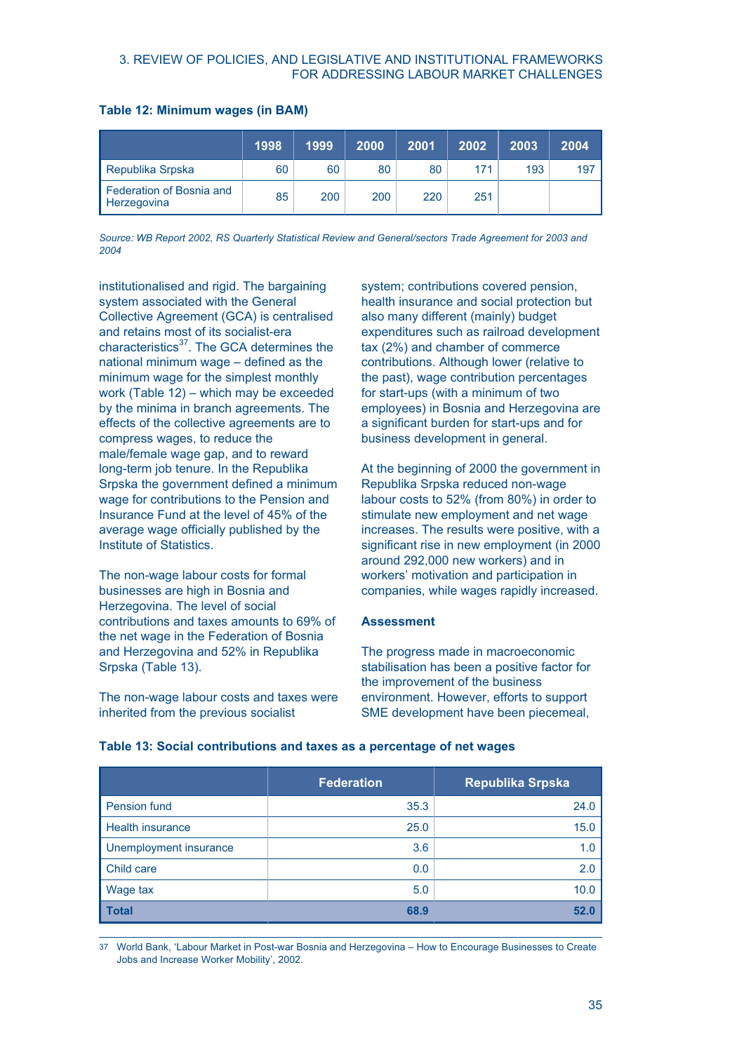**Table 12: Minimum wages (in BAM)**

| | 1998 | 1999 | 2000 | 2001 | 2002 | 2003 | 2004 |
|---|---|---|---|---|---|---|---|
| Republika Srpska | 60 | 60 | 80 | 80 | 171 | 193 | 197 |
| Federation of Bosnia and Herzegovina | 85 | 200 | 200 | 220 | 251 | | |

*Source: WB Report 2002, RS Quarterly Statistical Review and General/sectors Trade Agreement for 2003 and 2004*

institutionalised and rigid. The bargaining system associated with the General Collective Agreement (GCA) is centralised and retains most of its socialist-era characteristics[37]. The GCA determines the national minimum wage – defined as the minimum wage for the simplest monthly work (Table 12) – which may be exceeded by the minima in branch agreements. The effects of the collective agreements are to compress wages, to reduce the male/female wage gap, and to reward long-term job tenure. In the Republika Srpska the government defined a minimum wage for contributions to the Pension and Insurance Fund at the level of 45% of the average wage officially published by the Institute of Statistics.

The non-wage labour costs for formal businesses are high in Bosnia and Herzegovina. The level of social contributions and taxes amounts to 69% of the net wage in the Federation of Bosnia and Herzegovina and 52% in Republika Srpska (Table 13).

The non-wage labour costs and taxes were inherited from the previous socialist system; contributions covered pension, health insurance and social protection but also many different (mainly) budget expenditures such as railroad development tax (2%) and chamber of commerce contributions. Although lower (relative to the past), wage contribution percentages for start-ups (with a minimum of two employees) in Bosnia and Herzegovina are a significant burden for start-ups and for business development in general.

At the beginning of 2000 the government in Republika Srpska reduced non-wage labour costs to 52% (from 80%) in order to stimulate new employment and net wage increases. The results were positive, with a significant rise in new employment (in 2000 around 292,000 new workers) and in workers' motivation and participation in companies, while wages rapidly increased.

**Assessment**

The progress made in macroeconomic stabilisation has been a positive factor for the improvement of the business environment. However, efforts to support SME development have been piecemeal,

**Table 13: Social contributions and taxes as a percentage of net wages**

| | Federation | Republika Srpska |
|---|---|---|
| Pension fund | 35.3 | 24.0 |
| Health insurance | 25.0 | 15.0 |
| Unemployment insurance | 3.6 | 1.0 |
| Child care | 0.0 | 2.0 |
| Wage tax | 5.0 | 10.0 |
| **Total** | **68.9** | **52.0** |

[37] World Bank, 'Labour Market in Post-war Bosnia and Herzegovina – How to Encourage Businesses to Create Jobs and Increase Worker Mobility', 2002.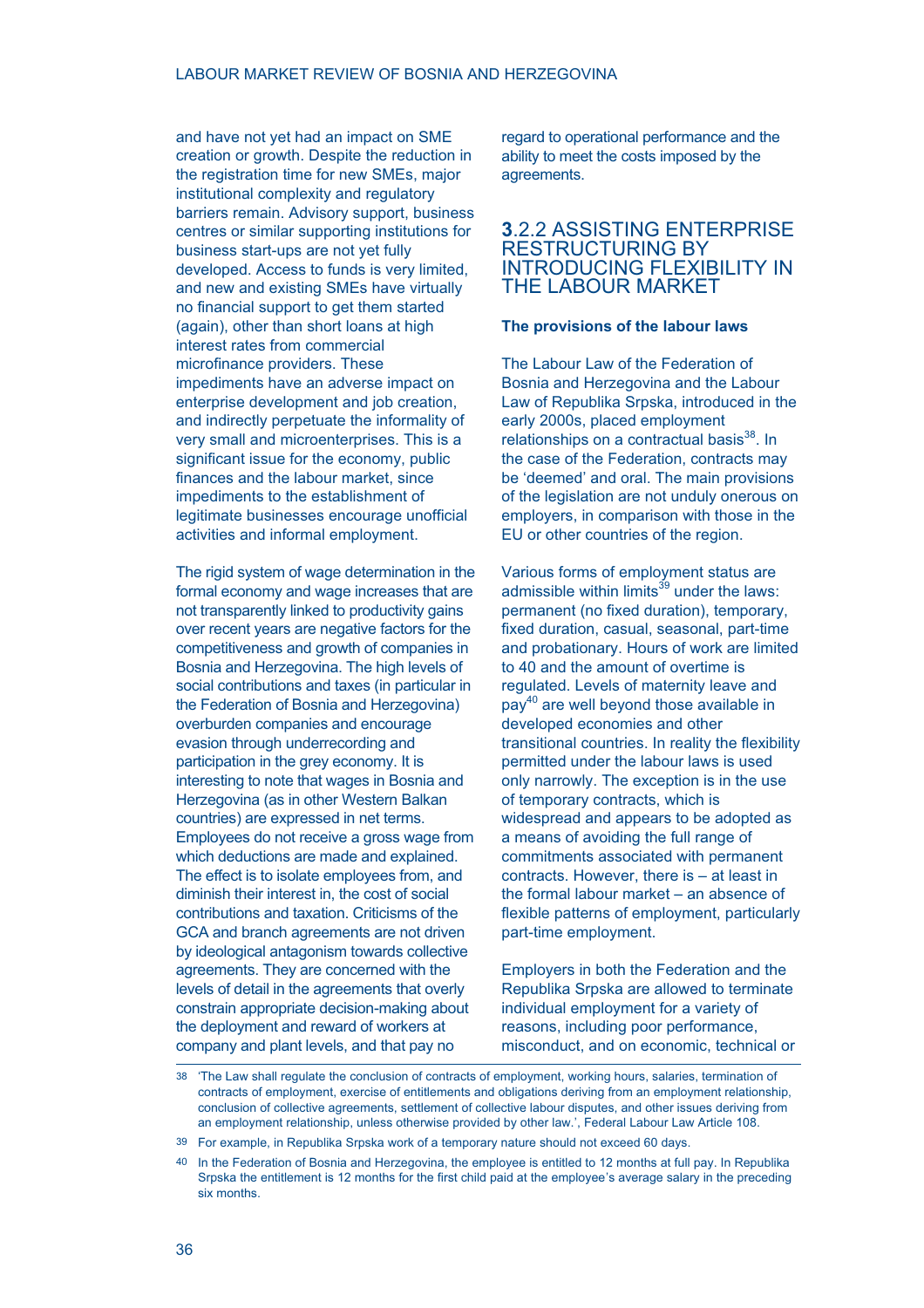and have not yet had an impact on SME creation or growth. Despite the reduction in the registration time for new SMEs, major institutional complexity and regulatory barriers remain. Advisory support, business centres or similar supporting institutions for business start-ups are not yet fully developed. Access to funds is very limited, and new and existing SMEs have virtually no financial support to get them started (again), other than short loans at high interest rates from commercial microfinance providers. These impediments have an adverse impact on enterprise development and job creation, and indirectly perpetuate the informality of very small and microenterprises. This is a significant issue for the economy, public finances and the labour market, since impediments to the establishment of legitimate businesses encourage unofficial activities and informal employment.

The rigid system of wage determination in the formal economy and wage increases that are not transparently linked to productivity gains over recent years are negative factors for the competitiveness and growth of companies in Bosnia and Herzegovina. The high levels of social contributions and taxes (in particular in the Federation of Bosnia and Herzegovina) overburden companies and encourage evasion through underrecording and participation in the grey economy. It is interesting to note that wages in Bosnia and Herzegovina (as in other Western Balkan countries) are expressed in net terms. Employees do not receive a gross wage from which deductions are made and explained. The effect is to isolate employees from, and diminish their interest in, the cost of social contributions and taxation. Criticisms of the GCA and branch agreements are not driven by ideological antagonism towards collective agreements. They are concerned with the levels of detail in the agreements that overly constrain appropriate decision-making about the deployment and reward of workers at company and plant levels, and that pay no regard to operational performance and the ability to meet the costs imposed by the agreements.

### 3.2.2 ASSISTING ENTERPRISE RESTRUCTURING BY INTRODUCING FLEXIBILITY IN THE LABOUR MARKET

**The provisions of the labour laws**

The Labour Law of the Federation of Bosnia and Herzegovina and the Labour Law of Republika Srpska, introduced in the early 2000s, placed employment relationships on a contractual basis[38]. In the case of the Federation, contracts may be 'deemed' and oral. The main provisions of the legislation are not unduly onerous on employers, in comparison with those in the EU or other countries of the region.

Various forms of employment status are admissible within limits[39] under the laws: permanent (no fixed duration), temporary, fixed duration, casual, seasonal, part-time and probationary. Hours of work are limited to 40 and the amount of overtime is regulated. Levels of maternity leave and pay[40] are well beyond those available in developed economies and other transitional countries. In reality the flexibility permitted under the labour laws is used only narrowly. The exception is in the use of temporary contracts, which is widespread and appears to be adopted as a means of avoiding the full range of commitments associated with permanent contracts. However, there is – at least in the formal labour market – an absence of flexible patterns of employment, particularly part-time employment.

Employers in both the Federation and the Republika Srpska are allowed to terminate individual employment for a variety of reasons, including poor performance, misconduct, and on economic, technical or

---

38 'The Law shall regulate the conclusion of contracts of employment, working hours, salaries, termination of contracts of employment, exercise of entitlements and obligations deriving from an employment relationship, conclusion of collective agreements, settlement of collective labour disputes, and other issues deriving from an employment relationship, unless otherwise provided by other law.', Federal Labour Law Article 108.

39 For example, in Republika Srpska work of a temporary nature should not exceed 60 days.

40 In the Federation of Bosnia and Herzegovina, the employee is entitled to 12 months at full pay. In Republika Srpska the entitlement is 12 months for the first child paid at the employee's average salary in the preceding six months.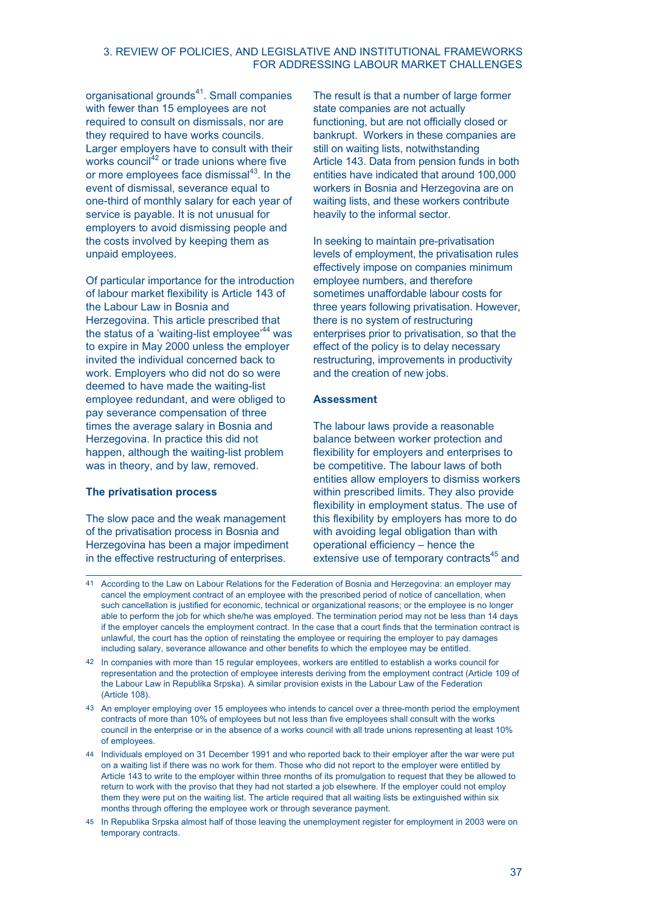organisational grounds[41]. Small companies with fewer than 15 employees are not required to consult on dismissals, nor are they required to have works councils. Larger employers have to consult with their works council[42] or trade unions where five or more employees face dismissal[43]. In the event of dismissal, severance equal to one-third of monthly salary for each year of service is payable. It is not unusual for employers to avoid dismissing people and the costs involved by keeping them as unpaid employees.

Of particular importance for the introduction of labour market flexibility is Article 143 of the Labour Law in Bosnia and Herzegovina. This article prescribed that the status of a 'waiting-list employee'[44] was to expire in May 2000 unless the employer invited the individual concerned back to work. Employers who did not do so were deemed to have made the waiting-list employee redundant, and were obliged to pay severance compensation of three times the average salary in Bosnia and Herzegovina. In practice this did not happen, although the waiting-list problem was in theory, and by law, removed.

**The privatisation process**

The slow pace and the weak management of the privatisation process in Bosnia and Herzegovina has been a major impediment in the effective restructuring of enterprises.

The result is that a number of large former state companies are not actually functioning, but are not officially closed or bankrupt. Workers in these companies are still on waiting lists, notwithstanding Article 143. Data from pension funds in both entities have indicated that around 100,000 workers in Bosnia and Herzegovina are on waiting lists, and these workers contribute heavily to the informal sector.

In seeking to maintain pre-privatisation levels of employment, the privatisation rules effectively impose on companies minimum employee numbers, and therefore sometimes unaffordable labour costs for three years following privatisation. However, there is no system of restructuring enterprises prior to privatisation, so that the effect of the policy is to delay necessary restructuring, improvements in productivity and the creation of new jobs.

**Assessment**

The labour laws provide a reasonable balance between worker protection and flexibility for employers and enterprises to be competitive. The labour laws of both entities allow employers to dismiss workers within prescribed limits. They also provide flexibility in employment status. The use of this flexibility by employers has more to do with avoiding legal obligation than with operational efficiency – hence the extensive use of temporary contracts[45] and

---

41 According to the Law on Labour Relations for the Federation of Bosnia and Herzegovina: an employer may cancel the employment contract of an employee with the prescribed period of notice of cancellation, when such cancellation is justified for economic, technical or organizational reasons; or the employee is no longer able to perform the job for which she/he was employed. The termination period may not be less than 14 days if the employer cancels the employment contract. In the case that a court finds that the termination contract is unlawful, the court has the option of reinstating the employee or requiring the employer to pay damages including salary, severance allowance and other benefits to which the employee may be entitled.

42 In companies with more than 15 regular employees, workers are entitled to establish a works council for representation and the protection of employee interests deriving from the employment contract (Article 109 of the Labour Law in Republika Srpska). A similar provision exists in the Labour Law of the Federation (Article 108).

43 An employer employing over 15 employees who intends to cancel over a three-month period the employment contracts of more than 10% of employees but not less than five employees shall consult with the works council in the enterprise or in the absence of a works council with all trade unions representing at least 10% of employees.

44 Individuals employed on 31 December 1991 and who reported back to their employer after the war were put on a waiting list if there was no work for them. Those who did not report to the employer were entitled by Article 143 to write to the employer within three months of its promulgation to request that they be allowed to return to work with the proviso that they had not started a job elsewhere. If the employer could not employ them they were put on the waiting list. The article required that all waiting lists be extinguished within six months through offering the employee work or through severance payment.

45 In Republika Srpska almost half of those leaving the unemployment register for employment in 2003 were on temporary contracts.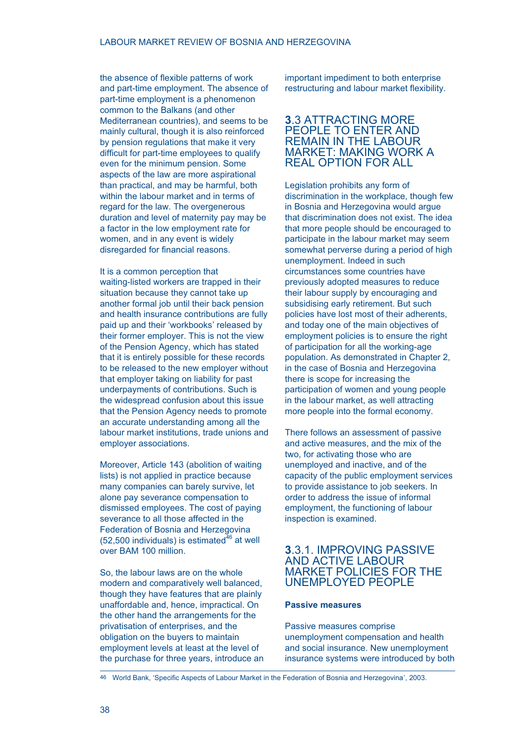the absence of flexible patterns of work and part-time employment. The absence of part-time employment is a phenomenon common to the Balkans (and other Mediterranean countries), and seems to be mainly cultural, though it is also reinforced by pension regulations that make it very difficult for part-time employees to qualify even for the minimum pension. Some aspects of the law are more aspirational than practical, and may be harmful, both within the labour market and in terms of regard for the law. The overgenerous duration and level of maternity pay may be a factor in the low employment rate for women, and in any event is widely disregarded for financial reasons.

It is a common perception that waiting-listed workers are trapped in their situation because they cannot take up another formal job until their back pension and health insurance contributions are fully paid up and their 'workbooks' released by their former employer. This is not the view of the Pension Agency, which has stated that it is entirely possible for these records to be released to the new employer without that employer taking on liability for past underpayments of contributions. Such is the widespread confusion about this issue that the Pension Agency needs to promote an accurate understanding among all the labour market institutions, trade unions and employer associations.

Moreover, Article 143 (abolition of waiting lists) is not applied in practice because many companies can barely survive, let alone pay severance compensation to dismissed employees. The cost of paying severance to all those affected in the Federation of Bosnia and Herzegovina (52,500 individuals) is estimated[46] at well over BAM 100 million.

So, the labour laws are on the whole modern and comparatively well balanced, though they have features that are plainly unaffordable and, hence, impractical. On the other hand the arrangements for the privatisation of enterprises, and the obligation on the buyers to maintain employment levels at least at the level of the purchase for three years, introduce an important impediment to both enterprise restructuring and labour market flexibility.

## 3.3 ATTRACTING MORE PEOPLE TO ENTER AND REMAIN IN THE LABOUR MARKET: MAKING WORK A REAL OPTION FOR ALL

Legislation prohibits any form of discrimination in the workplace, though few in Bosnia and Herzegovina would argue that discrimination does not exist. The idea that more people should be encouraged to participate in the labour market may seem somewhat perverse during a period of high unemployment. Indeed in such circumstances some countries have previously adopted measures to reduce their labour supply by encouraging and subsidising early retirement. But such policies have lost most of their adherents, and today one of the main objectives of employment policies is to ensure the right of participation for all the working-age population. As demonstrated in Chapter 2, in the case of Bosnia and Herzegovina there is scope for increasing the participation of women and young people in the labour market, as well attracting more people into the formal economy.

There follows an assessment of passive and active measures, and the mix of the two, for activating those who are unemployed and inactive, and of the capacity of the public employment services to provide assistance to job seekers. In order to address the issue of informal employment, the functioning of labour inspection is examined.

### 3.3.1. IMPROVING PASSIVE AND ACTIVE LABOUR MARKET POLICIES FOR THE UNEMPLOYED PEOPLE

**Passive measures**

Passive measures comprise unemployment compensation and health and social insurance. New unemployment insurance systems were introduced by both

---

46 World Bank, 'Specific Aspects of Labour Market in the Federation of Bosnia and Herzegovina', 2003.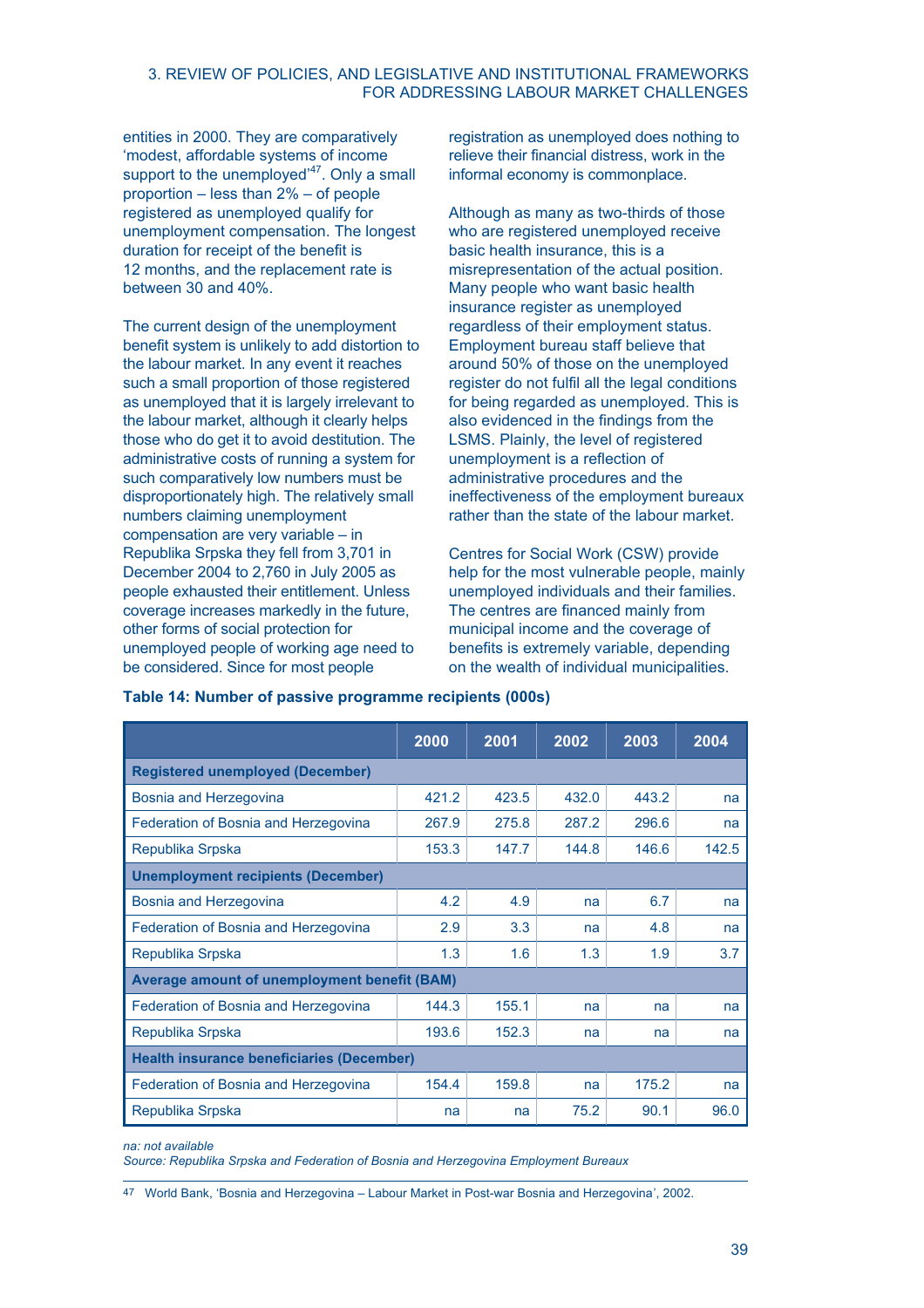entities in 2000. They are comparatively 'modest, affordable systems of income support to the unemployed'[47]. Only a small proportion – less than 2% – of people registered as unemployed qualify for unemployment compensation. The longest duration for receipt of the benefit is 12 months, and the replacement rate is between 30 and 40%.

The current design of the unemployment benefit system is unlikely to add distortion to the labour market. In any event it reaches such a small proportion of those registered as unemployed that it is largely irrelevant to the labour market, although it clearly helps those who do get it to avoid destitution. The administrative costs of running a system for such comparatively low numbers must be disproportionately high. The relatively small numbers claiming unemployment compensation are very variable – in Republika Srpska they fell from 3,701 in December 2004 to 2,760 in July 2005 as people exhausted their entitlement. Unless coverage increases markedly in the future, other forms of social protection for unemployed people of working age need to be considered. Since for most people registration as unemployed does nothing to relieve their financial distress, work in the informal economy is commonplace.

Although as many as two-thirds of those who are registered unemployed receive basic health insurance, this is a misrepresentation of the actual position. Many people who want basic health insurance register as unemployed regardless of their employment status. Employment bureau staff believe that around 50% of those on the unemployed register do not fulfil all the legal conditions for being regarded as unemployed. This is also evidenced in the findings from the LSMS. Plainly, the level of registered unemployment is a reflection of administrative procedures and the ineffectiveness of the employment bureaux rather than the state of the labour market.

Centres for Social Work (CSW) provide help for the most vulnerable people, mainly unemployed individuals and their families. The centres are financed mainly from municipal income and the coverage of benefits is extremely variable, depending on the wealth of individual municipalities.

**Table 14: Number of passive programme recipients (000s)**

| | 2000 | 2001 | 2002 | 2003 | 2004 |
|---|---|---|---|---|---|
| **Registered unemployed (December)** | | | | | |
| Bosnia and Herzegovina | 421.2 | 423.5 | 432.0 | 443.2 | na |
| Federation of Bosnia and Herzegovina | 267.9 | 275.8 | 287.2 | 296.6 | na |
| Republika Srpska | 153.3 | 147.7 | 144.8 | 146.6 | 142.5 |
| **Unemployment recipients (December)** | | | | | |
| Bosnia and Herzegovina | 4.2 | 4.9 | na | 6.7 | na |
| Federation of Bosnia and Herzegovina | 2.9 | 3.3 | na | 4.8 | na |
| Republika Srpska | 1.3 | 1.6 | 1.3 | 1.9 | 3.7 |
| **Average amount of unemployment benefit (BAM)** | | | | | |
| Federation of Bosnia and Herzegovina | 144.3 | 155.1 | na | na | na |
| Republika Srpska | 193.6 | 152.3 | na | na | na |
| **Health insurance beneficiaries (December)** | | | | | |
| Federation of Bosnia and Herzegovina | 154.4 | 159.8 | na | 175.2 | na |
| Republika Srpska | na | na | 75.2 | 90.1 | 96.0 |

*na: not available*
*Source: Republika Srpska and Federation of Bosnia and Herzegovina Employment Bureaux*

[47] World Bank, 'Bosnia and Herzegovina – Labour Market in Post-war Bosnia and Herzegovina', 2002.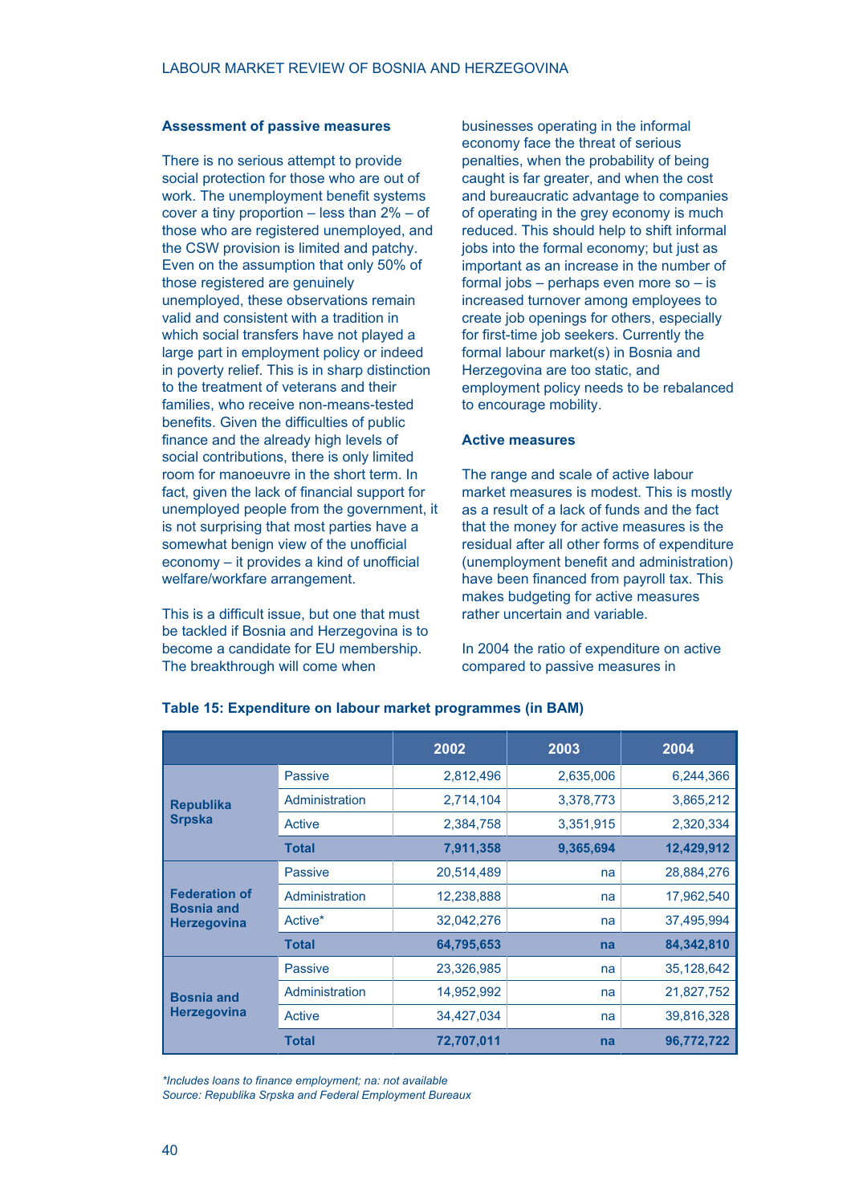### Assessment of passive measures

There is no serious attempt to provide social protection for those who are out of work. The unemployment benefit systems cover a tiny proportion – less than 2% – of those who are registered unemployed, and the CSW provision is limited and patchy. Even on the assumption that only 50% of those registered are genuinely unemployed, these observations remain valid and consistent with a tradition in which social transfers have not played a large part in employment policy or indeed in poverty relief. This is in sharp distinction to the treatment of veterans and their families, who receive non-means-tested benefits. Given the difficulties of public finance and the already high levels of social contributions, there is only limited room for manoeuvre in the short term. In fact, given the lack of financial support for unemployed people from the government, it is not surprising that most parties have a somewhat benign view of the unofficial economy – it provides a kind of unofficial welfare/workfare arrangement.

This is a difficult issue, but one that must be tackled if Bosnia and Herzegovina is to become a candidate for EU membership. The breakthrough will come when businesses operating in the informal economy face the threat of serious penalties, when the probability of being caught is far greater, and when the cost and bureaucratic advantage to companies of operating in the grey economy is much reduced. This should help to shift informal jobs into the formal economy; but just as important as an increase in the number of formal jobs – perhaps even more so – is increased turnover among employees to create job openings for others, especially for first-time job seekers. Currently the formal labour market(s) in Bosnia and Herzegovina are too static, and employment policy needs to be rebalanced to encourage mobility.

### Active measures

The range and scale of active labour market measures is modest. This is mostly as a result of a lack of funds and the fact that the money for active measures is the residual after all other forms of expenditure (unemployment benefit and administration) have been financed from payroll tax. This makes budgeting for active measures rather uncertain and variable.

In 2004 the ratio of expenditure on active compared to passive measures in

**Table 15: Expenditure on labour market programmes (in BAM)**

| | | 2002 | 2003 | 2004 |
|---|---|---|---|---|
| **Republika Srpska** | Passive | 2,812,496 | 2,635,006 | 6,244,366 |
| | Administration | 2,714,104 | 3,378,773 | 3,865,212 |
| | Active | 2,384,758 | 3,351,915 | 2,320,334 |
| | **Total** | **7,911,358** | **9,365,694** | **12,429,912** |
| **Federation of Bosnia and Herzegovina** | Passive | 20,514,489 | na | 28,884,276 |
| | Administration | 12,238,888 | na | 17,962,540 |
| | Active* | 32,042,276 | na | 37,495,994 |
| | **Total** | **64,795,653** | **na** | **84,342,810** |
| **Bosnia and Herzegovina** | Passive | 23,326,985 | na | 35,128,642 |
| | Administration | 14,952,992 | na | 21,827,752 |
| | Active | 34,427,034 | na | 39,816,328 |
| | **Total** | **72,707,011** | **na** | **96,772,722** |

*\*Includes loans to finance employment; na: not available*
*Source: Republika Srpska and Federal Employment Bureaux*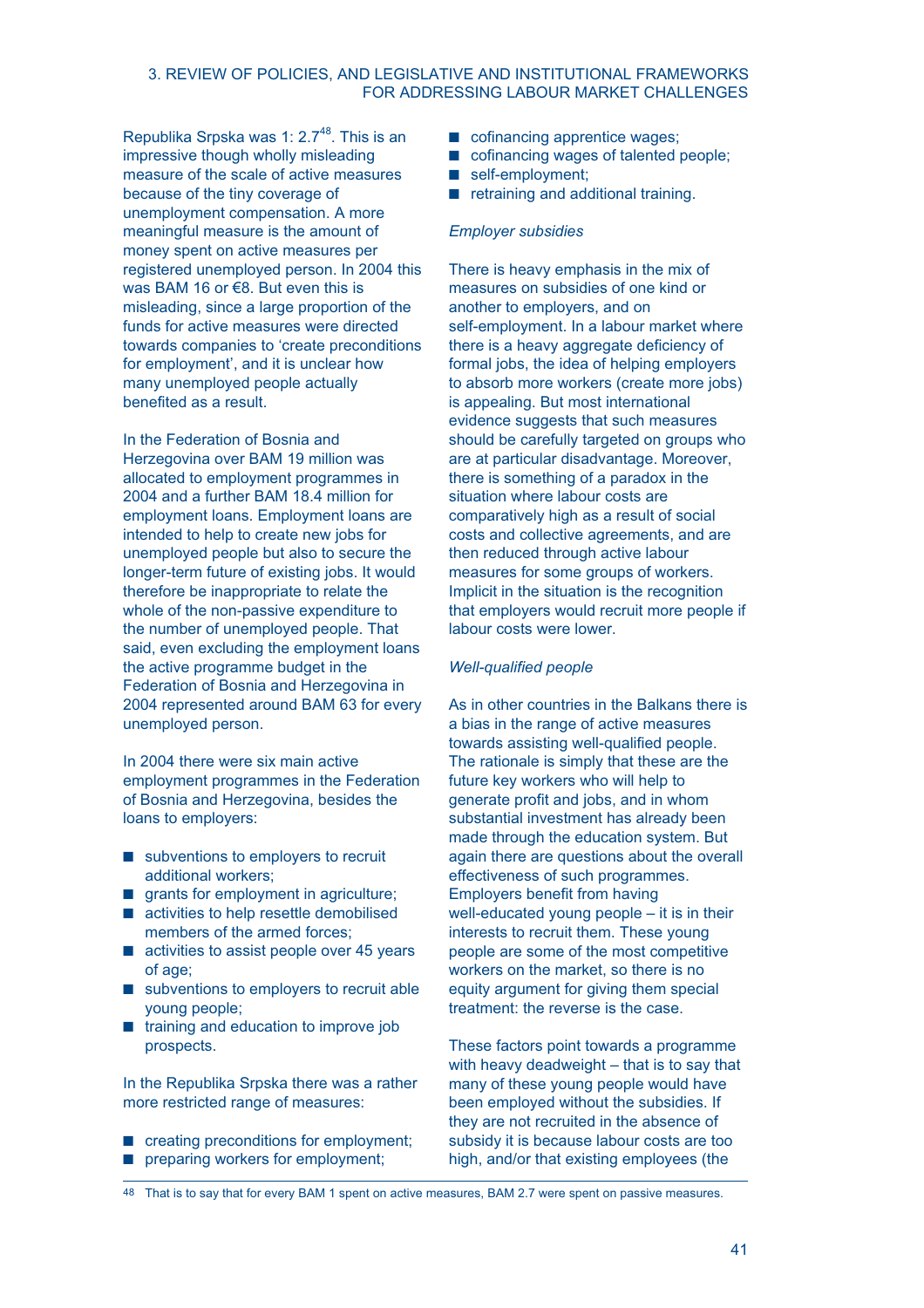Republika Srpska was 1: 2.7[48]. This is an impressive though wholly misleading measure of the scale of active measures because of the tiny coverage of unemployment compensation. A more meaningful measure is the amount of money spent on active measures per registered unemployed person. In 2004 this was BAM 16 or €8. But even this is misleading, since a large proportion of the funds for active measures were directed towards companies to 'create preconditions for employment', and it is unclear how many unemployed people actually benefited as a result.

In the Federation of Bosnia and Herzegovina over BAM 19 million was allocated to employment programmes in 2004 and a further BAM 18.4 million for employment loans. Employment loans are intended to help to create new jobs for unemployed people but also to secure the longer-term future of existing jobs. It would therefore be inappropriate to relate the whole of the non-passive expenditure to the number of unemployed people. That said, even excluding the employment loans the active programme budget in the Federation of Bosnia and Herzegovina in 2004 represented around BAM 63 for every unemployed person.

In 2004 there were six main active employment programmes in the Federation of Bosnia and Herzegovina, besides the loans to employers:

- subventions to employers to recruit additional workers;
- grants for employment in agriculture;
- activities to help resettle demobilised members of the armed forces;
- activities to assist people over 45 years of age;
- subventions to employers to recruit able young people;
- training and education to improve job prospects.

In the Republika Srpska there was a rather more restricted range of measures:

- creating preconditions for employment;
- preparing workers for employment;
- cofinancing apprentice wages;
- cofinancing wages of talented people;
- self-employment;
- retraining and additional training.

*Employer subsidies*

There is heavy emphasis in the mix of measures on subsidies of one kind or another to employers, and on self-employment. In a labour market where there is a heavy aggregate deficiency of formal jobs, the idea of helping employers to absorb more workers (create more jobs) is appealing. But most international evidence suggests that such measures should be carefully targeted on groups who are at particular disadvantage. Moreover, there is something of a paradox in the situation where labour costs are comparatively high as a result of social costs and collective agreements, and are then reduced through active labour measures for some groups of workers. Implicit in the situation is the recognition that employers would recruit more people if labour costs were lower.

*Well-qualified people*

As in other countries in the Balkans there is a bias in the range of active measures towards assisting well-qualified people. The rationale is simply that these are the future key workers who will help to generate profit and jobs, and in whom substantial investment has already been made through the education system. But again there are questions about the overall effectiveness of such programmes. Employers benefit from having well-educated young people – it is in their interests to recruit them. These young people are some of the most competitive workers on the market, so there is no equity argument for giving them special treatment: the reverse is the case.

These factors point towards a programme with heavy deadweight – that is to say that many of these young people would have been employed without the subsidies. If they are not recruited in the absence of subsidy it is because labour costs are too high, and/or that existing employees (the

---

[48] That is to say that for every BAM 1 spent on active measures, BAM 2.7 were spent on passive measures.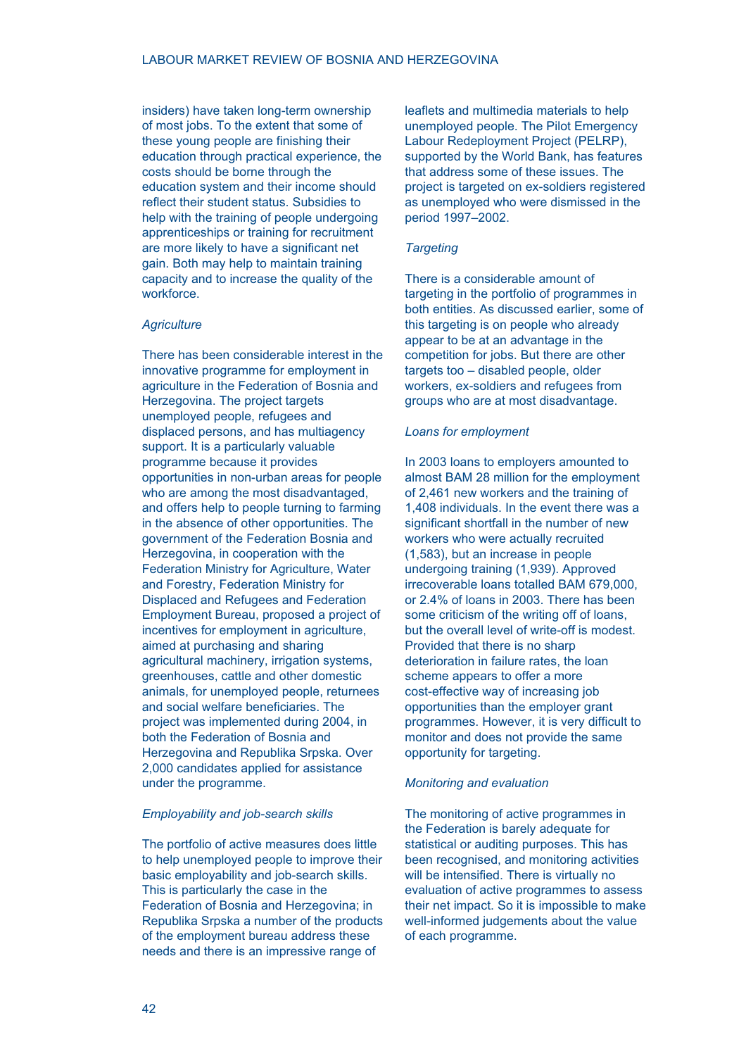insiders) have taken long-term ownership of most jobs. To the extent that some of these young people are finishing their education through practical experience, the costs should be borne through the education system and their income should reflect their student status. Subsidies to help with the training of people undergoing apprenticeships or training for recruitment are more likely to have a significant net gain. Both may help to maintain training capacity and to increase the quality of the workforce.

*Agriculture*

There has been considerable interest in the innovative programme for employment in agriculture in the Federation of Bosnia and Herzegovina. The project targets unemployed people, refugees and displaced persons, and has multiagency support. It is a particularly valuable programme because it provides opportunities in non-urban areas for people who are among the most disadvantaged, and offers help to people turning to farming in the absence of other opportunities. The government of the Federation Bosnia and Herzegovina, in cooperation with the Federation Ministry for Agriculture, Water and Forestry, Federation Ministry for Displaced and Refugees and Federation Employment Bureau, proposed a project of incentives for employment in agriculture, aimed at purchasing and sharing agricultural machinery, irrigation systems, greenhouses, cattle and other domestic animals, for unemployed people, returnees and social welfare beneficiaries. The project was implemented during 2004, in both the Federation of Bosnia and Herzegovina and Republika Srpska. Over 2,000 candidates applied for assistance under the programme.

*Employability and job-search skills*

The portfolio of active measures does little to help unemployed people to improve their basic employability and job-search skills. This is particularly the case in the Federation of Bosnia and Herzegovina; in Republika Srpska a number of the products of the employment bureau address these needs and there is an impressive range of leaflets and multimedia materials to help unemployed people. The Pilot Emergency Labour Redeployment Project (PELRP), supported by the World Bank, has features that address some of these issues. The project is targeted on ex-soldiers registered as unemployed who were dismissed in the period 1997–2002.

*Targeting*

There is a considerable amount of targeting in the portfolio of programmes in both entities. As discussed earlier, some of this targeting is on people who already appear to be at an advantage in the competition for jobs. But there are other targets too – disabled people, older workers, ex-soldiers and refugees from groups who are at most disadvantage.

*Loans for employment*

In 2003 loans to employers amounted to almost BAM 28 million for the employment of 2,461 new workers and the training of 1,408 individuals. In the event there was a significant shortfall in the number of new workers who were actually recruited (1,583), but an increase in people undergoing training (1,939). Approved irrecoverable loans totalled BAM 679,000, or 2.4% of loans in 2003. There has been some criticism of the writing off of loans, but the overall level of write-off is modest. Provided that there is no sharp deterioration in failure rates, the loan scheme appears to offer a more cost-effective way of increasing job opportunities than the employer grant programmes. However, it is very difficult to monitor and does not provide the same opportunity for targeting.

*Monitoring and evaluation*

The monitoring of active programmes in the Federation is barely adequate for statistical or auditing purposes. This has been recognised, and monitoring activities will be intensified. There is virtually no evaluation of active programmes to assess their net impact. So it is impossible to make well-informed judgements about the value of each programme.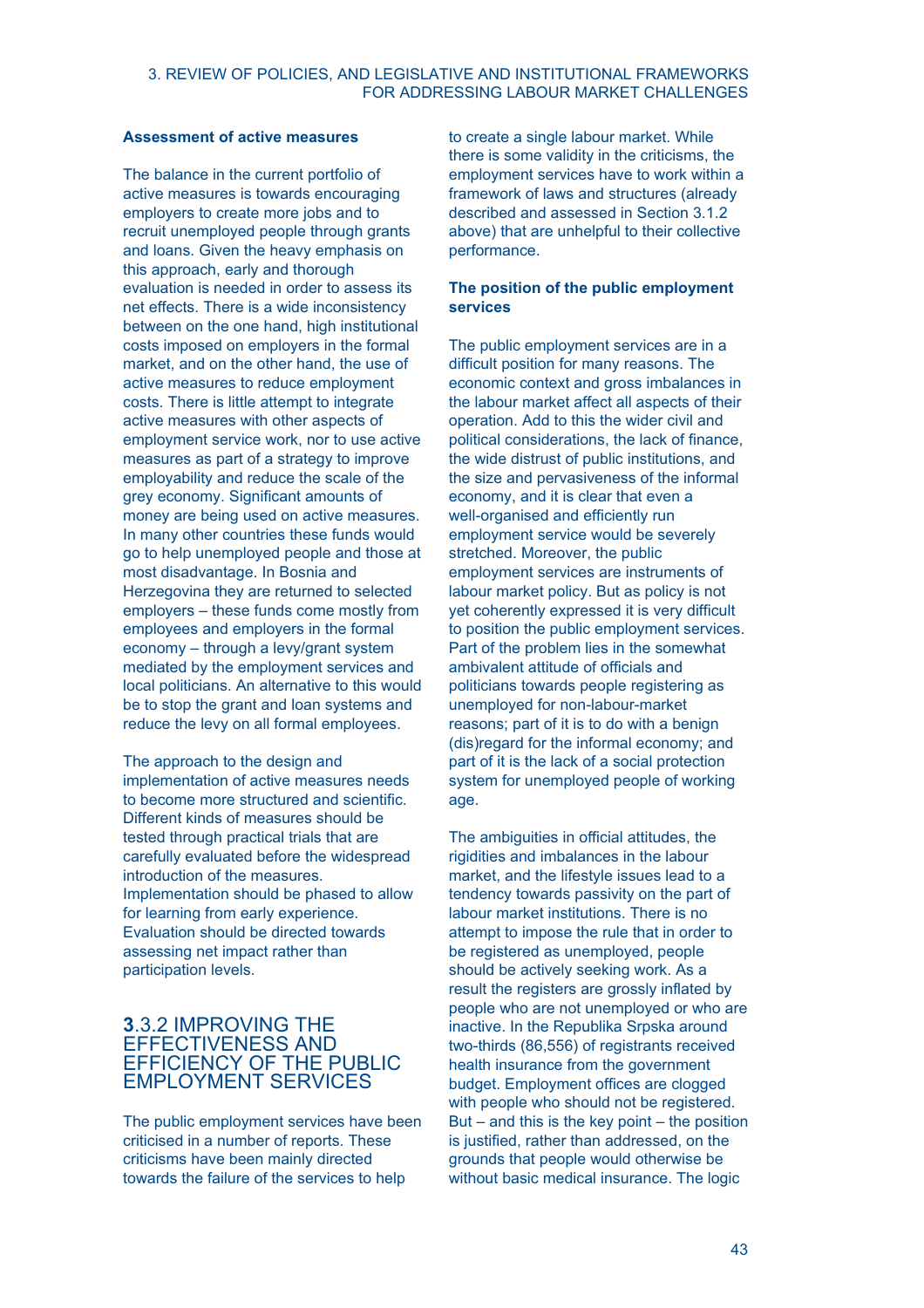### Assessment of active measures

The balance in the current portfolio of active measures is towards encouraging employers to create more jobs and to recruit unemployed people through grants and loans. Given the heavy emphasis on this approach, early and thorough evaluation is needed in order to assess its net effects. There is a wide inconsistency between on the one hand, high institutional costs imposed on employers in the formal market, and on the other hand, the use of active measures to reduce employment costs. There is little attempt to integrate active measures with other aspects of employment service work, nor to use active measures as part of a strategy to improve employability and reduce the scale of the grey economy. Significant amounts of money are being used on active measures. In many other countries these funds would go to help unemployed people and those at most disadvantage. In Bosnia and Herzegovina they are returned to selected employers – these funds come mostly from employees and employers in the formal economy – through a levy/grant system mediated by the employment services and local politicians. An alternative to this would be to stop the grant and loan systems and reduce the levy on all formal employees.

The approach to the design and implementation of active measures needs to become more structured and scientific. Different kinds of measures should be tested through practical trials that are carefully evaluated before the widespread introduction of the measures. Implementation should be phased to allow for learning from early experience. Evaluation should be directed towards assessing net impact rather than participation levels.

## 3.3.2 IMPROVING THE EFFECTIVENESS AND EFFICIENCY OF THE PUBLIC EMPLOYMENT SERVICES

The public employment services have been criticised in a number of reports. These criticisms have been mainly directed towards the failure of the services to help to create a single labour market. While there is some validity in the criticisms, the employment services have to work within a framework of laws and structures (already described and assessed in Section 3.1.2 above) that are unhelpful to their collective performance.

### The position of the public employment services

The public employment services are in a difficult position for many reasons. The economic context and gross imbalances in the labour market affect all aspects of their operation. Add to this the wider civil and political considerations, the lack of finance, the wide distrust of public institutions, and the size and pervasiveness of the informal economy, and it is clear that even a well-organised and efficiently run employment service would be severely stretched. Moreover, the public employment services are instruments of labour market policy. But as policy is not yet coherently expressed it is very difficult to position the public employment services. Part of the problem lies in the somewhat ambivalent attitude of officials and politicians towards people registering as unemployed for non-labour-market reasons; part of it is to do with a benign (dis)regard for the informal economy; and part of it is the lack of a social protection system for unemployed people of working age.

The ambiguities in official attitudes, the rigidities and imbalances in the labour market, and the lifestyle issues lead to a tendency towards passivity on the part of labour market institutions. There is no attempt to impose the rule that in order to be registered as unemployed, people should be actively seeking work. As a result the registers are grossly inflated by people who are not unemployed or who are inactive. In the Republika Srpska around two-thirds (86,556) of registrants received health insurance from the government budget. Employment offices are clogged with people who should not be registered. But – and this is the key point – the position is justified, rather than addressed, on the grounds that people would otherwise be without basic medical insurance. The logic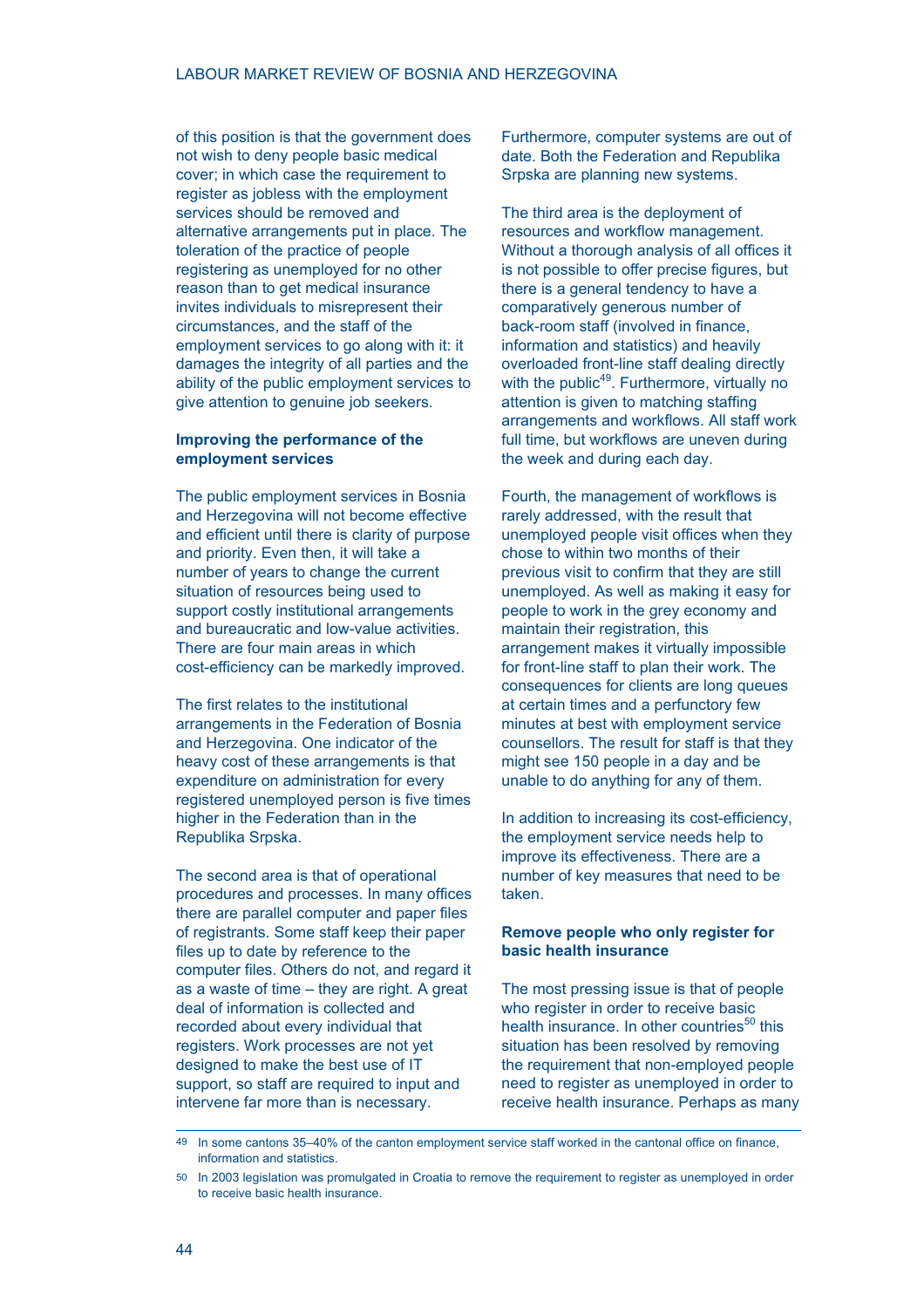of this position is that the government does not wish to deny people basic medical cover; in which case the requirement to register as jobless with the employment services should be removed and alternative arrangements put in place. The toleration of the practice of people registering as unemployed for no other reason than to get medical insurance invites individuals to misrepresent their circumstances, and the staff of the employment services to go along with it: it damages the integrity of all parties and the ability of the public employment services to give attention to genuine job seekers.

### Improving the performance of the employment services

The public employment services in Bosnia and Herzegovina will not become effective and efficient until there is clarity of purpose and priority. Even then, it will take a number of years to change the current situation of resources being used to support costly institutional arrangements and bureaucratic and low-value activities. There are four main areas in which cost-efficiency can be markedly improved.

The first relates to the institutional arrangements in the Federation of Bosnia and Herzegovina. One indicator of the heavy cost of these arrangements is that expenditure on administration for every registered unemployed person is five times higher in the Federation than in the Republika Srpska.

The second area is that of operational procedures and processes. In many offices there are parallel computer and paper files of registrants. Some staff keep their paper files up to date by reference to the computer files. Others do not, and regard it as a waste of time – they are right. A great deal of information is collected and recorded about every individual that registers. Work processes are not yet designed to make the best use of IT support, so staff are required to input and intervene far more than is necessary. Furthermore, computer systems are out of date. Both the Federation and Republika Srpska are planning new systems.

The third area is the deployment of resources and workflow management. Without a thorough analysis of all offices it is not possible to offer precise figures, but there is a general tendency to have a comparatively generous number of back-room staff (involved in finance, information and statistics) and heavily overloaded front-line staff dealing directly with the public[49]. Furthermore, virtually no attention is given to matching staffing arrangements and workflows. All staff work full time, but workflows are uneven during the week and during each day.

Fourth, the management of workflows is rarely addressed, with the result that unemployed people visit offices when they chose to within two months of their previous visit to confirm that they are still unemployed. As well as making it easy for people to work in the grey economy and maintain their registration, this arrangement makes it virtually impossible for front-line staff to plan their work. The consequences for clients are long queues at certain times and a perfunctory few minutes at best with employment service counsellors. The result for staff is that they might see 150 people in a day and be unable to do anything for any of them.

In addition to increasing its cost-efficiency, the employment service needs help to improve its effectiveness. There are a number of key measures that need to be taken.

### Remove people who only register for basic health insurance

The most pressing issue is that of people who register in order to receive basic health insurance. In other countries[50] this situation has been resolved by removing the requirement that non-employed people need to register as unemployed in order to receive health insurance. Perhaps as many

---

49 In some cantons 35–40% of the canton employment service staff worked in the cantonal office on finance, information and statistics.

50 In 2003 legislation was promulgated in Croatia to remove the requirement to register as unemployed in order to receive basic health insurance.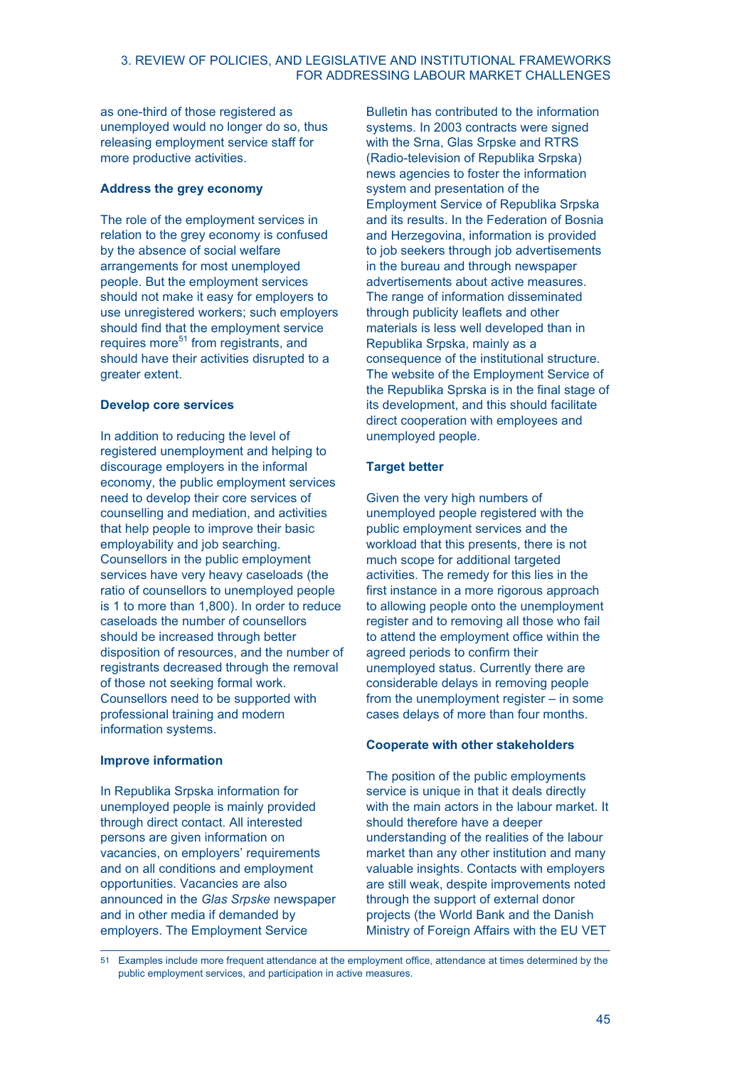as one-third of those registered as unemployed would no longer do so, thus releasing employment service staff for more productive activities.

**Address the grey economy**

The role of the employment services in relation to the grey economy is confused by the absence of social welfare arrangements for most unemployed people. But the employment services should not make it easy for employers to use unregistered workers; such employers should find that the employment service requires more[51] from registrants, and should have their activities disrupted to a greater extent.

**Develop core services**

In addition to reducing the level of registered unemployment and helping to discourage employers in the informal economy, the public employment services need to develop their core services of counselling and mediation, and activities that help people to improve their basic employability and job searching. Counsellors in the public employment services have very heavy caseloads (the ratio of counsellors to unemployed people is 1 to more than 1,800). In order to reduce caseloads the number of counsellors should be increased through better disposition of resources, and the number of registrants decreased through the removal of those not seeking formal work. Counsellors need to be supported with professional training and modern information systems.

**Improve information**

In Republika Srpska information for unemployed people is mainly provided through direct contact. All interested persons are given information on vacancies, on employers' requirements and on all conditions and employment opportunities. Vacancies are also announced in the *Glas Srpske* newspaper and in other media if demanded by employers. The Employment Service Bulletin has contributed to the information systems. In 2003 contracts were signed with the Srna, Glas Srpske and RTRS (Radio-television of Republika Srpska) news agencies to foster the information system and presentation of the Employment Service of Republika Srpska and its results. In the Federation of Bosnia and Herzegovina, information is provided to job seekers through job advertisements in the bureau and through newspaper advertisements about active measures. The range of information disseminated through publicity leaflets and other materials is less well developed than in Republika Srpska, mainly as a consequence of the institutional structure. The website of the Employment Service of the Republika Srpska is in the final stage of its development, and this should facilitate direct cooperation with employees and unemployed people.

**Target better**

Given the very high numbers of unemployed people registered with the public employment services and the workload that this presents, there is not much scope for additional targeted activities. The remedy for this lies in the first instance in a more rigorous approach to allowing people onto the unemployment register and to removing all those who fail to attend the employment office within the agreed periods to confirm their unemployed status. Currently there are considerable delays in removing people from the unemployment register – in some cases delays of more than four months.

**Cooperate with other stakeholders**

The position of the public employments service is unique in that it deals directly with the main actors in the labour market. It should therefore have a deeper understanding of the realities of the labour market than any other institution and many valuable insights. Contacts with employers are still weak, despite improvements noted through the support of external donor projects (the World Bank and the Danish Ministry of Foreign Affairs with the EU VET

[51] Examples include more frequent attendance at the employment office, attendance at times determined by the public employment services, and participation in active measures.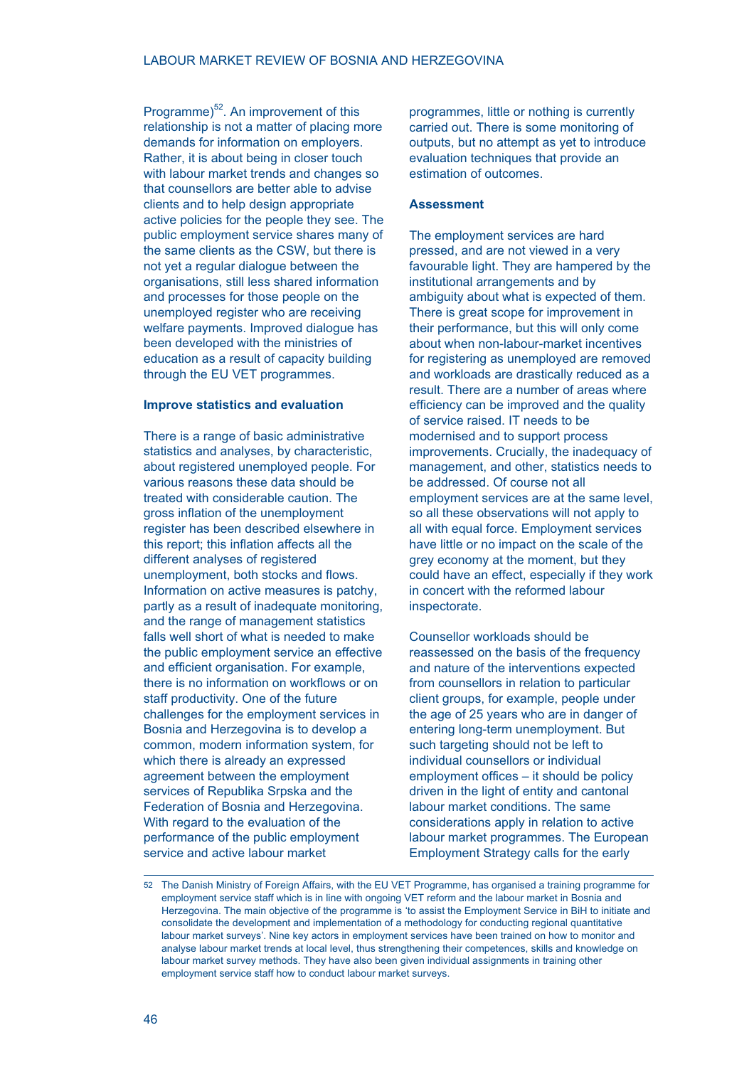Programme)[52]. An improvement of this relationship is not a matter of placing more demands for information on employers. Rather, it is about being in closer touch with labour market trends and changes so that counsellors are better able to advise clients and to help design appropriate active policies for the people they see. The public employment service shares many of the same clients as the CSW, but there is not yet a regular dialogue between the organisations, still less shared information and processes for those people on the unemployed register who are receiving welfare payments. Improved dialogue has been developed with the ministries of education as a result of capacity building through the EU VET programmes.

**Improve statistics and evaluation**

There is a range of basic administrative statistics and analyses, by characteristic, about registered unemployed people. For various reasons these data should be treated with considerable caution. The gross inflation of the unemployment register has been described elsewhere in this report; this inflation affects all the different analyses of registered unemployment, both stocks and flows. Information on active measures is patchy, partly as a result of inadequate monitoring, and the range of management statistics falls well short of what is needed to make the public employment service an effective and efficient organisation. For example, there is no information on workflows or on staff productivity. One of the future challenges for the employment services in Bosnia and Herzegovina is to develop a common, modern information system, for which there is already an expressed agreement between the employment services of Republika Srpska and the Federation of Bosnia and Herzegovina. With regard to the evaluation of the performance of the public employment service and active labour market programmes, little or nothing is currently carried out. There is some monitoring of outputs, but no attempt as yet to introduce evaluation techniques that provide an estimation of outcomes.

**Assessment**

The employment services are hard pressed, and are not viewed in a very favourable light. They are hampered by the institutional arrangements and by ambiguity about what is expected of them. There is great scope for improvement in their performance, but this will only come about when non-labour-market incentives for registering as unemployed are removed and workloads are drastically reduced as a result. There are a number of areas where efficiency can be improved and the quality of service raised. IT needs to be modernised and to support process improvements. Crucially, the inadequacy of management, and other, statistics needs to be addressed. Of course not all employment services are at the same level, so all these observations will not apply to all with equal force. Employment services have little or no impact on the scale of the grey economy at the moment, but they could have an effect, especially if they work in concert with the reformed labour inspectorate.

Counsellor workloads should be reassessed on the basis of the frequency and nature of the interventions expected from counsellors in relation to particular client groups, for example, people under the age of 25 years who are in danger of entering long-term unemployment. But such targeting should not be left to individual counsellors or individual employment offices – it should be policy driven in the light of entity and cantonal labour market conditions. The same considerations apply in relation to active labour market programmes. The European Employment Strategy calls for the early

---

[52] The Danish Ministry of Foreign Affairs, with the EU VET Programme, has organised a training programme for employment service staff which is in line with ongoing VET reform and the labour market in Bosnia and Herzegovina. The main objective of the programme is 'to assist the Employment Service in BiH to initiate and consolidate the development and implementation of a methodology for conducting regional quantitative labour market surveys'. Nine key actors in employment services have been trained on how to monitor and analyse labour market trends at local level, thus strengthening their competences, skills and knowledge on labour market survey methods. They have also been given individual assignments in training other employment service staff how to conduct labour market surveys.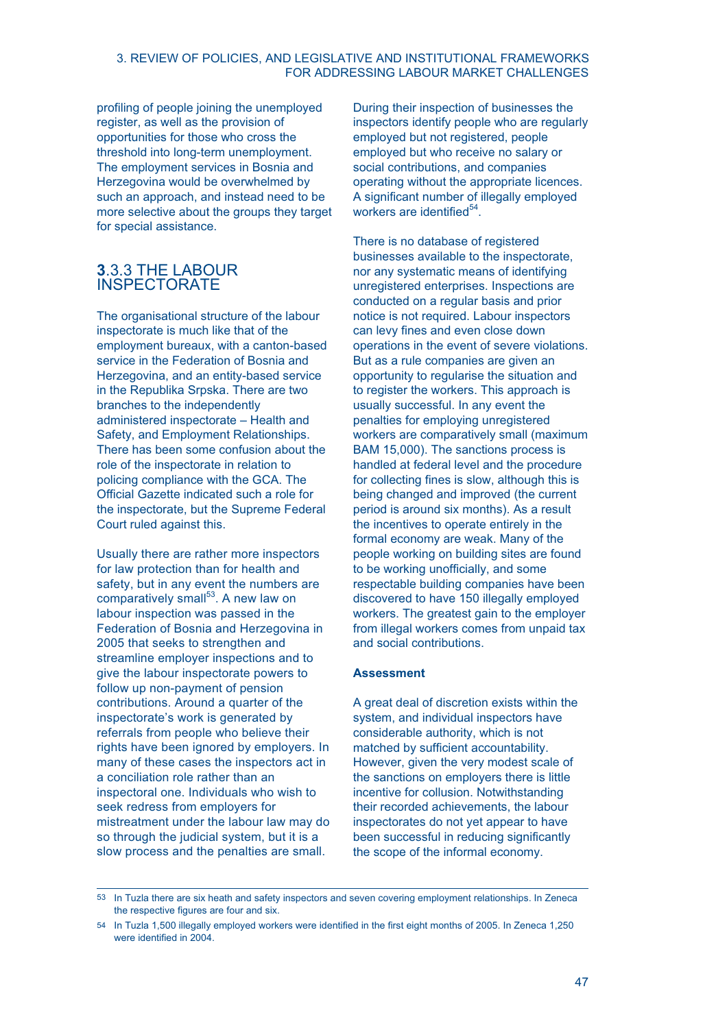profiling of people joining the unemployed register, as well as the provision of opportunities for those who cross the threshold into long-term unemployment. The employment services in Bosnia and Herzegovina would be overwhelmed by such an approach, and instead need to be more selective about the groups they target for special assistance.

### 3.3.3 THE LABOUR INSPECTORATE

The organisational structure of the labour inspectorate is much like that of the employment bureaux, with a canton-based service in the Federation of Bosnia and Herzegovina, and an entity-based service in the Republika Srpska. There are two branches to the independently administered inspectorate – Health and Safety, and Employment Relationships. There has been some confusion about the role of the inspectorate in relation to policing compliance with the GCA. The Official Gazette indicated such a role for the inspectorate, but the Supreme Federal Court ruled against this.

Usually there are rather more inspectors for law protection than for health and safety, but in any event the numbers are comparatively small[53]. A new law on labour inspection was passed in the Federation of Bosnia and Herzegovina in 2005 that seeks to strengthen and streamline employer inspections and to give the labour inspectorate powers to follow up non-payment of pension contributions. Around a quarter of the inspectorate's work is generated by referrals from people who believe their rights have been ignored by employers. In many of these cases the inspectors act in a conciliation role rather than an inspectoral one. Individuals who wish to seek redress from employers for mistreatment under the labour law may do so through the judicial system, but it is a slow process and the penalties are small.

During their inspection of businesses the inspectors identify people who are regularly employed but not registered, people employed but who receive no salary or social contributions, and companies operating without the appropriate licences. A significant number of illegally employed workers are identified[54].

There is no database of registered businesses available to the inspectorate, nor any systematic means of identifying unregistered enterprises. Inspections are conducted on a regular basis and prior notice is not required. Labour inspectors can levy fines and even close down operations in the event of severe violations. But as a rule companies are given an opportunity to regularise the situation and to register the workers. This approach is usually successful. In any event the penalties for employing unregistered workers are comparatively small (maximum BAM 15,000). The sanctions process is handled at federal level and the procedure for collecting fines is slow, although this is being changed and improved (the current period is around six months). As a result the incentives to operate entirely in the formal economy are weak. Many of the people working on building sites are found to be working unofficially, and some respectable building companies have been discovered to have 150 illegally employed workers. The greatest gain to the employer from illegal workers comes from unpaid tax and social contributions.

**Assessment**

A great deal of discretion exists within the system, and individual inspectors have considerable authority, which is not matched by sufficient accountability. However, given the very modest scale of the sanctions on employers there is little incentive for collusion. Notwithstanding their recorded achievements, the labour inspectorates do not yet appear to have been successful in reducing significantly the scope of the informal economy.

---

53 In Tuzla there are six heath and safety inspectors and seven covering employment relationships. In Zeneca the respective figures are four and six.

54 In Tuzla 1,500 illegally employed workers were identified in the first eight months of 2005. In Zeneca 1,250 were identified in 2004.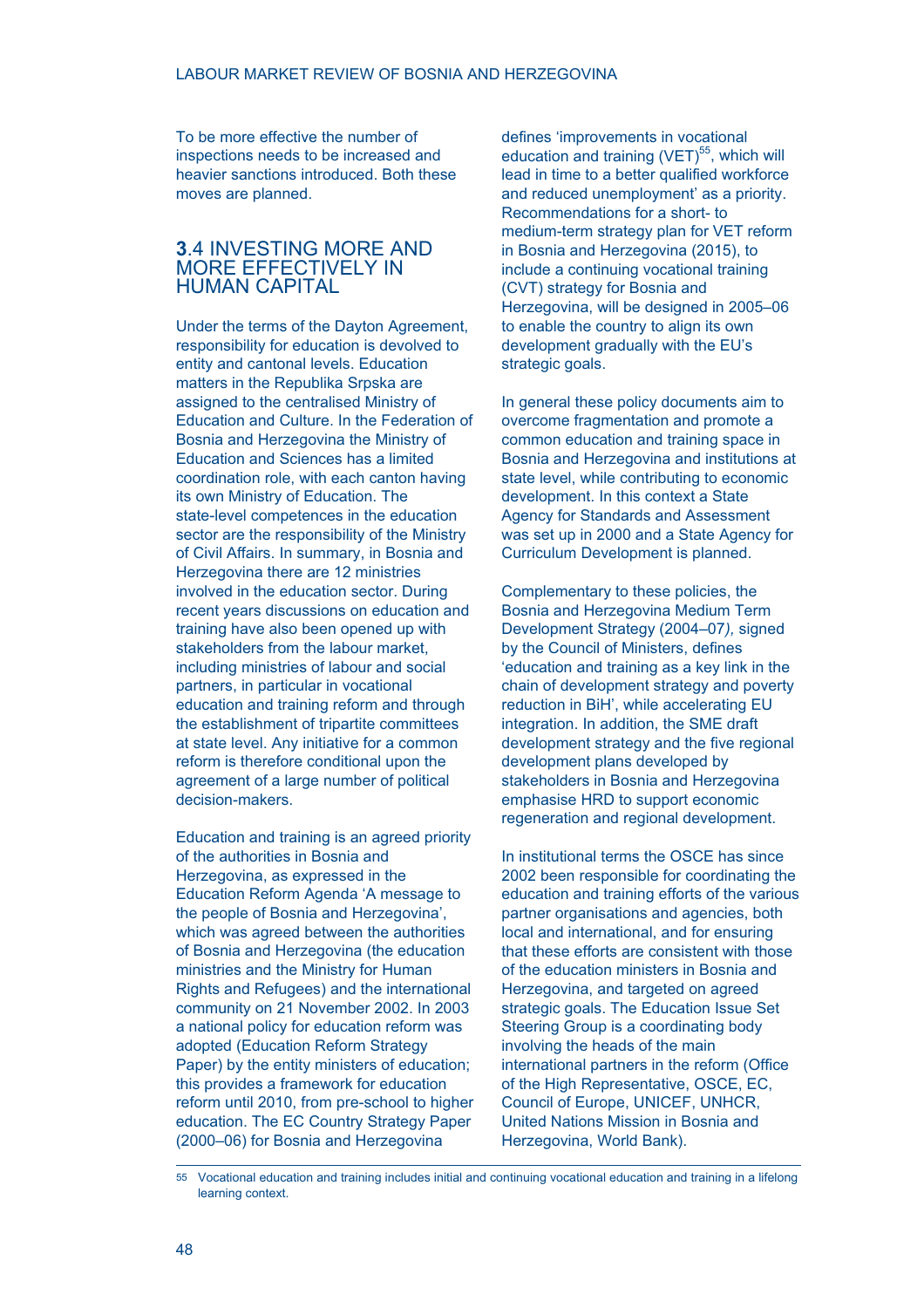To be more effective the number of inspections needs to be increased and heavier sanctions introduced. Both these moves are planned.

## 3.4 INVESTING MORE AND MORE EFFECTIVELY IN HUMAN CAPITAL

Under the terms of the Dayton Agreement, responsibility for education is devolved to entity and cantonal levels. Education matters in the Republika Srpska are assigned to the centralised Ministry of Education and Culture. In the Federation of Bosnia and Herzegovina the Ministry of Education and Sciences has a limited coordination role, with each canton having its own Ministry of Education. The state-level competences in the education sector are the responsibility of the Ministry of Civil Affairs. In summary, in Bosnia and Herzegovina there are 12 ministries involved in the education sector. During recent years discussions on education and training have also been opened up with stakeholders from the labour market, including ministries of labour and social partners, in particular in vocational education and training reform and through the establishment of tripartite committees at state level. Any initiative for a common reform is therefore conditional upon the agreement of a large number of political decision-makers.

Education and training is an agreed priority of the authorities in Bosnia and Herzegovina, as expressed in the Education Reform Agenda 'A message to the people of Bosnia and Herzegovina', which was agreed between the authorities of Bosnia and Herzegovina (the education ministries and the Ministry for Human Rights and Refugees) and the international community on 21 November 2002. In 2003 a national policy for education reform was adopted (Education Reform Strategy Paper) by the entity ministers of education; this provides a framework for education reform until 2010, from pre-school to higher education. The EC Country Strategy Paper (2000–06) for Bosnia and Herzegovina defines 'improvements in vocational education and training (VET)[55], which will lead in time to a better qualified workforce and reduced unemployment' as a priority. Recommendations for a short- to medium-term strategy plan for VET reform in Bosnia and Herzegovina (2015), to include a continuing vocational training (CVT) strategy for Bosnia and Herzegovina, will be designed in 2005–06 to enable the country to align its own development gradually with the EU's strategic goals.

In general these policy documents aim to overcome fragmentation and promote a common education and training space in Bosnia and Herzegovina and institutions at state level, while contributing to economic development. In this context a State Agency for Standards and Assessment was set up in 2000 and a State Agency for Curriculum Development is planned.

Complementary to these policies, the Bosnia and Herzegovina Medium Term Development Strategy (2004–07*)*, signed by the Council of Ministers, defines 'education and training as a key link in the chain of development strategy and poverty reduction in BiH', while accelerating EU integration. In addition, the SME draft development strategy and the five regional development plans developed by stakeholders in Bosnia and Herzegovina emphasise HRD to support economic regeneration and regional development.

In institutional terms the OSCE has since 2002 been responsible for coordinating the education and training efforts of the various partner organisations and agencies, both local and international, and for ensuring that these efforts are consistent with those of the education ministers in Bosnia and Herzegovina, and targeted on agreed strategic goals. The Education Issue Set Steering Group is a coordinating body involving the heads of the main international partners in the reform (Office of the High Representative, OSCE, EC, Council of Europe, UNICEF, UNHCR, United Nations Mission in Bosnia and Herzegovina, World Bank).

---

55 Vocational education and training includes initial and continuing vocational education and training in a lifelong learning context.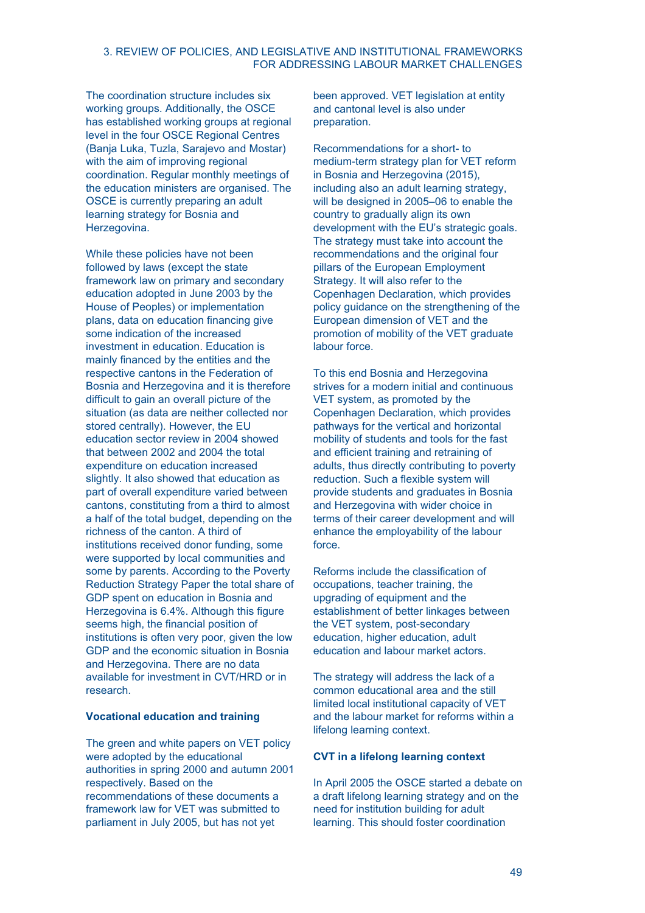The coordination structure includes six working groups. Additionally, the OSCE has established working groups at regional level in the four OSCE Regional Centres (Banja Luka, Tuzla, Sarajevo and Mostar) with the aim of improving regional coordination. Regular monthly meetings of the education ministers are organised. The OSCE is currently preparing an adult learning strategy for Bosnia and Herzegovina.

While these policies have not been followed by laws (except the state framework law on primary and secondary education adopted in June 2003 by the House of Peoples) or implementation plans, data on education financing give some indication of the increased investment in education. Education is mainly financed by the entities and the respective cantons in the Federation of Bosnia and Herzegovina and it is therefore difficult to gain an overall picture of the situation (as data are neither collected nor stored centrally). However, the EU education sector review in 2004 showed that between 2002 and 2004 the total expenditure on education increased slightly. It also showed that education as part of overall expenditure varied between cantons, constituting from a third to almost a half of the total budget, depending on the richness of the canton. A third of institutions received donor funding, some were supported by local communities and some by parents. According to the Poverty Reduction Strategy Paper the total share of GDP spent on education in Bosnia and Herzegovina is 6.4%. Although this figure seems high, the financial position of institutions is often very poor, given the low GDP and the economic situation in Bosnia and Herzegovina. There are no data available for investment in CVT/HRD or in research.

**Vocational education and training**

The green and white papers on VET policy were adopted by the educational authorities in spring 2000 and autumn 2001 respectively. Based on the recommendations of these documents a framework law for VET was submitted to parliament in July 2005, but has not yet been approved. VET legislation at entity and cantonal level is also under preparation.

Recommendations for a short- to medium-term strategy plan for VET reform in Bosnia and Herzegovina (2015), including also an adult learning strategy, will be designed in 2005–06 to enable the country to gradually align its own development with the EU's strategic goals. The strategy must take into account the recommendations and the original four pillars of the European Employment Strategy. It will also refer to the Copenhagen Declaration, which provides policy guidance on the strengthening of the European dimension of VET and the promotion of mobility of the VET graduate labour force.

To this end Bosnia and Herzegovina strives for a modern initial and continuous VET system, as promoted by the Copenhagen Declaration, which provides pathways for the vertical and horizontal mobility of students and tools for the fast and efficient training and retraining of adults, thus directly contributing to poverty reduction. Such a flexible system will provide students and graduates in Bosnia and Herzegovina with wider choice in terms of their career development and will enhance the employability of the labour force.

Reforms include the classification of occupations, teacher training, the upgrading of equipment and the establishment of better linkages between the VET system, post-secondary education, higher education, adult education and labour market actors.

The strategy will address the lack of a common educational area and the still limited local institutional capacity of VET and the labour market for reforms within a lifelong learning context.

**CVT in a lifelong learning context**

In April 2005 the OSCE started a debate on a draft lifelong learning strategy and on the need for institution building for adult learning. This should foster coordination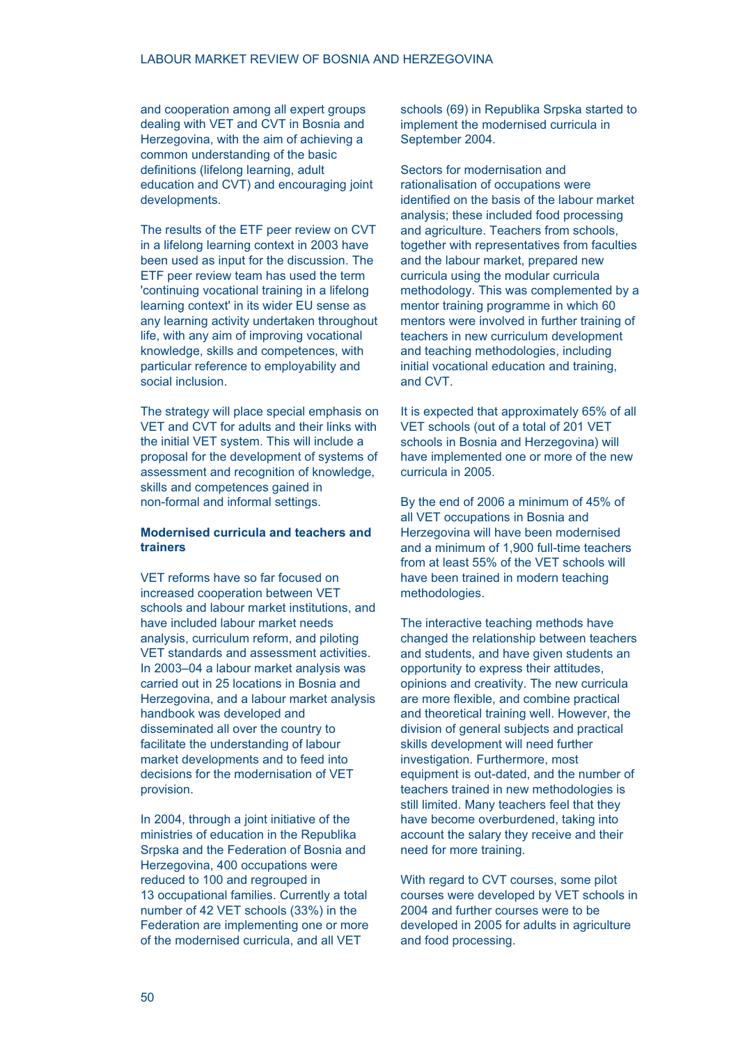and cooperation among all expert groups dealing with VET and CVT in Bosnia and Herzegovina, with the aim of achieving a common understanding of the basic definitions (lifelong learning, adult education and CVT) and encouraging joint developments.

The results of the ETF peer review on CVT in a lifelong learning context in 2003 have been used as input for the discussion. The ETF peer review team has used the term 'continuing vocational training in a lifelong learning context' in its wider EU sense as any learning activity undertaken throughout life, with any aim of improving vocational knowledge, skills and competences, with particular reference to employability and social inclusion.

The strategy will place special emphasis on VET and CVT for adults and their links with the initial VET system. This will include a proposal for the development of systems of assessment and recognition of knowledge, skills and competences gained in non-formal and informal settings.

**Modernised curricula and teachers and trainers**

VET reforms have so far focused on increased cooperation between VET schools and labour market institutions, and have included labour market needs analysis, curriculum reform, and piloting VET standards and assessment activities. In 2003–04 a labour market analysis was carried out in 25 locations in Bosnia and Herzegovina, and a labour market analysis handbook was developed and disseminated all over the country to facilitate the understanding of labour market developments and to feed into decisions for the modernisation of VET provision.

In 2004, through a joint initiative of the ministries of education in the Republika Srpska and the Federation of Bosnia and Herzegovina, 400 occupations were reduced to 100 and regrouped in 13 occupational families. Currently a total number of 42 VET schools (33%) in the Federation are implementing one or more of the modernised curricula, and all VET schools (69) in Republika Srpska started to implement the modernised curricula in September 2004.

Sectors for modernisation and rationalisation of occupations were identified on the basis of the labour market analysis; these included food processing and agriculture. Teachers from schools, together with representatives from faculties and the labour market, prepared new curricula using the modular curricula methodology. This was complemented by a mentor training programme in which 60 mentors were involved in further training of teachers in new curriculum development and teaching methodologies, including initial vocational education and training, and CVT.

It is expected that approximately 65% of all VET schools (out of a total of 201 VET schools in Bosnia and Herzegovina) will have implemented one or more of the new curricula in 2005.

By the end of 2006 a minimum of 45% of all VET occupations in Bosnia and Herzegovina will have been modernised and a minimum of 1,900 full-time teachers from at least 55% of the VET schools will have been trained in modern teaching methodologies.

The interactive teaching methods have changed the relationship between teachers and students, and have given students an opportunity to express their attitudes, opinions and creativity. The new curricula are more flexible, and combine practical and theoretical training well. However, the division of general subjects and practical skills development will need further investigation. Furthermore, most equipment is out-dated, and the number of teachers trained in new methodologies is still limited. Many teachers feel that they have become overburdened, taking into account the salary they receive and their need for more training.

With regard to CVT courses, some pilot courses were developed by VET schools in 2004 and further courses were to be developed in 2005 for adults in agriculture and food processing.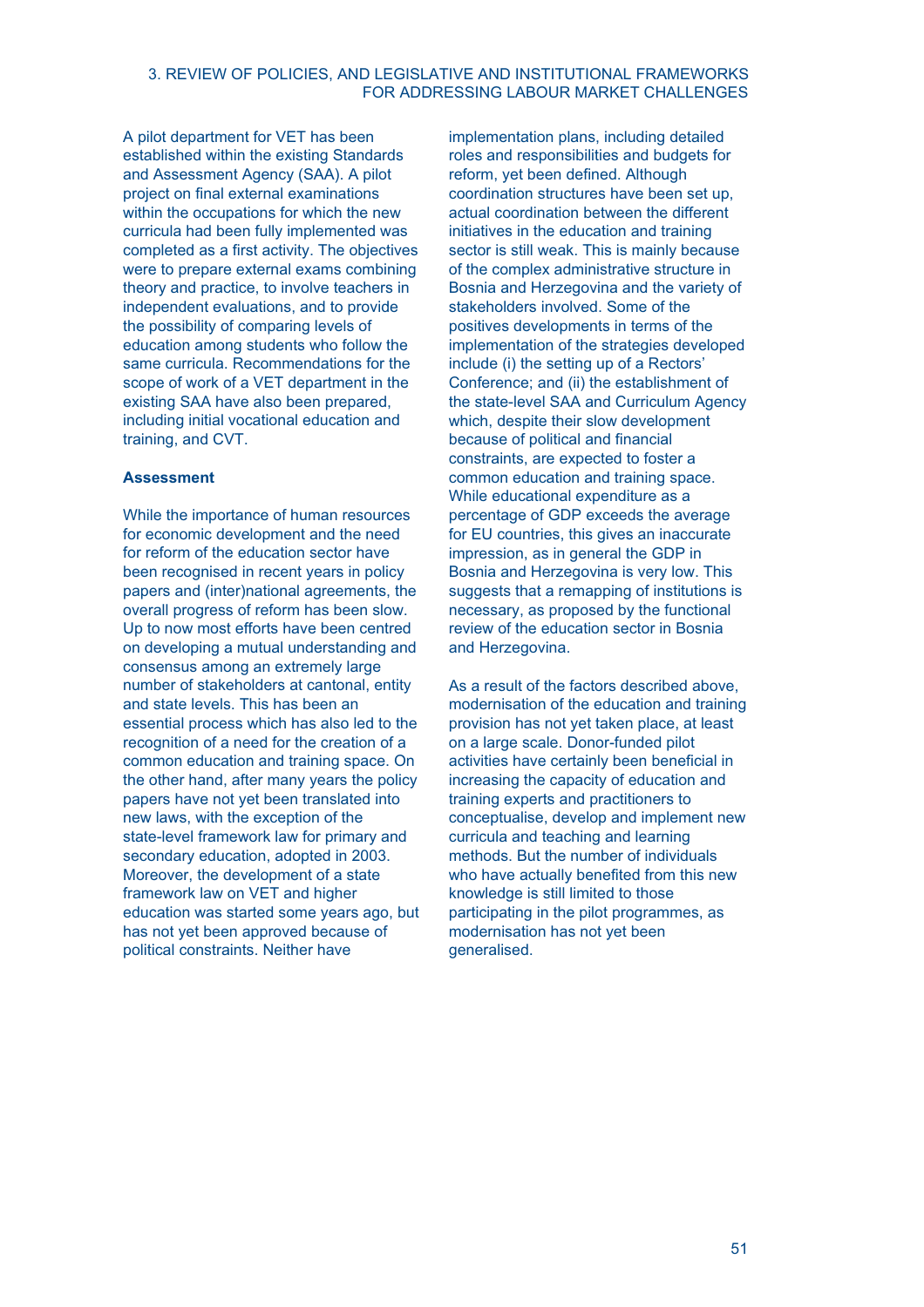A pilot department for VET has been established within the existing Standards and Assessment Agency (SAA). A pilot project on final external examinations within the occupations for which the new curricula had been fully implemented was completed as a first activity. The objectives were to prepare external exams combining theory and practice, to involve teachers in independent evaluations, and to provide the possibility of comparing levels of education among students who follow the same curricula. Recommendations for the scope of work of a VET department in the existing SAA have also been prepared, including initial vocational education and training, and CVT.

**Assessment**

While the importance of human resources for economic development and the need for reform of the education sector have been recognised in recent years in policy papers and (inter)national agreements, the overall progress of reform has been slow. Up to now most efforts have been centred on developing a mutual understanding and consensus among an extremely large number of stakeholders at cantonal, entity and state levels. This has been an essential process which has also led to the recognition of a need for the creation of a common education and training space. On the other hand, after many years the policy papers have not yet been translated into new laws, with the exception of the state-level framework law for primary and secondary education, adopted in 2003. Moreover, the development of a state framework law on VET and higher education was started some years ago, but has not yet been approved because of political constraints. Neither have implementation plans, including detailed roles and responsibilities and budgets for reform, yet been defined. Although coordination structures have been set up, actual coordination between the different initiatives in the education and training sector is still weak. This is mainly because of the complex administrative structure in Bosnia and Herzegovina and the variety of stakeholders involved. Some of the positives developments in terms of the implementation of the strategies developed include (i) the setting up of a Rectors' Conference; and (ii) the establishment of the state-level SAA and Curriculum Agency which, despite their slow development because of political and financial constraints, are expected to foster a common education and training space. While educational expenditure as a percentage of GDP exceeds the average for EU countries, this gives an inaccurate impression, as in general the GDP in Bosnia and Herzegovina is very low. This suggests that a remapping of institutions is necessary, as proposed by the functional review of the education sector in Bosnia and Herzegovina.

As a result of the factors described above, modernisation of the education and training provision has not yet taken place, at least on a large scale. Donor-funded pilot activities have certainly been beneficial in increasing the capacity of education and training experts and practitioners to conceptualise, develop and implement new curricula and teaching and learning methods. But the number of individuals who have actually benefited from this new knowledge is still limited to those participating in the pilot programmes, as modernisation has not yet been generalised.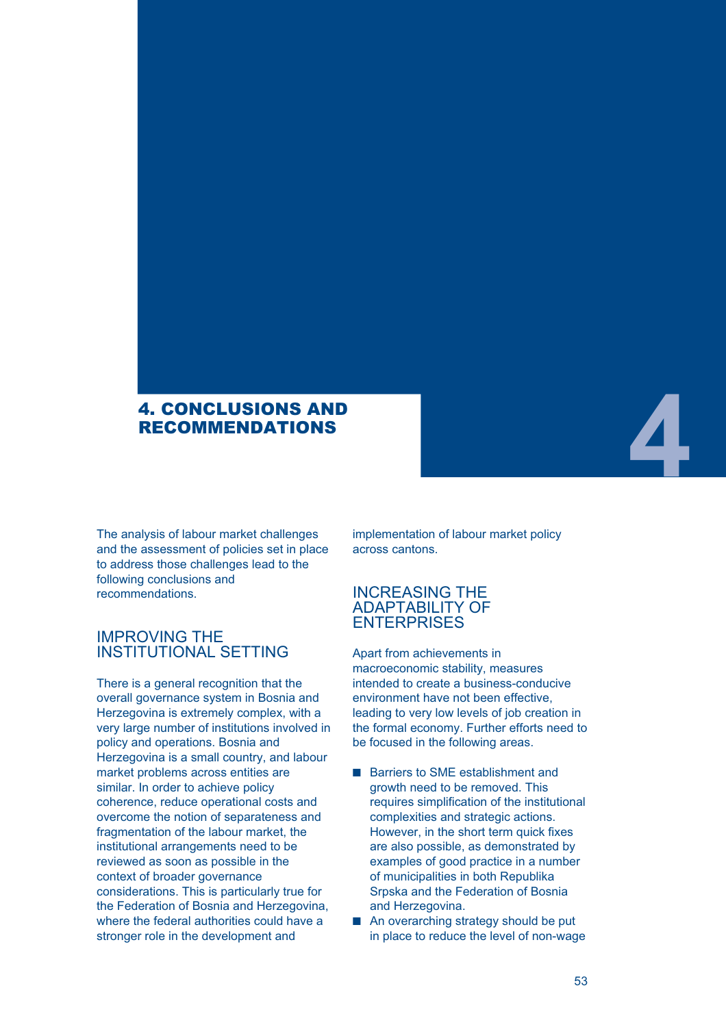# 4. CONCLUSIONS AND RECOMMENDATIONS

The analysis of labour market challenges and the assessment of policies set in place to address those challenges lead to the following conclusions and recommendations.

## IMPROVING THE INSTITUTIONAL SETTING

There is a general recognition that the overall governance system in Bosnia and Herzegovina is extremely complex, with a very large number of institutions involved in policy and operations. Bosnia and Herzegovina is a small country, and labour market problems across entities are similar. In order to achieve policy coherence, reduce operational costs and overcome the notion of separateness and fragmentation of the labour market, the institutional arrangements need to be reviewed as soon as possible in the context of broader governance considerations. This is particularly true for the Federation of Bosnia and Herzegovina, where the federal authorities could have a stronger role in the development and implementation of labour market policy across cantons.

## INCREASING THE ADAPTABILITY OF ENTERPRISES

Apart from achievements in macroeconomic stability, measures intended to create a business-conducive environment have not been effective, leading to very low levels of job creation in the formal economy. Further efforts need to be focused in the following areas.

- Barriers to SME establishment and growth need to be removed. This requires simplification of the institutional complexities and strategic actions. However, in the short term quick fixes are also possible, as demonstrated by examples of good practice in a number of municipalities in both Republika Srpska and the Federation of Bosnia and Herzegovina.
- An overarching strategy should be put in place to reduce the level of non-wage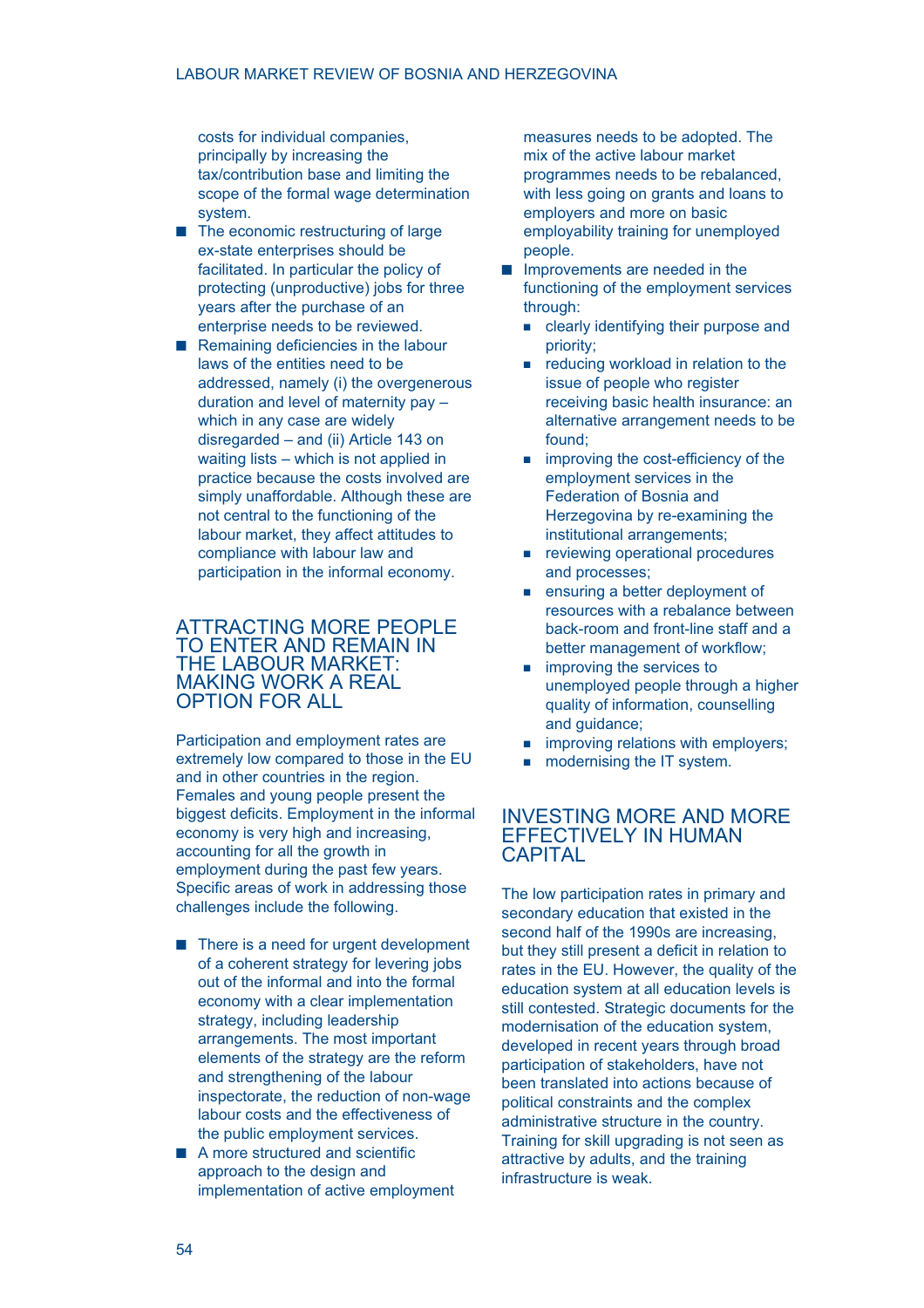costs for individual companies, principally by increasing the tax/contribution base and limiting the scope of the formal wage determination system.

- The economic restructuring of large ex-state enterprises should be facilitated. In particular the policy of protecting (unproductive) jobs for three years after the purchase of an enterprise needs to be reviewed.
- Remaining deficiencies in the labour laws of the entities need to be addressed, namely (i) the overgenerous duration and level of maternity pay – which in any case are widely disregarded – and (ii) Article 143 on waiting lists – which is not applied in practice because the costs involved are simply unaffordable. Although these are not central to the functioning of the labour market, they affect attitudes to compliance with labour law and participation in the informal economy.

## ATTRACTING MORE PEOPLE TO ENTER AND REMAIN IN THE LABOUR MARKET: MAKING WORK A REAL OPTION FOR ALL

Participation and employment rates are extremely low compared to those in the EU and in other countries in the region. Females and young people present the biggest deficits. Employment in the informal economy is very high and increasing, accounting for all the growth in employment during the past few years. Specific areas of work in addressing those challenges include the following.

- There is a need for urgent development of a coherent strategy for levering jobs out of the informal and into the formal economy with a clear implementation strategy, including leadership arrangements. The most important elements of the strategy are the reform and strengthening of the labour inspectorate, the reduction of non-wage labour costs and the effectiveness of the public employment services.
- A more structured and scientific approach to the design and implementation of active employment measures needs to be adopted. The mix of the active labour market programmes needs to be rebalanced, with less going on grants and loans to employers and more on basic employability training for unemployed people.
- Improvements are needed in the functioning of the employment services through:
  - clearly identifying their purpose and priority;
  - reducing workload in relation to the issue of people who register receiving basic health insurance: an alternative arrangement needs to be found;
  - improving the cost-efficiency of the employment services in the Federation of Bosnia and Herzegovina by re-examining the institutional arrangements;
  - reviewing operational procedures and processes;
  - ensuring a better deployment of resources with a rebalance between back-room and front-line staff and a better management of workflow;
  - improving the services to unemployed people through a higher quality of information, counselling and guidance;
  - improving relations with employers;
  - modernising the IT system.

## INVESTING MORE AND MORE EFFECTIVELY IN HUMAN CAPITAL

The low participation rates in primary and secondary education that existed in the second half of the 1990s are increasing, but they still present a deficit in relation to rates in the EU. However, the quality of the education system at all education levels is still contested. Strategic documents for the modernisation of the education system, developed in recent years through broad participation of stakeholders, have not been translated into actions because of political constraints and the complex administrative structure in the country. Training for skill upgrading is not seen as attractive by adults, and the training infrastructure is weak.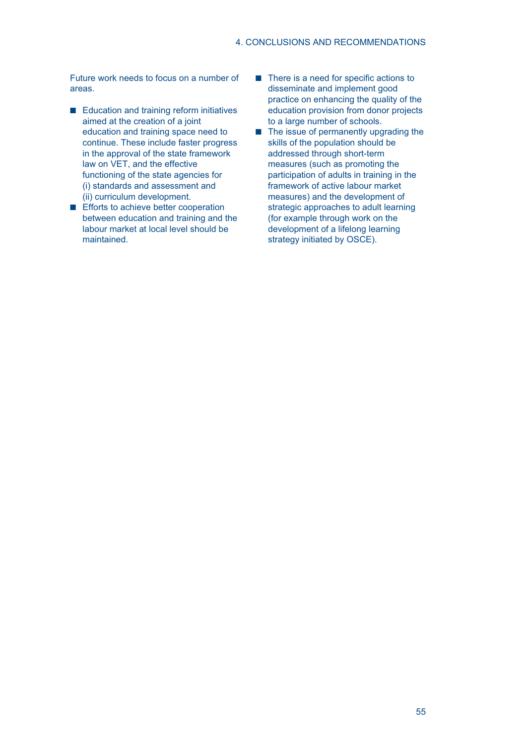Future work needs to focus on a number of areas.

- Education and training reform initiatives aimed at the creation of a joint education and training space need to continue. These include faster progress in the approval of the state framework law on VET, and the effective functioning of the state agencies for (i) standards and assessment and (ii) curriculum development.
- Efforts to achieve better cooperation between education and training and the labour market at local level should be maintained.
- There is a need for specific actions to disseminate and implement good practice on enhancing the quality of the education provision from donor projects to a large number of schools.
- The issue of permanently upgrading the skills of the population should be addressed through short-term measures (such as promoting the participation of adults in training in the framework of active labour market measures) and the development of strategic approaches to adult learning (for example through work on the development of a lifelong learning strategy initiated by OSCE).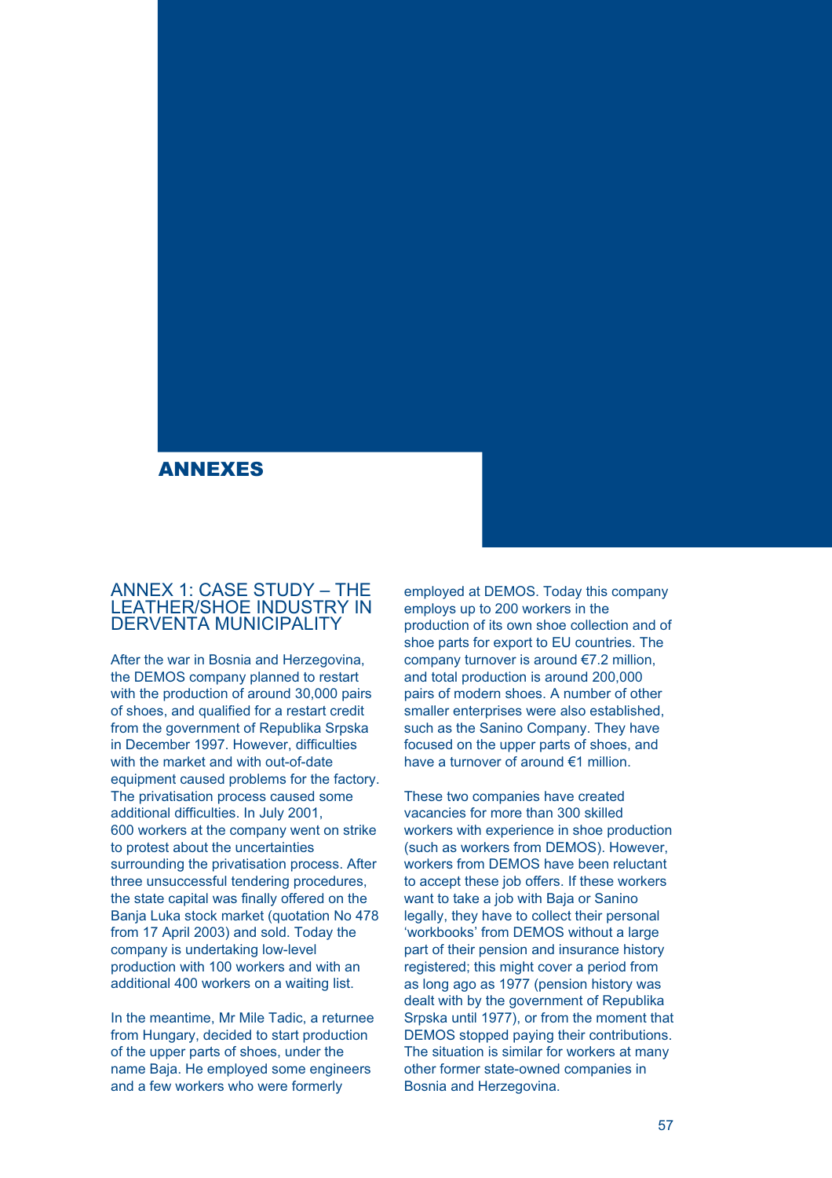# ANNEXES

## ANNEX 1: CASE STUDY – THE LEATHER/SHOE INDUSTRY IN DERVENTA MUNICIPALITY

After the war in Bosnia and Herzegovina, the DEMOS company planned to restart with the production of around 30,000 pairs of shoes, and qualified for a restart credit from the government of Republika Srpska in December 1997. However, difficulties with the market and with out-of-date equipment caused problems for the factory. The privatisation process caused some additional difficulties. In July 2001, 600 workers at the company went on strike to protest about the uncertainties surrounding the privatisation process. After three unsuccessful tendering procedures, the state capital was finally offered on the Banja Luka stock market (quotation No 478 from 17 April 2003) and sold. Today the company is undertaking low-level production with 100 workers and with an additional 400 workers on a waiting list.

In the meantime, Mr Mile Tadic, a returnee from Hungary, decided to start production of the upper parts of shoes, under the name Baja. He employed some engineers and a few workers who were formerly employed at DEMOS. Today this company employs up to 200 workers in the production of its own shoe collection and of shoe parts for export to EU countries. The company turnover is around €7.2 million, and total production is around 200,000 pairs of modern shoes. A number of other smaller enterprises were also established, such as the Sanino Company. They have focused on the upper parts of shoes, and have a turnover of around €1 million.

These two companies have created vacancies for more than 300 skilled workers with experience in shoe production (such as workers from DEMOS). However, workers from DEMOS have been reluctant to accept these job offers. If these workers want to take a job with Baja or Sanino legally, they have to collect their personal 'workbooks' from DEMOS without a large part of their pension and insurance history registered; this might cover a period from as long ago as 1977 (pension history was dealt with by the government of Republika Srpska until 1977), or from the moment that DEMOS stopped paying their contributions. The situation is similar for workers at many other former state-owned companies in Bosnia and Herzegovina.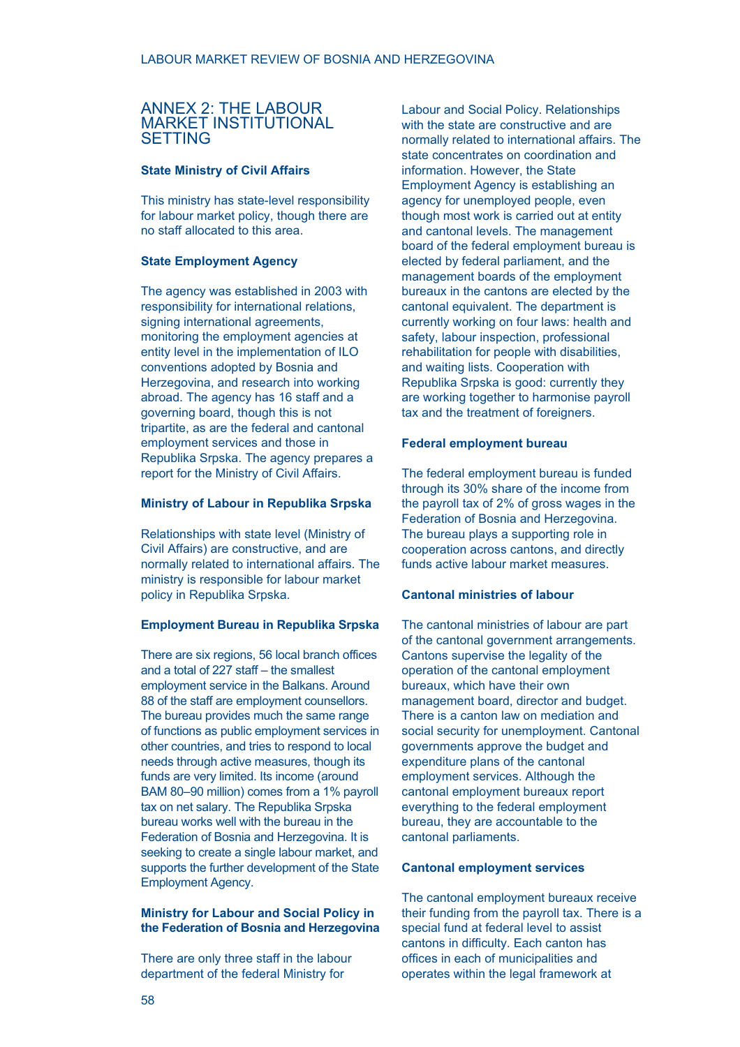# ANNEX 2: THE LABOUR MARKET INSTITUTIONAL SETTING

### State Ministry of Civil Affairs

This ministry has state-level responsibility for labour market policy, though there are no staff allocated to this area.

### State Employment Agency

The agency was established in 2003 with responsibility for international relations, signing international agreements, monitoring the employment agencies at entity level in the implementation of ILO conventions adopted by Bosnia and Herzegovina, and research into working abroad. The agency has 16 staff and a governing board, though this is not tripartite, as are the federal and cantonal employment services and those in Republika Srpska. The agency prepares a report for the Ministry of Civil Affairs.

### Ministry of Labour in Republika Srpska

Relationships with state level (Ministry of Civil Affairs) are constructive, and are normally related to international affairs. The ministry is responsible for labour market policy in Republika Srpska.

### Employment Bureau in Republika Srpska

There are six regions, 56 local branch offices and a total of 227 staff – the smallest employment service in the Balkans. Around 88 of the staff are employment counsellors. The bureau provides much the same range of functions as public employment services in other countries, and tries to respond to local needs through active measures, though its funds are very limited. Its income (around BAM 80–90 million) comes from a 1% payroll tax on net salary. The Republika Srpska bureau works well with the bureau in the Federation of Bosnia and Herzegovina. It is seeking to create a single labour market, and supports the further development of the State Employment Agency.

### Ministry for Labour and Social Policy in the Federation of Bosnia and Herzegovina

There are only three staff in the labour department of the federal Ministry for Labour and Social Policy. Relationships with the state are constructive and are normally related to international affairs. The state concentrates on coordination and information. However, the State Employment Agency is establishing an agency for unemployed people, even though most work is carried out at entity and cantonal levels. The management board of the federal employment bureau is elected by federal parliament, and the management boards of the employment bureaux in the cantons are elected by the cantonal equivalent. The department is currently working on four laws: health and safety, labour inspection, professional rehabilitation for people with disabilities, and waiting lists. Cooperation with Republika Srpska is good: currently they are working together to harmonise payroll tax and the treatment of foreigners.

### Federal employment bureau

The federal employment bureau is funded through its 30% share of the income from the payroll tax of 2% of gross wages in the Federation of Bosnia and Herzegovina. The bureau plays a supporting role in cooperation across cantons, and directly funds active labour market measures.

### Cantonal ministries of labour

The cantonal ministries of labour are part of the cantonal government arrangements. Cantons supervise the legality of the operation of the cantonal employment bureaux, which have their own management board, director and budget. There is a canton law on mediation and social security for unemployment. Cantonal governments approve the budget and expenditure plans of the cantonal employment services. Although the cantonal employment bureaux report everything to the federal employment bureau, they are accountable to the cantonal parliaments.

### Cantonal employment services

The cantonal employment bureaux receive their funding from the payroll tax. There is a special fund at federal level to assist cantons in difficulty. Each canton has offices in each of municipalities and operates within the legal framework at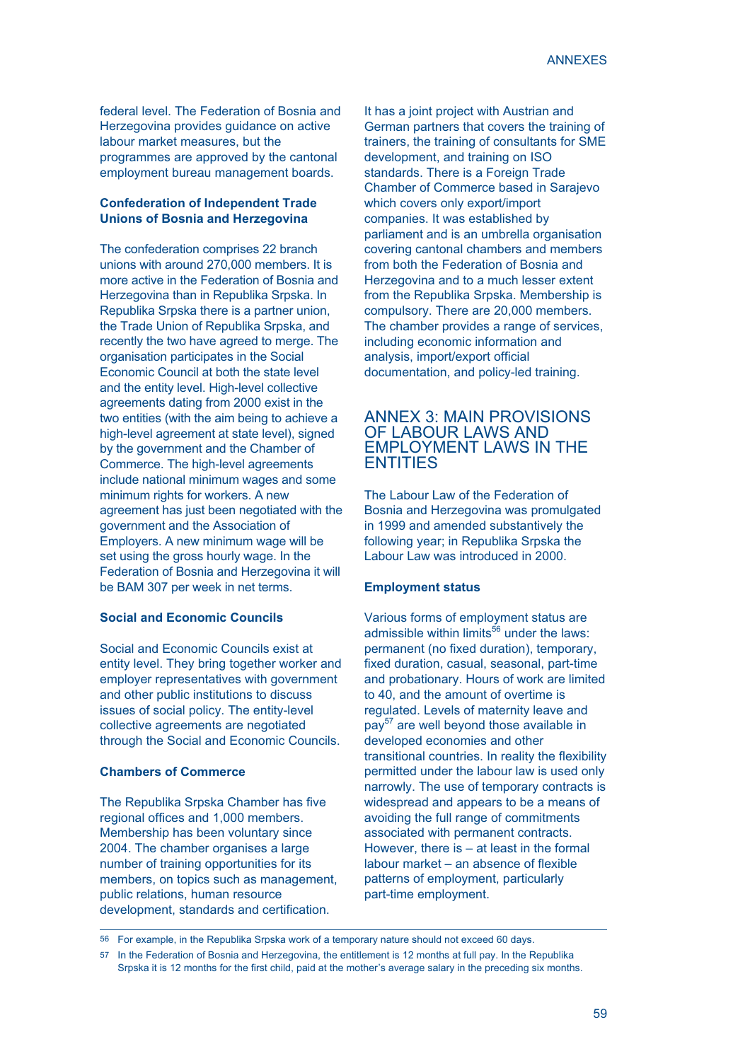federal level. The Federation of Bosnia and Herzegovina provides guidance on active labour market measures, but the programmes are approved by the cantonal employment bureau management boards.

### Confederation of Independent Trade Unions of Bosnia and Herzegovina

The confederation comprises 22 branch unions with around 270,000 members. It is more active in the Federation of Bosnia and Herzegovina than in Republika Srpska. In Republika Srpska there is a partner union, the Trade Union of Republika Srpska, and recently the two have agreed to merge. The organisation participates in the Social Economic Council at both the state level and the entity level. High-level collective agreements dating from 2000 exist in the two entities (with the aim being to achieve a high-level agreement at state level), signed by the government and the Chamber of Commerce. The high-level agreements include national minimum wages and some minimum rights for workers. A new agreement has just been negotiated with the government and the Association of Employers. A new minimum wage will be set using the gross hourly wage. In the Federation of Bosnia and Herzegovina it will be BAM 307 per week in net terms.

### Social and Economic Councils

Social and Economic Councils exist at entity level. They bring together worker and employer representatives with government and other public institutions to discuss issues of social policy. The entity-level collective agreements are negotiated through the Social and Economic Councils.

### Chambers of Commerce

The Republika Srpska Chamber has five regional offices and 1,000 members. Membership has been voluntary since 2004. The chamber organises a large number of training opportunities for its members, on topics such as management, public relations, human resource development, standards and certification. It has a joint project with Austrian and German partners that covers the training of trainers, the training of consultants for SME development, and training on ISO standards. There is a Foreign Trade Chamber of Commerce based in Sarajevo which covers only export/import companies. It was established by parliament and is an umbrella organisation covering cantonal chambers and members from both the Federation of Bosnia and Herzegovina and to a much lesser extent from the Republika Srpska. Membership is compulsory. There are 20,000 members. The chamber provides a range of services, including economic information and analysis, import/export official documentation, and policy-led training.

## ANNEX 3: MAIN PROVISIONS OF LABOUR LAWS AND EMPLOYMENT LAWS IN THE ENTITIES

The Labour Law of the Federation of Bosnia and Herzegovina was promulgated in 1999 and amended substantively the following year; in Republika Srpska the Labour Law was introduced in 2000.

### Employment status

Various forms of employment status are admissible within limits[56] under the laws: permanent (no fixed duration), temporary, fixed duration, casual, seasonal, part-time and probationary. Hours of work are limited to 40, and the amount of overtime is regulated. Levels of maternity leave and pay[57] are well beyond those available in developed economies and other transitional countries. In reality the flexibility permitted under the labour law is used only narrowly. The use of temporary contracts is widespread and appears to be a means of avoiding the full range of commitments associated with permanent contracts. However, there is – at least in the formal labour market – an absence of flexible patterns of employment, particularly part-time employment.

---

[56] For example, in the Republika Srpska work of a temporary nature should not exceed 60 days.

[57] In the Federation of Bosnia and Herzegovina, the entitlement is 12 months at full pay. In the Republika Srpska it is 12 months for the first child, paid at the mother's average salary in the preceding six months.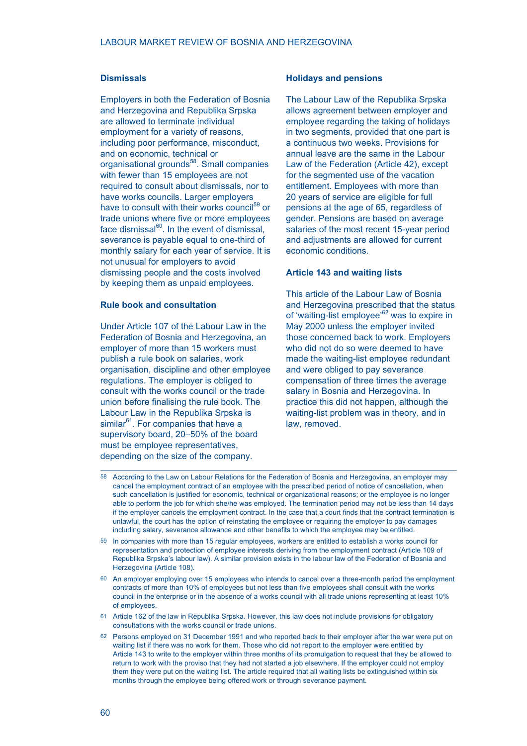### Dismissals

Employers in both the Federation of Bosnia and Herzegovina and Republika Srpska are allowed to terminate individual employment for a variety of reasons, including poor performance, misconduct, and on economic, technical or organisational grounds[58]. Small companies with fewer than 15 employees are not required to consult about dismissals, nor to have works councils. Larger employers have to consult with their works council[59] or trade unions where five or more employees face dismissal[60]. In the event of dismissal, severance is payable equal to one-third of monthly salary for each year of service. It is not unusual for employers to avoid dismissing people and the costs involved by keeping them as unpaid employees.

### Rule book and consultation

Under Article 107 of the Labour Law in the Federation of Bosnia and Herzegovina, an employer of more than 15 workers must publish a rule book on salaries, work organisation, discipline and other employee regulations. The employer is obliged to consult with the works council or the trade union before finalising the rule book. The Labour Law in the Republika Srpska is similar[61]. For companies that have a supervisory board, 20–50% of the board must be employee representatives, depending on the size of the company.

### Holidays and pensions

The Labour Law of the Republika Srpska allows agreement between employer and employee regarding the taking of holidays in two segments, provided that one part is a continuous two weeks. Provisions for annual leave are the same in the Labour Law of the Federation (Article 42), except for the segmented use of the vacation entitlement. Employees with more than 20 years of service are eligible for full pensions at the age of 65, regardless of gender. Pensions are based on average salaries of the most recent 15-year period and adjustments are allowed for current economic conditions.

### Article 143 and waiting lists

This article of the Labour Law of Bosnia and Herzegovina prescribed that the status of 'waiting-list employee'[62] was to expire in May 2000 unless the employer invited those concerned back to work. Employers who did not do so were deemed to have made the waiting-list employee redundant and were obliged to pay severance compensation of three times the average salary in Bosnia and Herzegovina. In practice this did not happen, although the waiting-list problem was in theory, and in law, removed.

---

58 According to the Law on Labour Relations for the Federation of Bosnia and Herzegovina, an employer may cancel the employment contract of an employee with the prescribed period of notice of cancellation, when such cancellation is justified for economic, technical or organizational reasons; or the employee is no longer able to perform the job for which she/he was employed. The termination period may not be less than 14 days if the employer cancels the employment contract. In the case that a court finds that the contract termination is unlawful, the court has the option of reinstating the employee or requiring the employer to pay damages including salary, severance allowance and other benefits to which the employee may be entitled.

59 In companies with more than 15 regular employees, workers are entitled to establish a works council for representation and protection of employee interests deriving from the employment contract (Article 109 of Republika Srpska's labour law). A similar provision exists in the labour law of the Federation of Bosnia and Herzegovina (Article 108).

60 An employer employing over 15 employees who intends to cancel over a three-month period the employment contracts of more than 10% of employees but not less than five employees shall consult with the works council in the enterprise or in the absence of a works council with all trade unions representing at least 10% of employees.

61 Article 162 of the law in Republika Srpska. However, this law does not include provisions for obligatory consultations with the works council or trade unions.

62 Persons employed on 31 December 1991 and who reported back to their employer after the war were put on waiting list if there was no work for them. Those who did not report to the employer were entitled by Article 143 to write to the employer within three months of its promulgation to request that they be allowed to return to work with the proviso that they had not started a job elsewhere. If the employer could not employ them they were put on the waiting list. The article required that all waiting lists be extinguished within six months through the employee being offered work or through severance payment.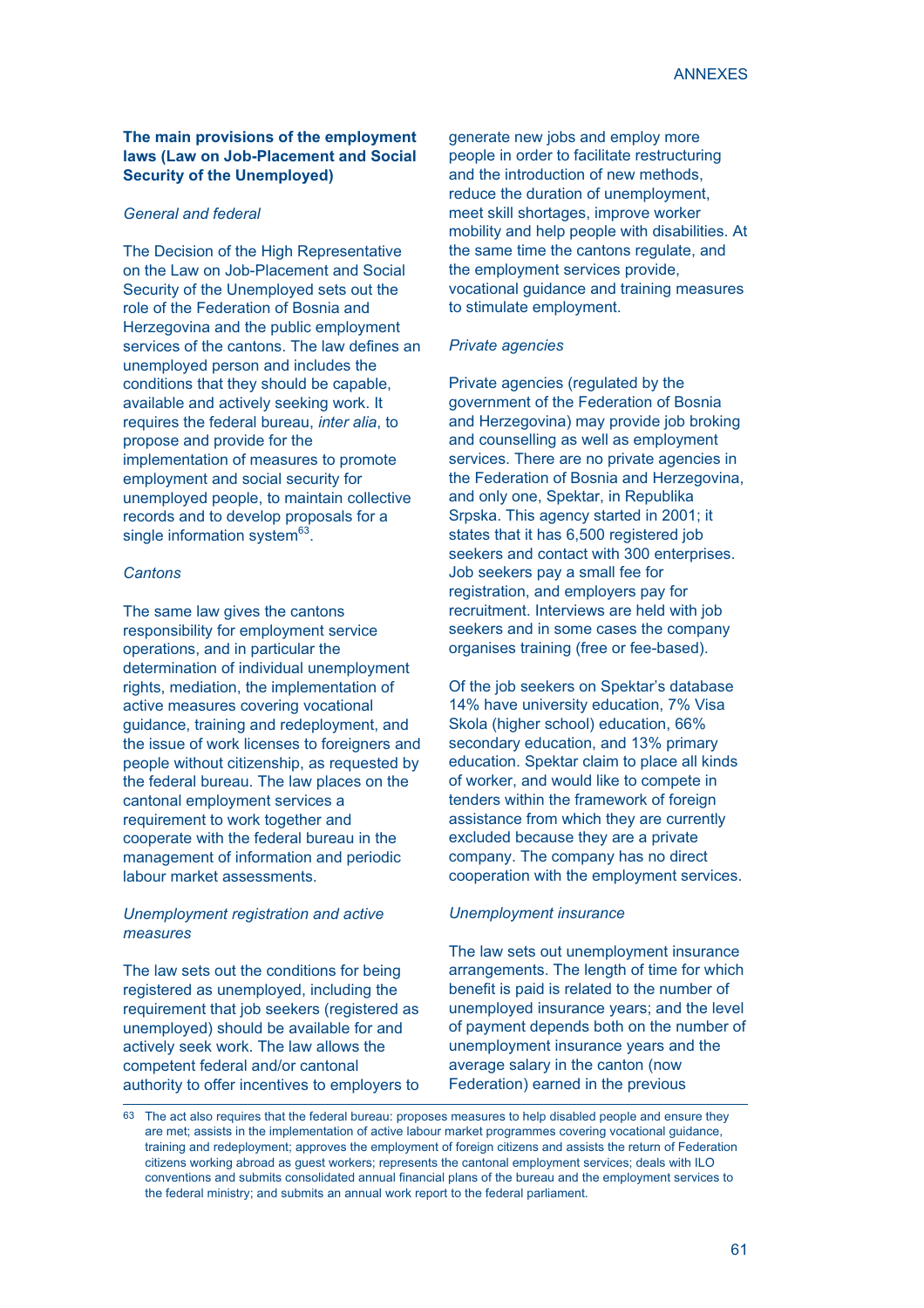**The main provisions of the employment laws (Law on Job-Placement and Social Security of the Unemployed)**

*General and federal*

The Decision of the High Representative on the Law on Job-Placement and Social Security of the Unemployed sets out the role of the Federation of Bosnia and Herzegovina and the public employment services of the cantons. The law defines an unemployed person and includes the conditions that they should be capable, available and actively seeking work. It requires the federal bureau, *inter alia*, to propose and provide for the implementation of measures to promote employment and social security for unemployed people, to maintain collective records and to develop proposals for a single information system[63].

*Cantons*

The same law gives the cantons responsibility for employment service operations, and in particular the determination of individual unemployment rights, mediation, the implementation of active measures covering vocational guidance, training and redeployment, and the issue of work licenses to foreigners and people without citizenship, as requested by the federal bureau. The law places on the cantonal employment services a requirement to work together and cooperate with the federal bureau in the management of information and periodic labour market assessments.

*Unemployment registration and active measures*

The law sets out the conditions for being registered as unemployed, including the requirement that job seekers (registered as unemployed) should be available for and actively seek work. The law allows the competent federal and/or cantonal authority to offer incentives to employers to generate new jobs and employ more people in order to facilitate restructuring and the introduction of new methods, reduce the duration of unemployment, meet skill shortages, improve worker mobility and help people with disabilities. At the same time the cantons regulate, and the employment services provide, vocational guidance and training measures to stimulate employment.

*Private agencies*

Private agencies (regulated by the government of the Federation of Bosnia and Herzegovina) may provide job broking and counselling as well as employment services. There are no private agencies in the Federation of Bosnia and Herzegovina, and only one, Spektar, in Republika Srpska. This agency started in 2001; it states that it has 6,500 registered job seekers and contact with 300 enterprises. Job seekers pay a small fee for registration, and employers pay for recruitment. Interviews are held with job seekers and in some cases the company organises training (free or fee-based).

Of the job seekers on Spektar's database 14% have university education, 7% Visa Skola (higher school) education, 66% secondary education, and 13% primary education. Spektar claim to place all kinds of worker, and would like to compete in tenders within the framework of foreign assistance from which they are currently excluded because they are a private company. The company has no direct cooperation with the employment services.

*Unemployment insurance*

The law sets out unemployment insurance arrangements. The length of time for which benefit is paid is related to the number of unemployed insurance years; and the level of payment depends both on the number of unemployment insurance years and the average salary in the canton (now Federation) earned in the previous

---

[63] The act also requires that the federal bureau: proposes measures to help disabled people and ensure they are met; assists in the implementation of active labour market programmes covering vocational guidance, training and redeployment; approves the employment of foreign citizens and assists the return of Federation citizens working abroad as guest workers; represents the cantonal employment services; deals with ILO conventions and submits consolidated annual financial plans of the bureau and the employment services to the federal ministry; and submits an annual work report to the federal parliament.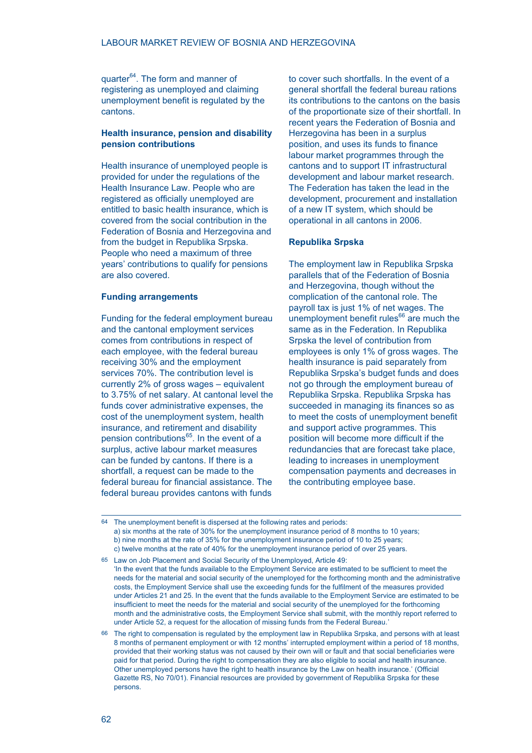quarter[64]. The form and manner of registering as unemployed and claiming unemployment benefit is regulated by the cantons.

### Health insurance, pension and disability pension contributions

Health insurance of unemployed people is provided for under the regulations of the Health Insurance Law. People who are registered as officially unemployed are entitled to basic health insurance, which is covered from the social contribution in the Federation of Bosnia and Herzegovina and from the budget in Republika Srpska. People who need a maximum of three years' contributions to qualify for pensions are also covered.

### Funding arrangements

Funding for the federal employment bureau and the cantonal employment services comes from contributions in respect of each employee, with the federal bureau receiving 30% and the employment services 70%. The contribution level is currently 2% of gross wages – equivalent to 3.75% of net salary. At cantonal level the funds cover administrative expenses, the cost of the unemployment system, health insurance, and retirement and disability pension contributions[65]. In the event of a surplus, active labour market measures can be funded by cantons. If there is a shortfall, a request can be made to the federal bureau for financial assistance. The federal bureau provides cantons with funds to cover such shortfalls. In the event of a general shortfall the federal bureau rations its contributions to the cantons on the basis of the proportionate size of their shortfall. In recent years the Federation of Bosnia and Herzegovina has been in a surplus position, and uses its funds to finance labour market programmes through the cantons and to support IT infrastructural development and labour market research. The Federation has taken the lead in the development, procurement and installation of a new IT system, which should be operational in all cantons in 2006.

### Republika Srpska

The employment law in Republika Srpska parallels that of the Federation of Bosnia and Herzegovina, though without the complication of the cantonal role. The payroll tax is just 1% of net wages. The unemployment benefit rules[66] are much the same as in the Federation. In Republika Srpska the level of contribution from employees is only 1% of gross wages. The health insurance is paid separately from Republika Srpska's budget funds and does not go through the employment bureau of Republika Srpska. Republika Srpska has succeeded in managing its finances so as to meet the costs of unemployment benefit and support active programmes. This position will become more difficult if the redundancies that are forecast take place, leading to increases in unemployment compensation payments and decreases in the contributing employee base.

---

[64] The unemployment benefit is dispersed at the following rates and periods:
a) six months at the rate of 30% for the unemployment insurance period of 8 months to 10 years;
b) nine months at the rate of 35% for the unemployment insurance period of 10 to 25 years;
c) twelve months at the rate of 40% for the unemployment insurance period of over 25 years.

[65] Law on Job Placement and Social Security of the Unemployed, Article 49:
'In the event that the funds available to the Employment Service are estimated to be sufficient to meet the needs for the material and social security of the unemployed for the forthcoming month and the administrative costs, the Employment Service shall use the exceeding funds for the fulfilment of the measures provided under Articles 21 and 25. In the event that the funds available to the Employment Service are estimated to be insufficient to meet the needs for the material and social security of the unemployed for the forthcoming month and the administrative costs, the Employment Service shall submit, with the monthly report referred to under Article 52, a request for the allocation of missing funds from the Federal Bureau.'

[66] The right to compensation is regulated by the employment law in Republika Srpska, and persons with at least 8 months of permanent employment or with 12 months' interrupted employment within a period of 18 months, provided that their working status was not caused by their own will or fault and that social beneficiaries were paid for that period. During the right to compensation they are also eligible to social and health insurance. Other unemployed persons have the right to health insurance by the Law on health insurance.' (Official Gazette RS, No 70/01). Financial resources are provided by government of Republika Srpska for these persons.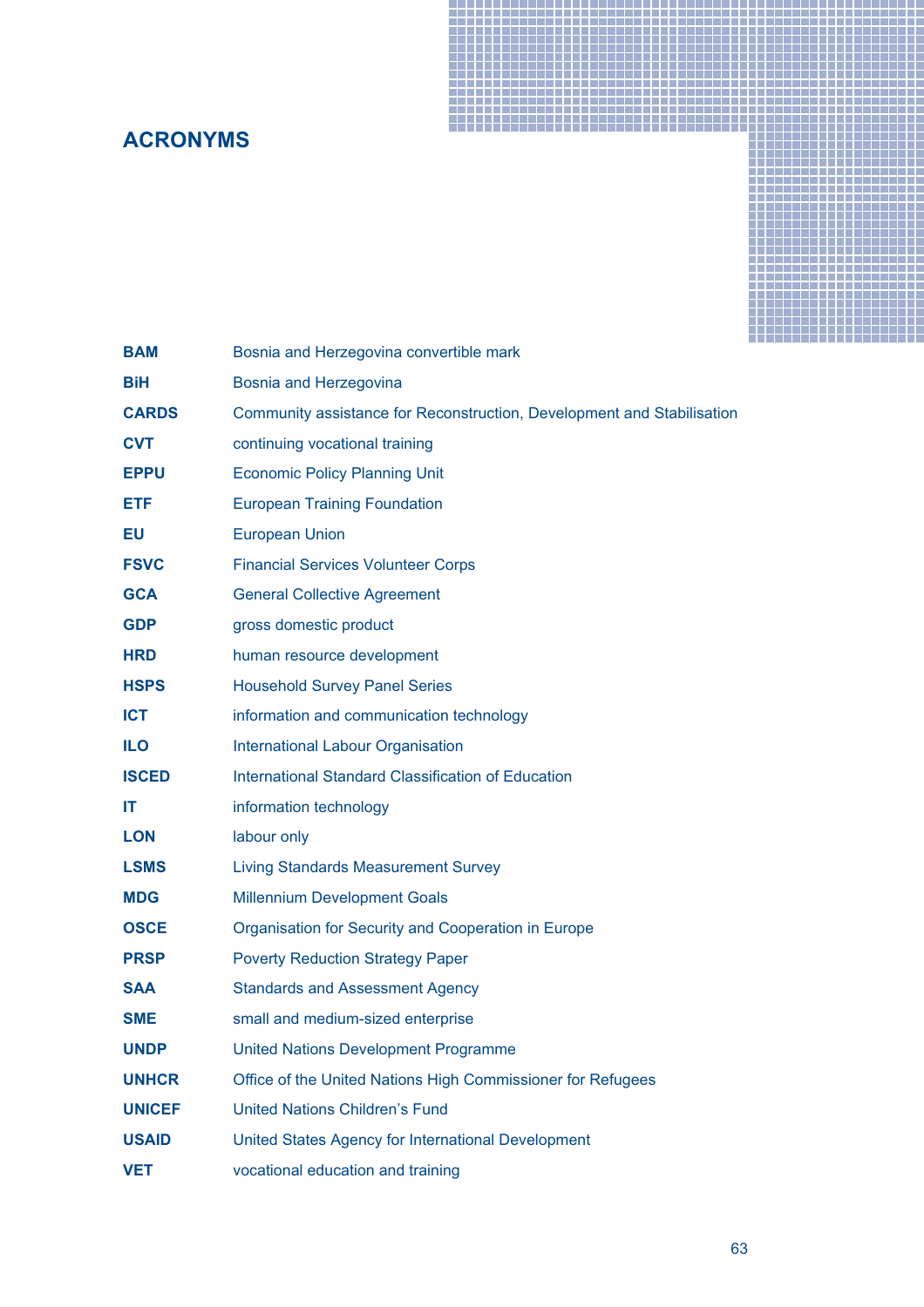# ACRONYMS

| | |
|---|---|
| **BAM** | Bosnia and Herzegovina convertible mark |
| **BiH** | Bosnia and Herzegovina |
| **CARDS** | Community assistance for Reconstruction, Development and Stabilisation |
| **CVT** | continuing vocational training |
| **EPPU** | Economic Policy Planning Unit |
| **ETF** | European Training Foundation |
| **EU** | European Union |
| **FSVC** | Financial Services Volunteer Corps |
| **GCA** | General Collective Agreement |
| **GDP** | gross domestic product |
| **HRD** | human resource development |
| **HSPS** | Household Survey Panel Series |
| **ICT** | information and communication technology |
| **ILO** | International Labour Organisation |
| **ISCED** | International Standard Classification of Education |
| **IT** | information technology |
| **LON** | labour only |
| **LSMS** | Living Standards Measurement Survey |
| **MDG** | Millennium Development Goals |
| **OSCE** | Organisation for Security and Cooperation in Europe |
| **PRSP** | Poverty Reduction Strategy Paper |
| **SAA** | Standards and Assessment Agency |
| **SME** | small and medium-sized enterprise |
| **UNDP** | United Nations Development Programme |
| **UNHCR** | Office of the United Nations High Commissioner for Refugees |
| **UNICEF** | United Nations Children's Fund |
| **USAID** | United States Agency for International Development |
| **VET** | vocational education and training |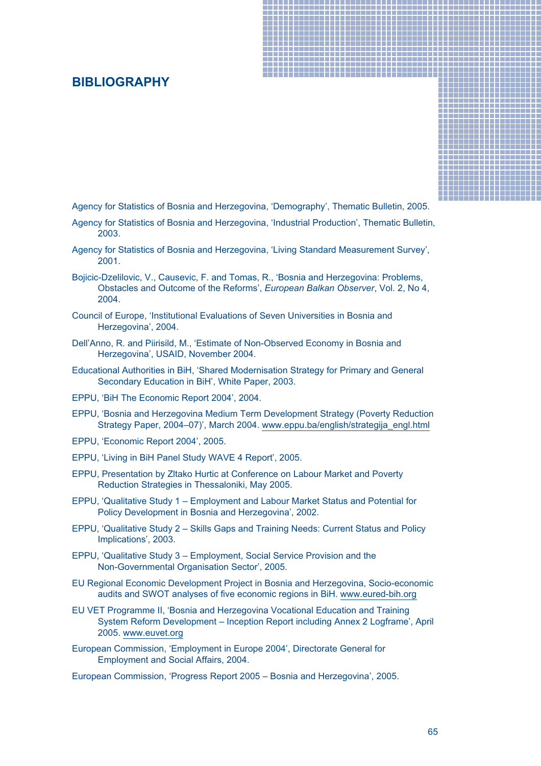# BIBLIOGRAPHY

Agency for Statistics of Bosnia and Herzegovina, 'Demography', Thematic Bulletin, 2005.

Agency for Statistics of Bosnia and Herzegovina, 'Industrial Production', Thematic Bulletin, 2003.

Agency for Statistics of Bosnia and Herzegovina, 'Living Standard Measurement Survey', 2001.

Bojicic-Dzelilovic, V., Causevic, F. and Tomas, R., 'Bosnia and Herzegovina: Problems, Obstacles and Outcome of the Reforms', *European Balkan Observer*, Vol. 2, No 4, 2004.

Council of Europe, 'Institutional Evaluations of Seven Universities in Bosnia and Herzegovina', 2004.

Dell'Anno, R. and Piirisild, M., 'Estimate of Non-Observed Economy in Bosnia and Herzegovina', USAID, November 2004.

Educational Authorities in BiH, 'Shared Modernisation Strategy for Primary and General Secondary Education in BiH', White Paper, 2003.

EPPU, 'BiH The Economic Report 2004', 2004.

EPPU, 'Bosnia and Herzegovina Medium Term Development Strategy (Poverty Reduction Strategy Paper, 2004–07)', March 2004. www.eppu.ba/english/strategija_engl.html

EPPU, 'Economic Report 2004', 2005.

EPPU, 'Living in BiH Panel Study WAVE 4 Report', 2005.

EPPU, Presentation by Zltako Hurtic at Conference on Labour Market and Poverty Reduction Strategies in Thessaloniki, May 2005.

EPPU, 'Qualitative Study 1 – Employment and Labour Market Status and Potential for Policy Development in Bosnia and Herzegovina', 2002.

EPPU, 'Qualitative Study 2 – Skills Gaps and Training Needs: Current Status and Policy Implications', 2003.

EPPU, 'Qualitative Study 3 – Employment, Social Service Provision and the Non-Governmental Organisation Sector', 2005.

EU Regional Economic Development Project in Bosnia and Herzegovina, Socio-economic audits and SWOT analyses of five economic regions in BiH. www.eured-bih.org

EU VET Programme II, 'Bosnia and Herzegovina Vocational Education and Training System Reform Development – Inception Report including Annex 2 Logframe', April 2005. www.euvet.org

European Commission, 'Employment in Europe 2004', Directorate General for Employment and Social Affairs, 2004.

European Commission, 'Progress Report 2005 – Bosnia and Herzegovina', 2005.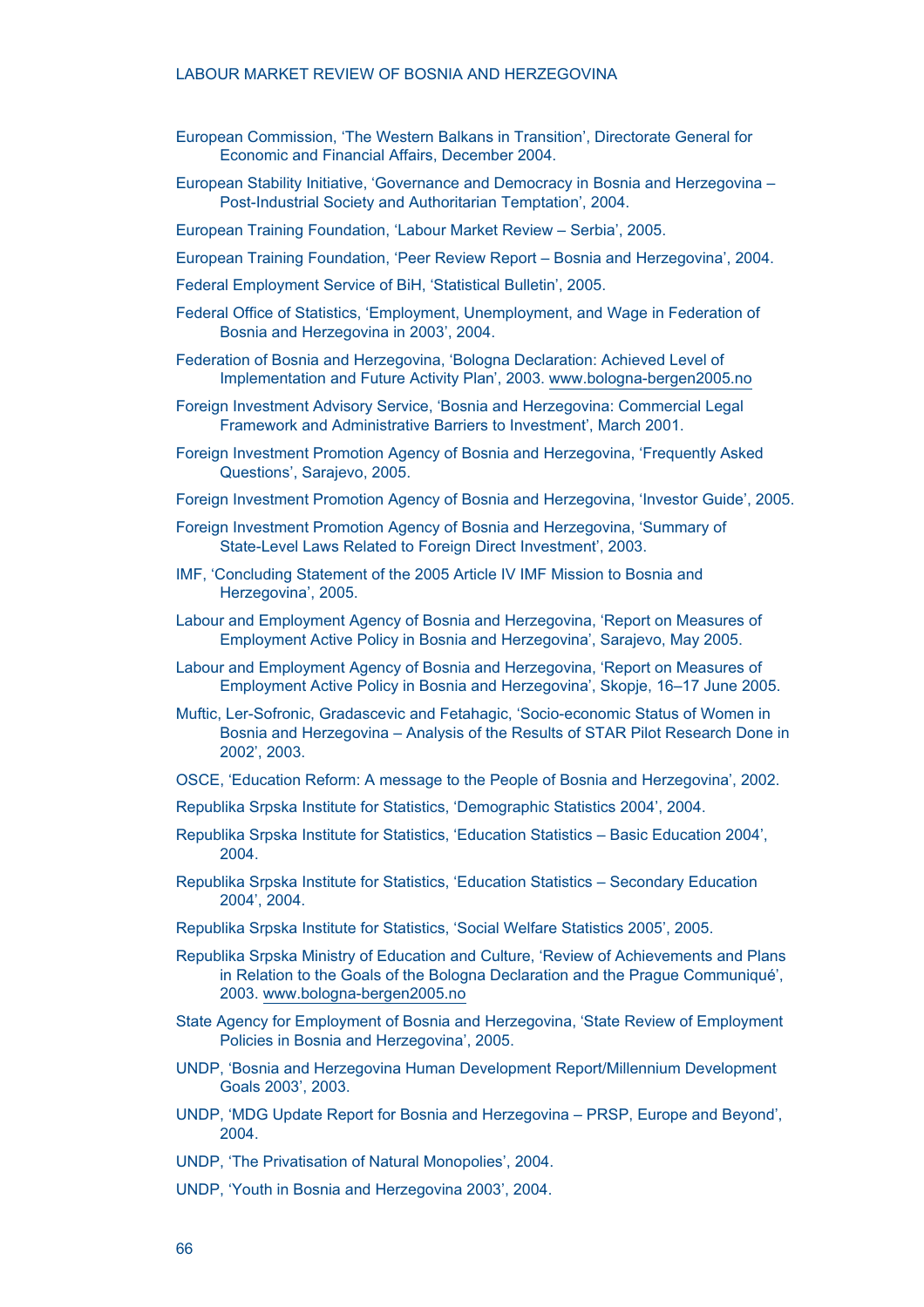European Commission, 'The Western Balkans in Transition', Directorate General for Economic and Financial Affairs, December 2004.

European Stability Initiative, 'Governance and Democracy in Bosnia and Herzegovina – Post-Industrial Society and Authoritarian Temptation', 2004.

European Training Foundation, 'Labour Market Review – Serbia', 2005.

European Training Foundation, 'Peer Review Report – Bosnia and Herzegovina', 2004.

Federal Employment Service of BiH, 'Statistical Bulletin', 2005.

Federal Office of Statistics, 'Employment, Unemployment, and Wage in Federation of Bosnia and Herzegovina in 2003', 2004.

Federation of Bosnia and Herzegovina, 'Bologna Declaration: Achieved Level of Implementation and Future Activity Plan', 2003. www.bologna-bergen2005.no

Foreign Investment Advisory Service, 'Bosnia and Herzegovina: Commercial Legal Framework and Administrative Barriers to Investment', March 2001.

Foreign Investment Promotion Agency of Bosnia and Herzegovina, 'Frequently Asked Questions', Sarajevo, 2005.

Foreign Investment Promotion Agency of Bosnia and Herzegovina, 'Investor Guide', 2005.

Foreign Investment Promotion Agency of Bosnia and Herzegovina, 'Summary of State-Level Laws Related to Foreign Direct Investment', 2003.

IMF, 'Concluding Statement of the 2005 Article IV IMF Mission to Bosnia and Herzegovina', 2005.

Labour and Employment Agency of Bosnia and Herzegovina, 'Report on Measures of Employment Active Policy in Bosnia and Herzegovina', Sarajevo, May 2005.

Labour and Employment Agency of Bosnia and Herzegovina, 'Report on Measures of Employment Active Policy in Bosnia and Herzegovina', Skopje, 16–17 June 2005.

Muftic, Ler-Sofronic, Gradascevic and Fetahagic, 'Socio-economic Status of Women in Bosnia and Herzegovina – Analysis of the Results of STAR Pilot Research Done in 2002', 2003.

OSCE, 'Education Reform: A message to the People of Bosnia and Herzegovina', 2002.

Republika Srpska Institute for Statistics, 'Demographic Statistics 2004', 2004.

Republika Srpska Institute for Statistics, 'Education Statistics – Basic Education 2004', 2004.

Republika Srpska Institute for Statistics, 'Education Statistics – Secondary Education 2004', 2004.

Republika Srpska Institute for Statistics, 'Social Welfare Statistics 2005', 2005.

Republika Srpska Ministry of Education and Culture, 'Review of Achievements and Plans in Relation to the Goals of the Bologna Declaration and the Prague Communiqué', 2003. www.bologna-bergen2005.no

State Agency for Employment of Bosnia and Herzegovina, 'State Review of Employment Policies in Bosnia and Herzegovina', 2005.

UNDP, 'Bosnia and Herzegovina Human Development Report/Millennium Development Goals 2003', 2003.

UNDP, 'MDG Update Report for Bosnia and Herzegovina – PRSP, Europe and Beyond', 2004.

UNDP, 'The Privatisation of Natural Monopolies', 2004.

UNDP, 'Youth in Bosnia and Herzegovina 2003', 2004.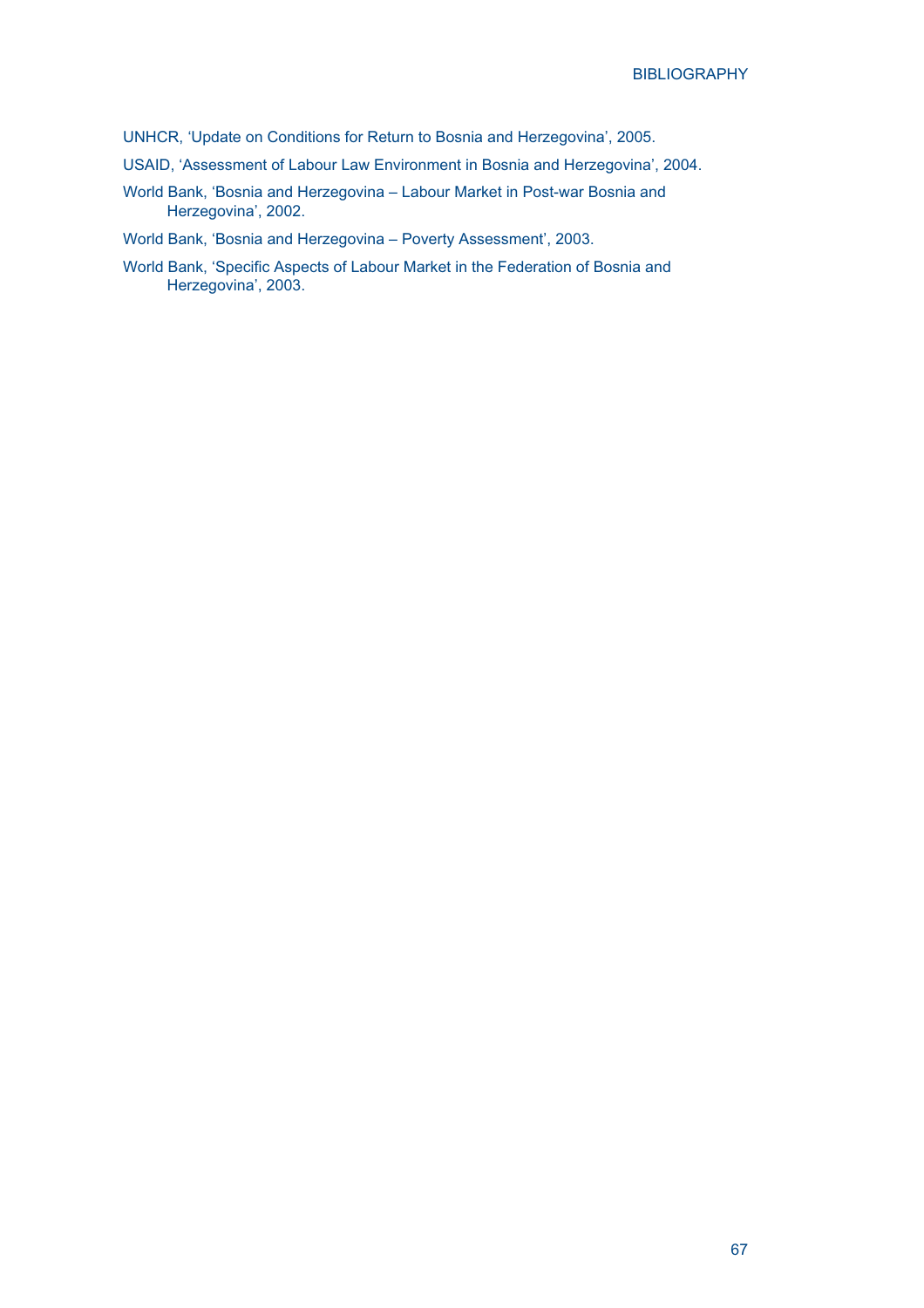UNHCR, 'Update on Conditions for Return to Bosnia and Herzegovina', 2005.

USAID, 'Assessment of Labour Law Environment in Bosnia and Herzegovina', 2004.

World Bank, 'Bosnia and Herzegovina – Labour Market in Post-war Bosnia and Herzegovina', 2002.

World Bank, 'Bosnia and Herzegovina – Poverty Assessment', 2003.

World Bank, 'Specific Aspects of Labour Market in the Federation of Bosnia and Herzegovina', 2003.